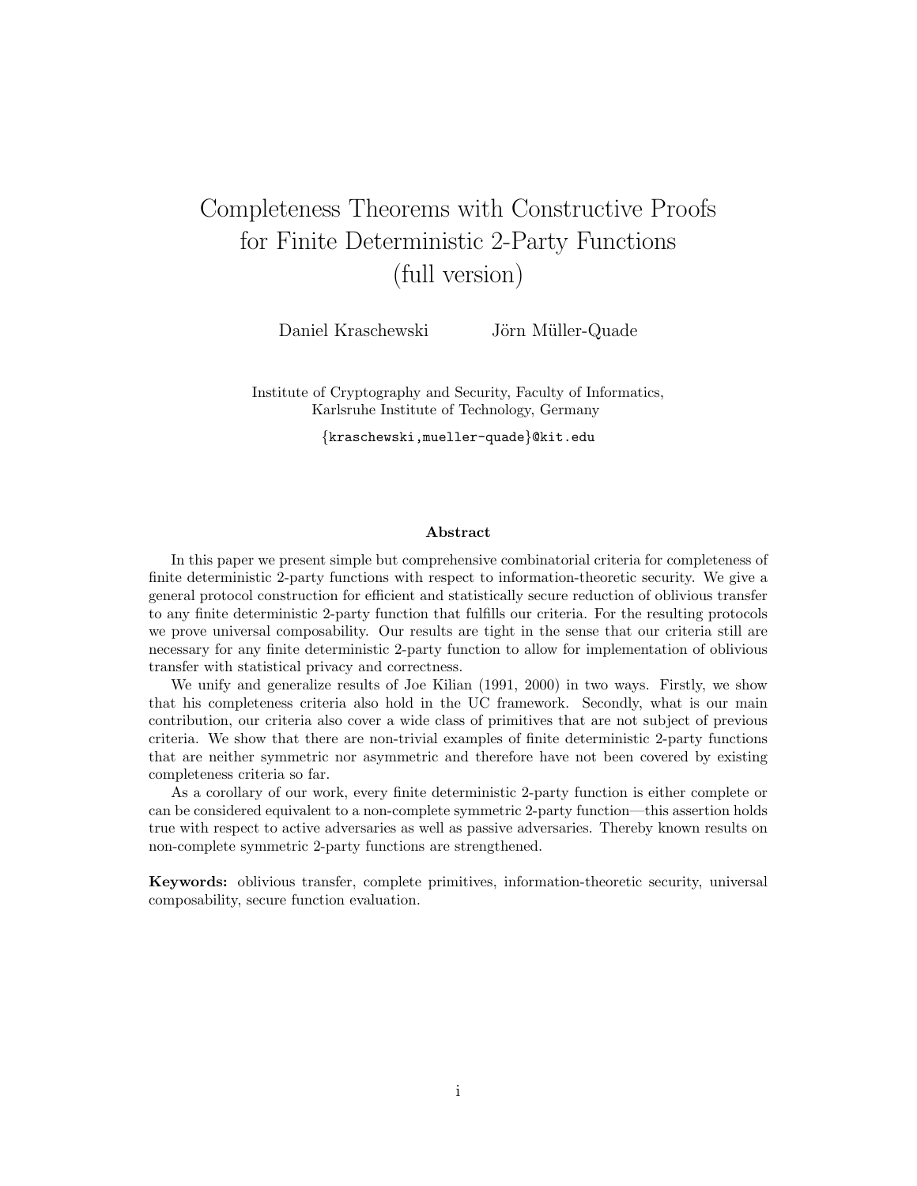# Completeness Theorems with Constructive Proofs for Finite Deterministic 2-Party Functions (full version)

Daniel Kraschewski    Jörn Müller-Quade

Institute of Cryptography and Security, Faculty of Informatics,
Karlsruhe Institute of Technology, Germany

{kraschewski,mueller-quade}@kit.edu

### Abstract

In this paper we present simple but comprehensive combinatorial criteria for completeness of finite deterministic 2-party functions with respect to information-theoretic security. We give a general protocol construction for efficient and statistically secure reduction of oblivious transfer to any finite deterministic 2-party function that fulfills our criteria. For the resulting protocols we prove universal composability. Our results are tight in the sense that our criteria still are necessary for any finite deterministic 2-party function to allow for implementation of oblivious transfer with statistical privacy and correctness.

We unify and generalize results of Joe Kilian (1991, 2000) in two ways. Firstly, we show that his completeness criteria also hold in the UC framework. Secondly, what is our main contribution, our criteria also cover a wide class of primitives that are not subject of previous criteria. We show that there are non-trivial examples of finite deterministic 2-party functions that are neither symmetric nor asymmetric and therefore have not been covered by existing completeness criteria so far.

As a corollary of our work, every finite deterministic 2-party function is either complete or can be considered equivalent to a non-complete symmetric 2-party function—this assertion holds true with respect to active adversaries as well as passive adversaries. Thereby known results on non-complete symmetric 2-party functions are strengthened.

**Keywords:** oblivious transfer, complete primitives, information-theoretic security, universal composability, secure function evaluation.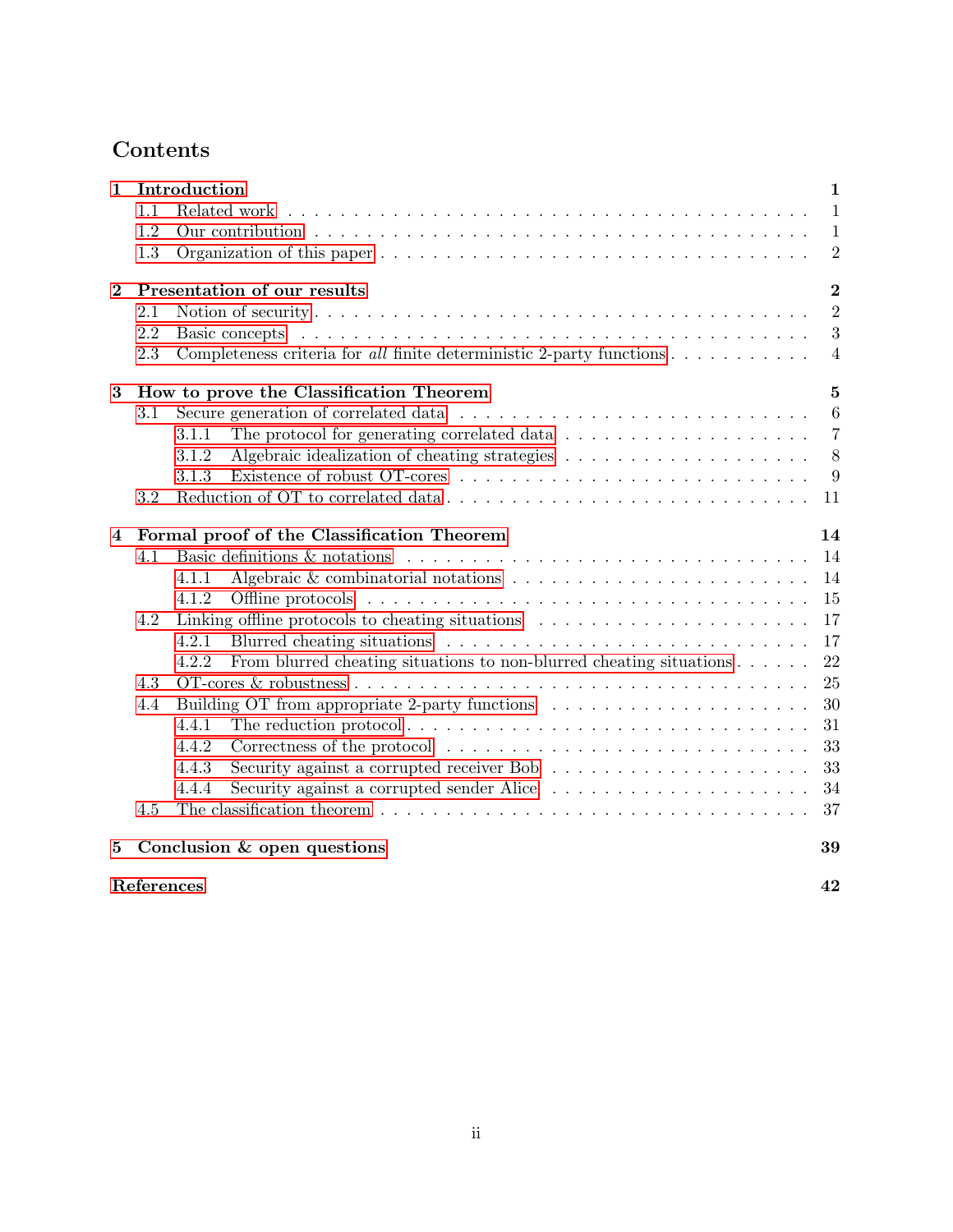# Contents

**1 Introduction** **1**
- 1.1 Related work . . . 1
- 1.2 Our contribution . . . 1
- 1.3 Organization of this paper . . . 2

**2 Presentation of our results** **2**
- 2.1 Notion of security . . . 2
- 2.2 Basic concepts . . . 3
- 2.3 Completeness criteria for *all* finite deterministic 2-party functions . . . 4

**3 How to prove the Classification Theorem** **5**
- 3.1 Secure generation of correlated data . . . 6
  - 3.1.1 The protocol for generating correlated data . . . 7
  - 3.1.2 Algebraic idealization of cheating strategies . . . 8
  - 3.1.3 Existence of robust OT-cores . . . 9
- 3.2 Reduction of OT to correlated data . . . 11

**4 Formal proof of the Classification Theorem** **14**
- 4.1 Basic definitions & notations . . . 14
  - 4.1.1 Algebraic & combinatorial notations . . . 14
  - 4.1.2 Offline protocols . . . 15
- 4.2 Linking offline protocols to cheating situations . . . 17
  - 4.2.1 Blurred cheating situations . . . 17
  - 4.2.2 From blurred cheating situations to non-blurred cheating situations . . . 22
- 4.3 OT-cores & robustness . . . 25
- 4.4 Building OT from appropriate 2-party functions . . . 30
  - 4.4.1 The reduction protocol . . . 31
  - 4.4.2 Correctness of the protocol . . . 33
  - 4.4.3 Security against a corrupted receiver Bob . . . 33
  - 4.4.4 Security against a corrupted sender Alice . . . 34
- 4.5 The classification theorem . . . 37

**5 Conclusion & open questions** **39**

**References** **42**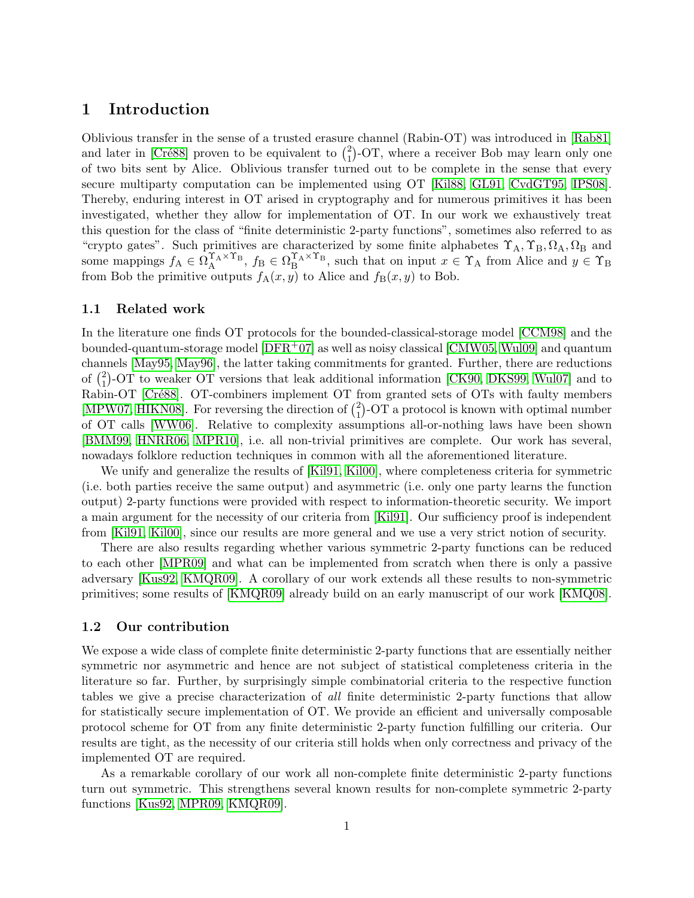# 1 Introduction

Oblivious transfer in the sense of a trusted erasure channel (Rabin-OT) was introduced in [Rab81] and later in [Cré88] proven to be equivalent to $\binom{2}{1}$-OT, where a receiver Bob may learn only one of two bits sent by Alice. Oblivious transfer turned out to be complete in the sense that every secure multiparty computation can be implemented using OT [Kil88, GL91, CvdGT95, IPS08]. Thereby, enduring interest in OT arised in cryptography and for numerous primitives it has been investigated, whether they allow for implementation of OT. In our work we exhaustively treat this question for the class of "finite deterministic 2-party functions", sometimes also referred to as "crypto gates". Such primitives are characterized by some finite alphabets $\Upsilon_{\mathrm{A}}, \Upsilon_{\mathrm{B}}, \Omega_{\mathrm{A}}, \Omega_{\mathrm{B}}$ and some mappings $f_{\mathrm{A}} \in \Omega_{\mathrm{A}}^{\Upsilon_{\mathrm{A}} \times \Upsilon_{\mathrm{B}}}$, $f_{\mathrm{B}} \in \Omega_{\mathrm{B}}^{\Upsilon_{\mathrm{A}} \times \Upsilon_{\mathrm{B}}}$, such that on input $x \in \Upsilon_{\mathrm{A}}$ from Alice and $y \in \Upsilon_{\mathrm{B}}$ from Bob the primitive outputs $f_{\mathrm{A}}(x, y)$ to Alice and $f_{\mathrm{B}}(x, y)$ to Bob.

## 1.1 Related work

In the literature one finds OT protocols for the bounded-classical-storage model [CCM98] and the bounded-quantum-storage model [DFR+07] as well as noisy classical [CMW05, Wul09] and quantum channels [May95, May96], the latter taking commitments for granted. Further, there are reductions of $\binom{2}{1}$-OT to weaker OT versions that leak additional information [CK90, DKS99, Wul07] and to Rabin-OT [Cré88]. OT-combiners implement OT from granted sets of OTs with faulty members [MPW07, HIKN08]. For reversing the direction of $\binom{2}{1}$-OT a protocol is known with optimal number of OT calls [WW06]. Relative to complexity assumptions all-or-nothing laws have been shown [BMM99, HNRR06, MPR10], i.e. all non-trivial primitives are complete. Our work has several, nowadays folklore reduction techniques in common with all the aforementioned literature.

We unify and generalize the results of [Kil91, Kil00], where completeness criteria for symmetric (i.e. both parties receive the same output) and asymmetric (i.e. only one party learns the function output) 2-party functions were provided with respect to information-theoretic security. We import a main argument for the necessity of our criteria from [Kil91]. Our sufficiency proof is independent from [Kil91, Kil00], since our results are more general and we use a very strict notion of security.

There are also results regarding whether various symmetric 2-party functions can be reduced to each other [MPR09] and what can be implemented from scratch when there is only a passive adversary [Kus92, KMQR09]. A corollary of our work extends all these results to non-symmetric primitives; some results of [KMQR09] already build on an early manuscript of our work [KMQ08].

## 1.2 Our contribution

We expose a wide class of complete finite deterministic 2-party functions that are essentially neither symmetric nor asymmetric and hence are not subject of statistical completeness criteria in the literature so far. Further, by surprisingly simple combinatorial criteria to the respective function tables we give a precise characterization of *all* finite deterministic 2-party functions that allow for statistically secure implementation of OT. We provide an efficient and universally composable protocol scheme for OT from any finite deterministic 2-party function fulfilling our criteria. Our results are tight, as the necessity of our criteria still holds when only correctness and privacy of the implemented OT are required.

As a remarkable corollary of our work all non-complete finite deterministic 2-party functions turn out symmetric. This strengthens several known results for non-complete symmetric 2-party functions [Kus92, MPR09, KMQR09].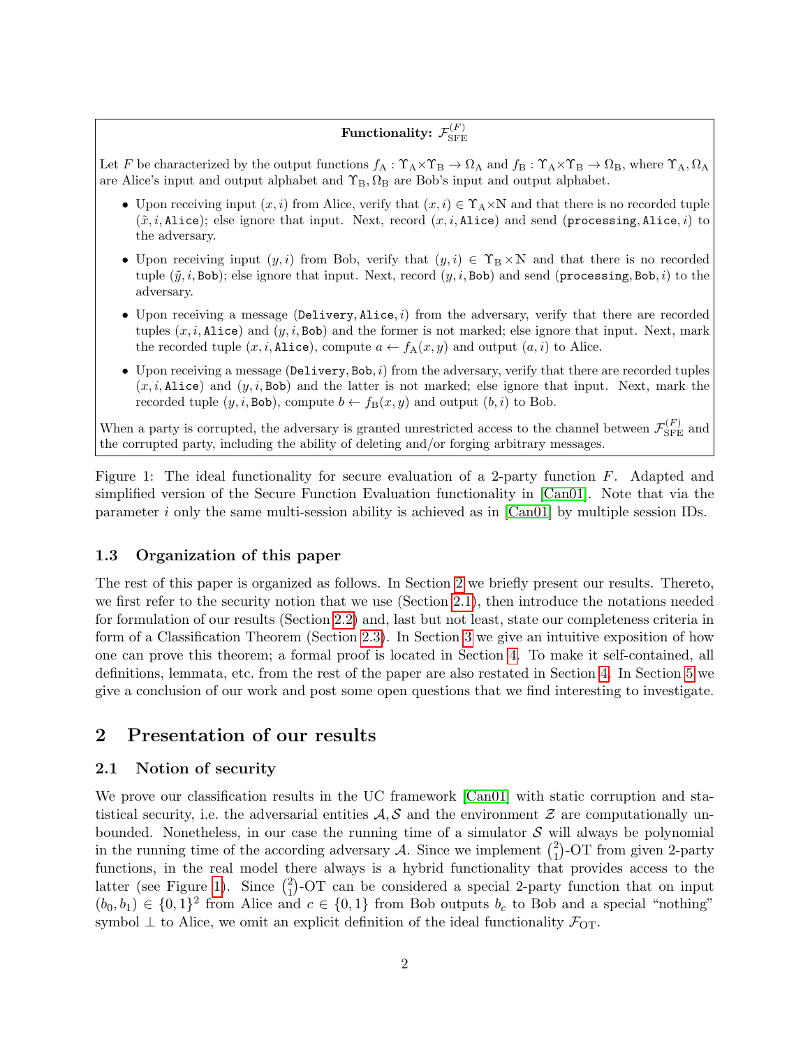**Functionality: $\mathcal{F}_{\mathrm{SFE}}^{(F)}$**

Let $F$ be characterized by the output functions $f_{\mathrm{A}} : \Upsilon_{\mathrm{A}}\times\Upsilon_{\mathrm{B}} \to \Omega_{\mathrm{A}}$ and $f_{\mathrm{B}} : \Upsilon_{\mathrm{A}}\times\Upsilon_{\mathrm{B}} \to \Omega_{\mathrm{B}}$, where $\Upsilon_{\mathrm{A}}, \Omega_{\mathrm{A}}$ are Alice's input and output alphabet and $\Upsilon_{\mathrm{B}}, \Omega_{\mathrm{B}}$ are Bob's input and output alphabet.

- Upon receiving input $(x, i)$ from Alice, verify that $(x, i) \in \Upsilon_{\mathrm{A}}\times\mathbb{N}$ and that there is no recorded tuple $(\tilde{x}, i, \texttt{Alice})$; else ignore that input. Next, record $(x, i, \texttt{Alice})$ and send $(\texttt{processing}, \texttt{Alice}, i)$ to the adversary.
- Upon receiving input $(y, i)$ from Bob, verify that $(y, i) \in \Upsilon_{\mathrm{B}}\times\mathbb{N}$ and that there is no recorded tuple $(\tilde{y}, i, \texttt{Bob})$; else ignore that input. Next, record $(y, i, \texttt{Bob})$ and send $(\texttt{processing}, \texttt{Bob}, i)$ to the adversary.
- Upon receiving a message $(\texttt{Delivery}, \texttt{Alice}, i)$ from the adversary, verify that there are recorded tuples $(x, i, \texttt{Alice})$ and $(y, i, \texttt{Bob})$ and the former is not marked; else ignore that input. Next, mark the recorded tuple $(x, i, \texttt{Alice})$, compute $a \leftarrow f_{\mathrm{A}}(x, y)$ and output $(a, i)$ to Alice.
- Upon receiving a message $(\texttt{Delivery}, \texttt{Bob}, i)$ from the adversary, verify that there are recorded tuples $(x, i, \texttt{Alice})$ and $(y, i, \texttt{Bob})$ and the latter is not marked; else ignore that input. Next, mark the recorded tuple $(y, i, \texttt{Bob})$, compute $b \leftarrow f_{\mathrm{B}}(x, y)$ and output $(b, i)$ to Bob.

When a party is corrupted, the adversary is granted unrestricted access to the channel between $\mathcal{F}_{\mathrm{SFE}}^{(F)}$ and the corrupted party, including the ability of deleting and/or forging arbitrary messages.

Figure 1: The ideal functionality for secure evaluation of a 2-party function $F$. Adapted and simplified version of the Secure Function Evaluation functionality in [Can01]. Note that via the parameter $i$ only the same multi-session ability is achieved as in [Can01] by multiple session IDs.

### 1.3 Organization of this paper

The rest of this paper is organized as follows. In Section 2 we briefly present our results. Thereto, we first refer to the security notion that we use (Section 2.1), then introduce the notations needed for formulation of our results (Section 2.2) and, last but not least, state our completeness criteria in form of a Classification Theorem (Section 2.3). In Section 3 we give an intuitive exposition of how one can prove this theorem; a formal proof is located in Section 4. To make it self-contained, all definitions, lemmata, etc. from the rest of the paper are also restated in Section 4. In Section 5 we give a conclusion of our work and post some open questions that we find interesting to investigate.

## 2 Presentation of our results

### 2.1 Notion of security

We prove our classification results in the UC framework [Can01] with static corruption and statistical security, i.e. the adversarial entities $\mathcal{A}, \mathcal{S}$ and the environment $\mathcal{Z}$ are computationally unbounded. Nonetheless, in our case the running time of a simulator $\mathcal{S}$ will always be polynomial in the running time of the according adversary $\mathcal{A}$. Since we implement $\binom{2}{1}$-OT from given 2-party functions, in the real model there always is a hybrid functionality that provides access to the latter (see Figure 1). Since $\binom{2}{1}$-OT can be considered a special 2-party function that on input $(b_0, b_1) \in \{0, 1\}^2$ from Alice and $c \in \{0, 1\}$ from Bob outputs $b_c$ to Bob and a special "nothing" symbol $\bot$ to Alice, we omit an explicit definition of the ideal functionality $\mathcal{F}_{\mathrm{OT}}$.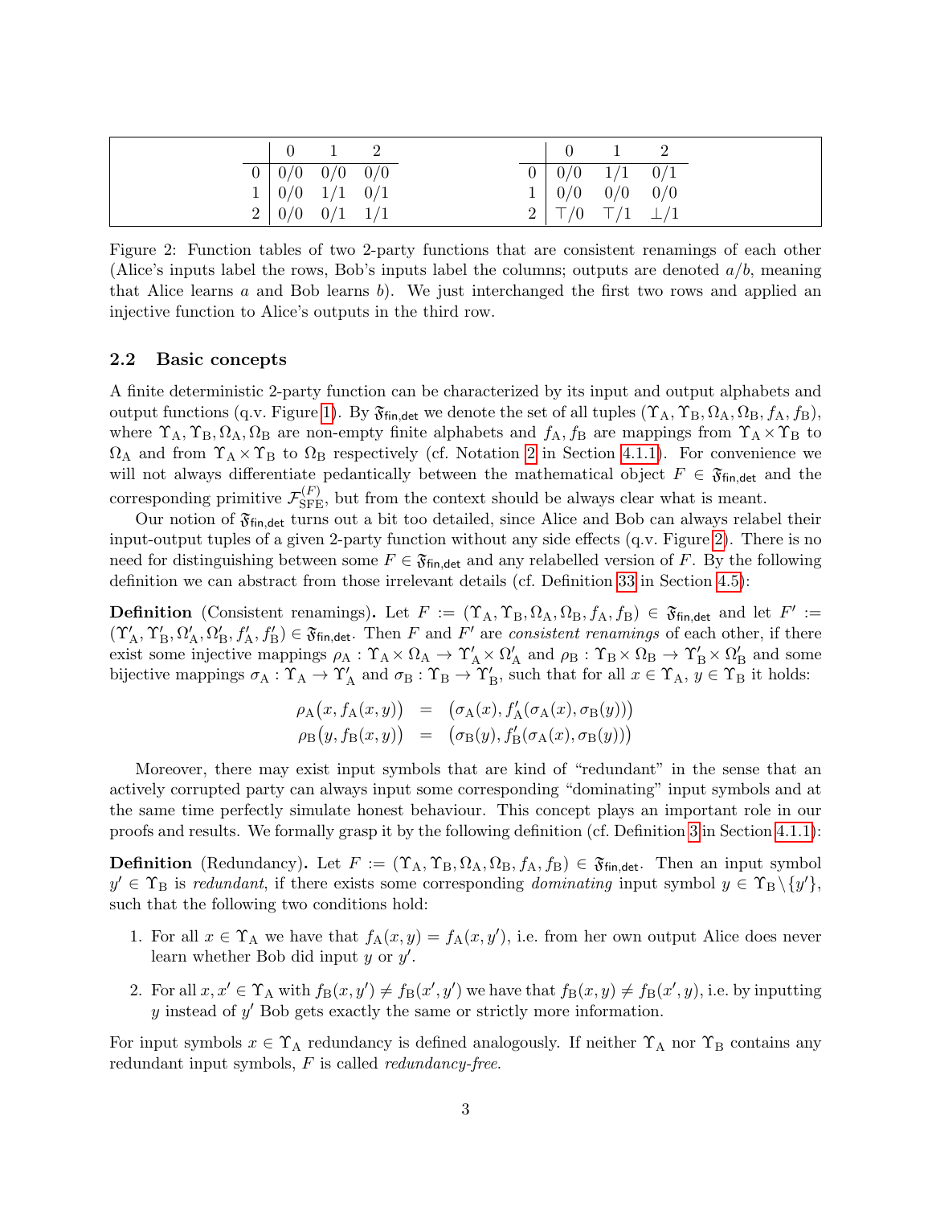| | 0 | 1 | 2 |
|---|---|---|---|
| 0 | 0/0 | 0/0 | 0/0 |
| 1 | 0/0 | 1/1 | 0/1 |
| 2 | 0/0 | 0/1 | 1/1 |

| | 0 | 1 | 2 |
|---|---|---|---|
| 0 | 0/0 | 1/1 | 0/1 |
| 1 | 0/0 | 0/0 | 0/0 |
| 2 | ⊤/0 | ⊤/1 | ⊥/1 |

Figure 2: Function tables of two 2-party functions that are consistent renamings of each other (Alice's inputs label the rows, Bob's inputs label the columns; outputs are denoted $a/b$, meaning that Alice learns $a$ and Bob learns $b$). We just interchanged the first two rows and applied an injective function to Alice's outputs in the third row.

### 2.2 Basic concepts

A finite deterministic 2-party function can be characterized by its input and output alphabets and output functions (q.v. Figure 1). By $\mathfrak{F}_{\mathsf{fin,det}}$ we denote the set of all tuples $(\Upsilon_{\mathrm{A}}, \Upsilon_{\mathrm{B}}, \Omega_{\mathrm{A}}, \Omega_{\mathrm{B}}, f_{\mathrm{A}}, f_{\mathrm{B}})$, where $\Upsilon_{\mathrm{A}}, \Upsilon_{\mathrm{B}}, \Omega_{\mathrm{A}}, \Omega_{\mathrm{B}}$ are non-empty finite alphabets and $f_{\mathrm{A}}, f_{\mathrm{B}}$ are mappings from $\Upsilon_{\mathrm{A}} \times \Upsilon_{\mathrm{B}}$ to $\Omega_{\mathrm{A}}$ and from $\Upsilon_{\mathrm{A}} \times \Upsilon_{\mathrm{B}}$ to $\Omega_{\mathrm{B}}$ respectively (cf. Notation 2 in Section 4.1.1). For convenience we will not always differentiate pedantically between the mathematical object $F \in \mathfrak{F}_{\mathsf{fin,det}}$ and the corresponding primitive $\mathcal{F}_{\mathrm{SFE}}^{(F)}$, but from the context should be always clear what is meant.

Our notion of $\mathfrak{F}_{\mathsf{fin,det}}$ turns out a bit too detailed, since Alice and Bob can always relabel their input-output tuples of a given 2-party function without any side effects (q.v. Figure 2). There is no need for distinguishing between some $F \in \mathfrak{F}_{\mathsf{fin,det}}$ and any relabelled version of $F$. By the following definition we can abstract from those irrelevant details (cf. Definition 33 in Section 4.5):

**Definition** (Consistent renamings)**.** Let $F := (\Upsilon_{\mathrm{A}}, \Upsilon_{\mathrm{B}}, \Omega_{\mathrm{A}}, \Omega_{\mathrm{B}}, f_{\mathrm{A}}, f_{\mathrm{B}}) \in \mathfrak{F}_{\mathsf{fin,det}}$ and let $F' := (\Upsilon'_{\mathrm{A}}, \Upsilon'_{\mathrm{B}}, \Omega'_{\mathrm{A}}, \Omega'_{\mathrm{B}}, f'_{\mathrm{A}}, f'_{\mathrm{B}}) \in \mathfrak{F}_{\mathsf{fin,det}}$. Then $F$ and $F'$ are *consistent renamings* of each other, if there exist some injective mappings $\rho_{\mathrm{A}} : \Upsilon_{\mathrm{A}} \times \Omega_{\mathrm{A}} \to \Upsilon'_{\mathrm{A}} \times \Omega'_{\mathrm{A}}$ and $\rho_{\mathrm{B}} : \Upsilon_{\mathrm{B}} \times \Omega_{\mathrm{B}} \to \Upsilon'_{\mathrm{B}} \times \Omega'_{\mathrm{B}}$ and some bijective mappings $\sigma_{\mathrm{A}} : \Upsilon_{\mathrm{A}} \to \Upsilon'_{\mathrm{A}}$ and $\sigma_{\mathrm{B}} : \Upsilon_{\mathrm{B}} \to \Upsilon'_{\mathrm{B}}$, such that for all $x \in \Upsilon_{\mathrm{A}}$, $y \in \Upsilon_{\mathrm{B}}$ it holds:

$$
\begin{aligned}
\rho_{\mathrm{A}}\big(x, f_{\mathrm{A}}(x,y)\big) &= \big(\sigma_{\mathrm{A}}(x), f'_{\mathrm{A}}(\sigma_{\mathrm{A}}(x), \sigma_{\mathrm{B}}(y))\big) \\
\rho_{\mathrm{B}}\big(y, f_{\mathrm{B}}(x,y)\big) &= \big(\sigma_{\mathrm{B}}(y), f'_{\mathrm{B}}(\sigma_{\mathrm{A}}(x), \sigma_{\mathrm{B}}(y))\big)
\end{aligned}
$$

Moreover, there may exist input symbols that are kind of "redundant" in the sense that an actively corrupted party can always input some corresponding "dominating" input symbols and at the same time perfectly simulate honest behaviour. This concept plays an important role in our proofs and results. We formally grasp it by the following definition (cf. Definition 3 in Section 4.1.1):

**Definition** (Redundancy)**.** Let $F := (\Upsilon_{\mathrm{A}}, \Upsilon_{\mathrm{B}}, \Omega_{\mathrm{A}}, \Omega_{\mathrm{B}}, f_{\mathrm{A}}, f_{\mathrm{B}}) \in \mathfrak{F}_{\mathsf{fin,det}}$. Then an input symbol $y' \in \Upsilon_{\mathrm{B}}$ is *redundant*, if there exists some corresponding *dominating* input symbol $y \in \Upsilon_{\mathrm{B}} \setminus \{y'\}$, such that the following two conditions hold:

1. For all $x \in \Upsilon_{\mathrm{A}}$ we have that $f_{\mathrm{A}}(x,y) = f_{\mathrm{A}}(x,y')$, i.e. from her own output Alice does never learn whether Bob did input $y$ or $y'$.
2. For all $x, x' \in \Upsilon_{\mathrm{A}}$ with $f_{\mathrm{B}}(x,y') \neq f_{\mathrm{B}}(x',y')$ we have that $f_{\mathrm{B}}(x,y) \neq f_{\mathrm{B}}(x',y)$, i.e. by inputting $y$ instead of $y'$ Bob gets exactly the same or strictly more information.

For input symbols $x \in \Upsilon_{\mathrm{A}}$ redundancy is defined analogously. If neither $\Upsilon_{\mathrm{A}}$ nor $\Upsilon_{\mathrm{B}}$ contains any redundant input symbols, $F$ is called *redundancy-free*.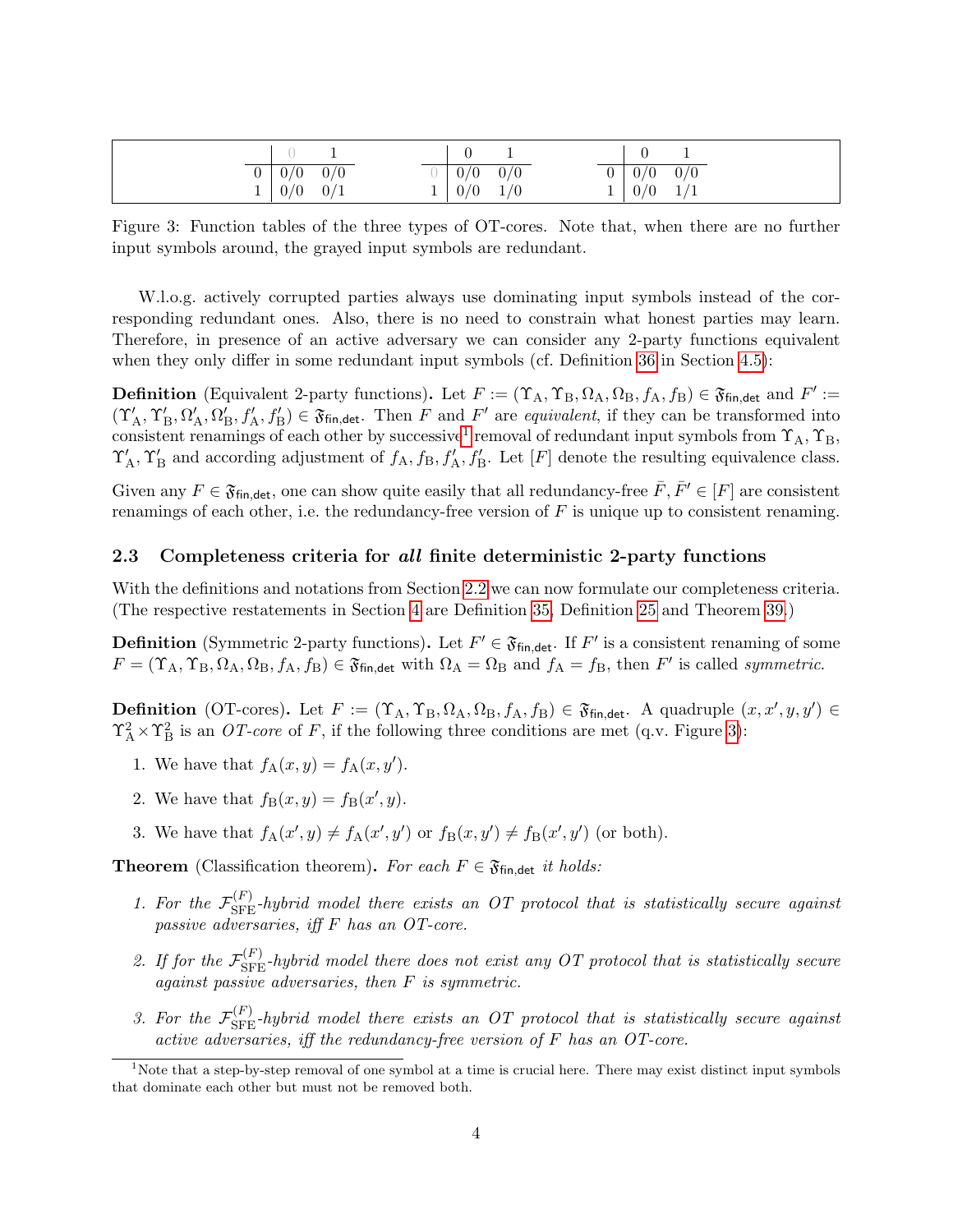| | 0 | 1 |
|---|---|---|
| 0 | 0/0 | 0/0 |
| 1 | 0/0 | 0/1 |

| | 0 | 1 |
|---|---|---|
| 0 | 0/0 | 0/0 |
| 1 | 0/0 | 1/0 |

| | 0 | 1 |
|---|---|---|
| 0 | 0/0 | 0/0 |
| 1 | 0/0 | 1/1 |

Figure 3: Function tables of the three types of OT-cores. Note that, when there are no further input symbols around, the grayed input symbols are redundant.

W.l.o.g. actively corrupted parties always use dominating input symbols instead of the corresponding redundant ones. Also, there is no need to constrain what honest parties may learn. Therefore, in presence of an active adversary we can consider any 2-party functions equivalent when they only differ in some redundant input symbols (cf. Definition 36 in Section 4.5):

**Definition** (Equivalent 2-party functions)**.** Let $F := (\Upsilon_\mathrm{A}, \Upsilon_\mathrm{B}, \Omega_\mathrm{A}, \Omega_\mathrm{B}, f_\mathrm{A}, f_\mathrm{B}) \in \mathfrak{F}_{\mathsf{fin,det}}$ and $F' := (\Upsilon'_\mathrm{A}, \Upsilon'_\mathrm{B}, \Omega'_\mathrm{A}, \Omega'_\mathrm{B}, f'_\mathrm{A}, f'_\mathrm{B}) \in \mathfrak{F}_{\mathsf{fin,det}}$. Then $F$ and $F'$ are *equivalent*, if they can be transformed into consistent renamings of each other by successive[1] removal of redundant input symbols from $\Upsilon_\mathrm{A}, \Upsilon_\mathrm{B}, \Upsilon'_\mathrm{A}, \Upsilon'_\mathrm{B}$ and according adjustment of $f_\mathrm{A}, f_\mathrm{B}, f'_\mathrm{A}, f'_\mathrm{B}$. Let $[F]$ denote the resulting equivalence class.

Given any $F \in \mathfrak{F}_{\mathsf{fin,det}}$, one can show quite easily that all redundancy-free $\bar{F}, \bar{F}' \in [F]$ are consistent renamings of each other, i.e. the redundancy-free version of $F$ is unique up to consistent renaming.

### 2.3 Completeness criteria for *all* finite deterministic 2-party functions

With the definitions and notations from Section 2.2 we can now formulate our completeness criteria. (The respective restatements in Section 4 are Definition 35, Definition 25 and Theorem 39.)

**Definition** (Symmetric 2-party functions)**.** Let $F' \in \mathfrak{F}_{\mathsf{fin,det}}$. If $F'$ is a consistent renaming of some $F = (\Upsilon_\mathrm{A}, \Upsilon_\mathrm{B}, \Omega_\mathrm{A}, \Omega_\mathrm{B}, f_\mathrm{A}, f_\mathrm{B}) \in \mathfrak{F}_{\mathsf{fin,det}}$ with $\Omega_\mathrm{A} = \Omega_\mathrm{B}$ and $f_\mathrm{A} = f_\mathrm{B}$, then $F'$ is called *symmetric*.

**Definition** (OT-cores)**.** Let $F := (\Upsilon_\mathrm{A}, \Upsilon_\mathrm{B}, \Omega_\mathrm{A}, \Omega_\mathrm{B}, f_\mathrm{A}, f_\mathrm{B}) \in \mathfrak{F}_{\mathsf{fin,det}}$. A quadruple $(x, x', y, y') \in \Upsilon_\mathrm{A}^2 \times \Upsilon_\mathrm{B}^2$ is an *OT-core* of $F$, if the following three conditions are met (q.v. Figure 3):

1. We have that $f_\mathrm{A}(x, y) = f_\mathrm{A}(x, y')$.
2. We have that $f_\mathrm{B}(x, y) = f_\mathrm{B}(x', y)$.
3. We have that $f_\mathrm{A}(x', y) \neq f_\mathrm{A}(x', y')$ or $f_\mathrm{B}(x, y') \neq f_\mathrm{B}(x', y')$ (or both).

**Theorem** (Classification theorem)**.** *For each $F \in \mathfrak{F}_{\mathsf{fin,det}}$ it holds:*

1. *For the $\mathcal{F}^{(F)}_{\mathrm{SFE}}$-hybrid model there exists an OT protocol that is statistically secure against passive adversaries, iff $F$ has an OT-core.*
2. *If for the $\mathcal{F}^{(F)}_{\mathrm{SFE}}$-hybrid model there does not exist any OT protocol that is statistically secure against passive adversaries, then $F$ is symmetric.*
3. *For the $\mathcal{F}^{(F)}_{\mathrm{SFE}}$-hybrid model there exists an OT protocol that is statistically secure against active adversaries, iff the redundancy-free version of $F$ has an OT-core.*

[1] Note that a step-by-step removal of one symbol at a time is crucial here. There may exist distinct input symbols that dominate each other but must not be removed both.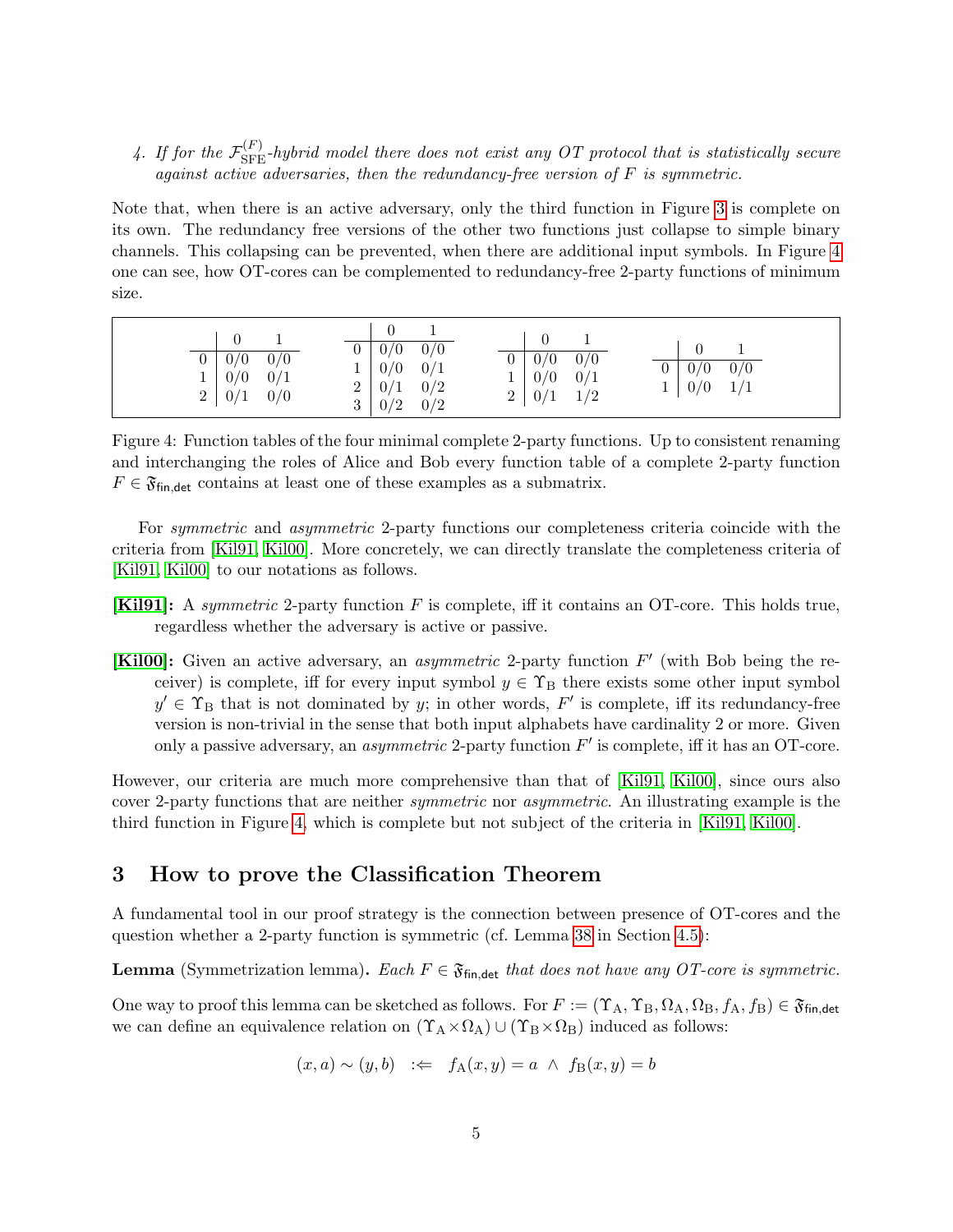4. *If for the $\mathcal{F}_{\mathrm{SFE}}^{(F)}$-hybrid model there does not exist any OT protocol that is statistically secure against active adversaries, then the redundancy-free version of $F$ is symmetric.*

Note that, when there is an active adversary, only the third function in Figure 3 is complete on its own. The redundancy free versions of the other two functions just collapse to simple binary channels. This collapsing can be prevented, when there are additional input symbols. In Figure 4 one can see, how OT-cores can be complemented to redundancy-free 2-party functions of minimum size.

| | 0 | 1 |
|---|---|---|
| 0 | 0/0 | 0/0 |
| 1 | 0/0 | 0/1 |
| 2 | 0/1 | 0/0 |

| | 0 | 1 |
|---|---|---|
| 0 | 0/0 | 0/0 |
| 1 | 0/0 | 0/1 |
| 2 | 0/1 | 0/2 |
| 3 | 0/2 | 0/2 |

| | 0 | 1 |
|---|---|---|
| 0 | 0/0 | 0/0 |
| 1 | 0/0 | 0/1 |
| 2 | 0/1 | 1/2 |

| | 0 | 1 |
|---|---|---|
| 0 | 0/0 | 0/0 |
| 1 | 0/0 | 1/1 |

Figure 4: Function tables of the four minimal complete 2-party functions. Up to consistent renaming and interchanging the roles of Alice and Bob every function table of a complete 2-party function $F \in \mathfrak{F}_{\mathsf{fin,det}}$ contains at least one of these examples as a submatrix.

For *symmetric* and *asymmetric* 2-party functions our completeness criteria coincide with the criteria from [Kil91, Kil00]. More concretely, we can directly translate the completeness criteria of [Kil91, Kil00] to our notations as follows.

**[Kil91]:** A *symmetric* 2-party function $F$ is complete, iff it contains an OT-core. This holds true, regardless whether the adversary is active or passive.

**[Kil00]:** Given an active adversary, an *asymmetric* 2-party function $F'$ (with Bob being the receiver) is complete, iff for every input symbol $y \in \Upsilon_{\mathrm{B}}$ there exists some other input symbol $y' \in \Upsilon_{\mathrm{B}}$ that is not dominated by $y$; in other words, $F'$ is complete, iff its redundancy-free version is non-trivial in the sense that both input alphabets have cardinality 2 or more. Given only a passive adversary, an *asymmetric* 2-party function $F'$ is complete, iff it has an OT-core.

However, our criteria are much more comprehensive than that of [Kil91, Kil00], since ours also cover 2-party functions that are neither *symmetric* nor *asymmetric*. An illustrating example is the third function in Figure 4, which is complete but not subject of the criteria in [Kil91, Kil00].

## 3 How to prove the Classification Theorem

A fundamental tool in our proof strategy is the connection between presence of OT-cores and the question whether a 2-party function is symmetric (cf. Lemma 38 in Section 4.5):

**Lemma** (Symmetrization lemma)**.** *Each $F \in \mathfrak{F}_{\mathsf{fin,det}}$ that does not have any OT-core is symmetric.*

One way to proof this lemma can be sketched as follows. For $F := (\Upsilon_{\mathrm{A}}, \Upsilon_{\mathrm{B}}, \Omega_{\mathrm{A}}, \Omega_{\mathrm{B}}, f_{\mathrm{A}}, f_{\mathrm{B}}) \in \mathfrak{F}_{\mathsf{fin,det}}$ we can define an equivalence relation on $(\Upsilon_{\mathrm{A}} \times \Omega_{\mathrm{A}}) \cup (\Upsilon_{\mathrm{B}} \times \Omega_{\mathrm{B}})$ induced as follows:

$$(x, a) \sim (y, b) \quad :\Leftarrow \quad f_{\mathrm{A}}(x, y) = a \ \wedge \ f_{\mathrm{B}}(x, y) = b$$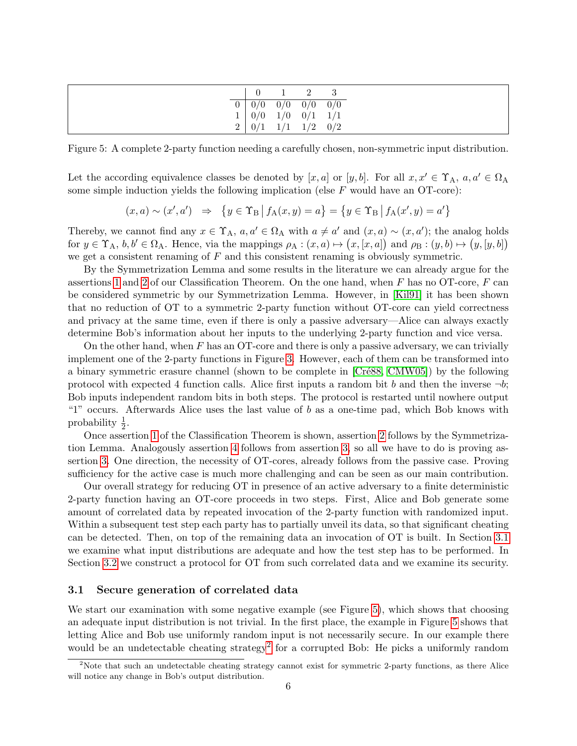|   | 0 | 1 | 2 | 3 |
|---|---|---|---|---|
| 0 | 0/0 | 0/0 | 0/0 | 0/0 |
| 1 | 0/0 | 1/0 | 0/1 | 1/1 |
| 2 | 0/1 | 1/1 | 1/2 | 0/2 |

Figure 5: A complete 2-party function needing a carefully chosen, non-symmetric input distribution.

Let the according equivalence classes be denoted by $[x, a]$ or $[y, b]$. For all $x, x' \in \Upsilon_A$, $a, a' \in \Omega_A$ some simple induction yields the following implication (else $F$ would have an OT-core):

$$(x, a) \sim (x', a') \quad \Rightarrow \quad \{y \in \Upsilon_B \,|\, f_A(x, y) = a\} = \{y \in \Upsilon_B \,|\, f_A(x', y) = a'\}$$

Thereby, we cannot find any $x \in \Upsilon_A$, $a, a' \in \Omega_A$ with $a \neq a'$ and $(x, a) \sim (x, a')$; the analog holds for $y \in \Upsilon_A$, $b, b' \in \Omega_A$. Hence, via the mappings $\rho_A : (x, a) \mapsto (x, [x, a])$ and $\rho_B : (y, b) \mapsto (y, [y, b])$ we get a consistent renaming of $F$ and this consistent renaming is obviously symmetric.

By the Symmetrization Lemma and some results in the literature we can already argue for the assertions 1 and 2 of our Classification Theorem. On the one hand, when $F$ has no OT-core, $F$ can be considered symmetric by our Symmetrization Lemma. However, in [Kil91] it has been shown that no reduction of OT to a symmetric 2-party function without OT-core can yield correctness and privacy at the same time, even if there is only a passive adversary—Alice can always exactly determine Bob's information about her inputs to the underlying 2-party function and vice versa.

On the other hand, when $F$ has an OT-core and there is only a passive adversary, we can trivially implement one of the 2-party functions in Figure 3. However, each of them can be transformed into a binary symmetric erasure channel (shown to be complete in [Cré88, CMW05]) by the following protocol with expected 4 function calls. Alice first inputs a random bit $b$ and then the inverse $\neg b$; Bob inputs independent random bits in both steps. The protocol is restarted until nowhere output "1" occurs. Afterwards Alice uses the last value of $b$ as a one-time pad, which Bob knows with probability $\frac{1}{2}$.

Once assertion 1 of the Classification Theorem is shown, assertion 2 follows by the Symmetrization Lemma. Analogously assertion 4 follows from assertion 3, so all we have to do is proving assertion 3. One direction, the necessity of OT-cores, already follows from the passive case. Proving sufficiency for the active case is much more challenging and can be seen as our main contribution.

Our overall strategy for reducing OT in presence of an active adversary to a finite deterministic 2-party function having an OT-core proceeds in two steps. First, Alice and Bob generate some amount of correlated data by repeated invocation of the 2-party function with randomized input. Within a subsequent test step each party has to partially unveil its data, so that significant cheating can be detected. Then, on top of the remaining data an invocation of OT is built. In Section 3.1 we examine what input distributions are adequate and how the test step has to be performed. In Section 3.2 we construct a protocol for OT from such correlated data and we examine its security.

### 3.1 Secure generation of correlated data

We start our examination with some negative example (see Figure 5), which shows that choosing an adequate input distribution is not trivial. In the first place, the example in Figure 5 shows that letting Alice and Bob use uniformly random input is not necessarily secure. In our example there would be an undetectable cheating strategy[2] for a corrupted Bob: He picks a uniformly random

[2]Note that such an undetectable cheating strategy cannot exist for symmetric 2-party functions, as there Alice will notice any change in Bob's output distribution.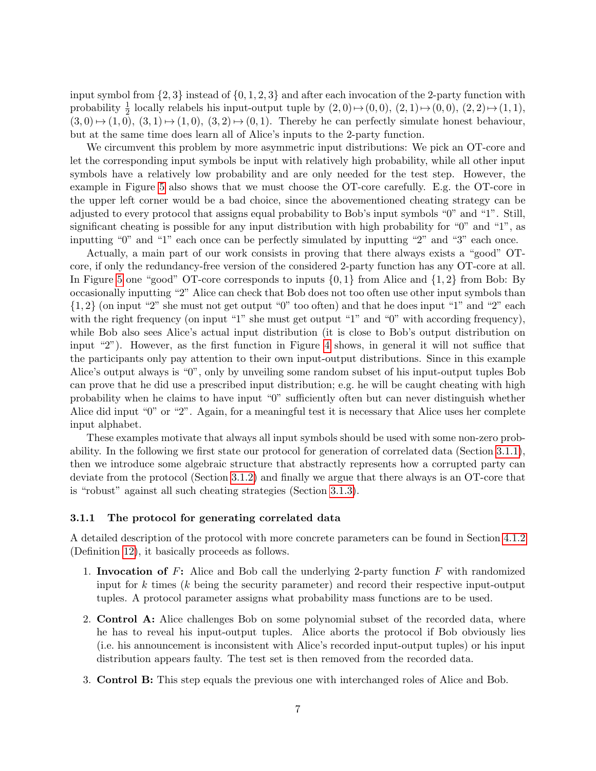input symbol from $\{2, 3\}$ instead of $\{0, 1, 2, 3\}$ and after each invocation of the 2-party function with probability $\frac{1}{2}$ locally relabels his input-output tuple by $(2, 0) \mapsto (0, 0)$, $(2, 1) \mapsto (0, 0)$, $(2, 2) \mapsto (1, 1)$, $(3, 0) \mapsto (1, 0)$, $(3, 1) \mapsto (1, 0)$, $(3, 2) \mapsto (0, 1)$. Thereby he can perfectly simulate honest behaviour, but at the same time does learn all of Alice's inputs to the 2-party function.

We circumvent this problem by more asymmetric input distributions: We pick an OT-core and let the corresponding input symbols be input with relatively high probability, while all other input symbols have a relatively low probability and are only needed for the test step. However, the example in Figure 5 also shows that we must choose the OT-core carefully. E.g. the OT-core in the upper left corner would be a bad choice, since the abovementioned cheating strategy can be adjusted to every protocol that assigns equal probability to Bob's input symbols "0" and "1". Still, significant cheating is possible for any input distribution with high probability for "0" and "1", as inputting "0" and "1" each once can be perfectly simulated by inputting "2" and "3" each once.

Actually, a main part of our work consists in proving that there always exists a "good" OT-core, if only the redundancy-free version of the considered 2-party function has any OT-core at all. In Figure 5 one "good" OT-core corresponds to inputs $\{0, 1\}$ from Alice and $\{1, 2\}$ from Bob: By occasionally inputting "2" Alice can check that Bob does not too often use other input symbols than $\{1, 2\}$ (on input "2" she must not get output "0" too often) and that he does input "1" and "2" each with the right frequency (on input "1" she must get output "1" and "0" with according frequency), while Bob also sees Alice's actual input distribution (it is close to Bob's output distribution on input "2"). However, as the first function in Figure 4 shows, in general it will not suffice that the participants only pay attention to their own input-output distributions. Since in this example Alice's output always is "0", only by unveiling some random subset of his input-output tuples Bob can prove that he did use a prescribed input distribution; e.g. he will be caught cheating with high probability when he claims to have input "0" sufficiently often but can never distinguish whether Alice did input "0" or "2". Again, for a meaningful test it is necessary that Alice uses her complete input alphabet.

These examples motivate that always all input symbols should be used with some non-zero probability. In the following we first state our protocol for generation of correlated data (Section 3.1.1), then we introduce some algebraic structure that abstractly represents how a corrupted party can deviate from the protocol (Section 3.1.2) and finally we argue that there always is an OT-core that is "robust" against all such cheating strategies (Section 3.1.3).

### 3.1.1 The protocol for generating correlated data

A detailed description of the protocol with more concrete parameters can be found in Section 4.1.2 (Definition 12), it basically proceeds as follows.

1. **Invocation of $F$:** Alice and Bob call the underlying 2-party function $F$ with randomized input for $k$ times ($k$ being the security parameter) and record their respective input-output tuples. A protocol parameter assigns what probability mass functions are to be used.
2. **Control A:** Alice challenges Bob on some polynomial subset of the recorded data, where he has to reveal his input-output tuples. Alice aborts the protocol if Bob obviously lies (i.e. his announcement is inconsistent with Alice's recorded input-output tuples) or his input distribution appears faulty. The test set is then removed from the recorded data.
3. **Control B:** This step equals the previous one with interchanged roles of Alice and Bob.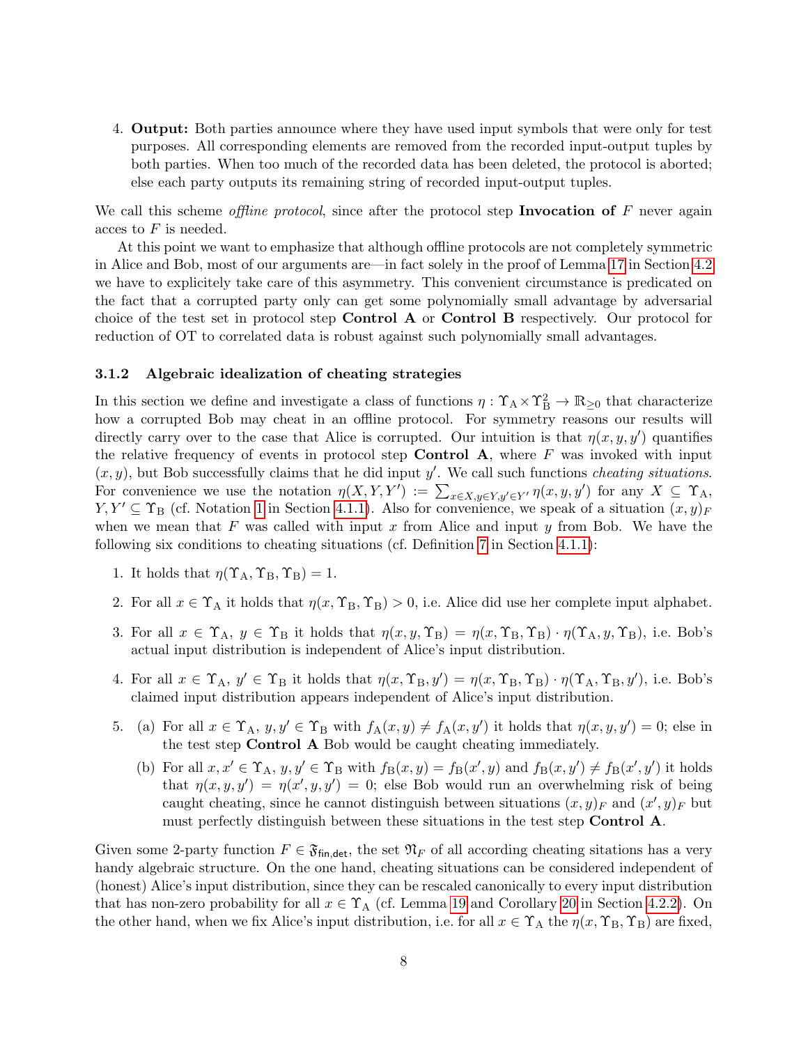4. **Output:** Both parties announce where they have used input symbols that were only for test purposes. All corresponding elements are removed from the recorded input-output tuples by both parties. When too much of the recorded data has been deleted, the protocol is aborted; else each party outputs its remaining string of recorded input-output tuples.

We call this scheme *offline protocol*, since after the protocol step **Invocation of** $F$ never again acces to $F$ is needed.

At this point we want to emphasize that although offline protocols are not completely symmetric in Alice and Bob, most of our arguments are—in fact solely in the proof of Lemma 17 in Section 4.2 we have to explicitely take care of this asymmetry. This convenient circumstance is predicated on the fact that a corrupted party only can get some polynomially small advantage by adversarial choice of the test set in protocol step **Control A** or **Control B** respectively. Our protocol for reduction of OT to correlated data is robust against such polynomially small advantages.

### 3.1.2 Algebraic idealization of cheating strategies

In this section we define and investigate a class of functions $\eta : \Upsilon_\mathrm{A} \times \Upsilon_\mathrm{B}^2 \to \mathbb{R}_{\geq 0}$ that characterize how a corrupted Bob may cheat in an offline protocol. For symmetry reasons our results will directly carry over to the case that Alice is corrupted. Our intuition is that $\eta(x, y, y')$ quantifies the relative frequency of events in protocol step **Control A**, where $F$ was invoked with input $(x, y)$, but Bob successfully claims that he did input $y'$. We call such functions *cheating situations*. For convenience we use the notation $\eta(X, Y, Y') := \sum_{x \in X, y \in Y, y' \in Y'} \eta(x, y, y')$ for any $X \subseteq \Upsilon_\mathrm{A}$, $Y, Y' \subseteq \Upsilon_\mathrm{B}$ (cf. Notation 1 in Section 4.1.1). Also for convenience, we speak of a situation $(x, y)_F$ when we mean that $F$ was called with input $x$ from Alice and input $y$ from Bob. We have the following six conditions to cheating situations (cf. Definition 7 in Section 4.1.1):

1. It holds that $\eta(\Upsilon_\mathrm{A}, \Upsilon_\mathrm{B}, \Upsilon_\mathrm{B}) = 1$.

2. For all $x \in \Upsilon_\mathrm{A}$ it holds that $\eta(x, \Upsilon_\mathrm{B}, \Upsilon_\mathrm{B}) > 0$, i.e. Alice did use her complete input alphabet.

3. For all $x \in \Upsilon_\mathrm{A}$, $y \in \Upsilon_\mathrm{B}$ it holds that $\eta(x, y, \Upsilon_\mathrm{B}) = \eta(x, \Upsilon_\mathrm{B}, \Upsilon_\mathrm{B}) \cdot \eta(\Upsilon_\mathrm{A}, y, \Upsilon_\mathrm{B})$, i.e. Bob's actual input distribution is independent of Alice's input distribution.

4. For all $x \in \Upsilon_\mathrm{A}$, $y' \in \Upsilon_\mathrm{B}$ it holds that $\eta(x, \Upsilon_\mathrm{B}, y') = \eta(x, \Upsilon_\mathrm{B}, \Upsilon_\mathrm{B}) \cdot \eta(\Upsilon_\mathrm{A}, \Upsilon_\mathrm{B}, y')$, i.e. Bob's claimed input distribution appears independent of Alice's input distribution.

5. (a) For all $x \in \Upsilon_\mathrm{A}$, $y, y' \in \Upsilon_\mathrm{B}$ with $f_\mathrm{A}(x, y) \neq f_\mathrm{A}(x, y')$ it holds that $\eta(x, y, y') = 0$; else in the test step **Control A** Bob would be caught cheating immediately.

   (b) For all $x, x' \in \Upsilon_\mathrm{A}$, $y, y' \in \Upsilon_\mathrm{B}$ with $f_\mathrm{B}(x, y) = f_\mathrm{B}(x', y)$ and $f_\mathrm{B}(x, y') \neq f_\mathrm{B}(x', y')$ it holds that $\eta(x, y, y') = \eta(x', y, y') = 0$; else Bob would run an overwhelming risk of being caught cheating, since he cannot distinguish between situations $(x, y)_F$ and $(x', y)_F$ but must perfectly distinguish between these situations in the test step **Control A**.

Given some 2-party function $F \in \mathfrak{F}_{\mathsf{fin,det}}$, the set $\mathfrak{N}_F$ of all according cheating sitations has a very handy algebraic structure. On the one hand, cheating situations can be considered independent of (honest) Alice's input distribution, since they can be rescaled canonically to every input distribution that has non-zero probability for all $x \in \Upsilon_\mathrm{A}$ (cf. Lemma 19 and Corollary 20 in Section 4.2.2). On the other hand, when we fix Alice's input distribution, i.e. for all $x \in \Upsilon_\mathrm{A}$ the $\eta(x, \Upsilon_\mathrm{B}, \Upsilon_\mathrm{B})$ are fixed,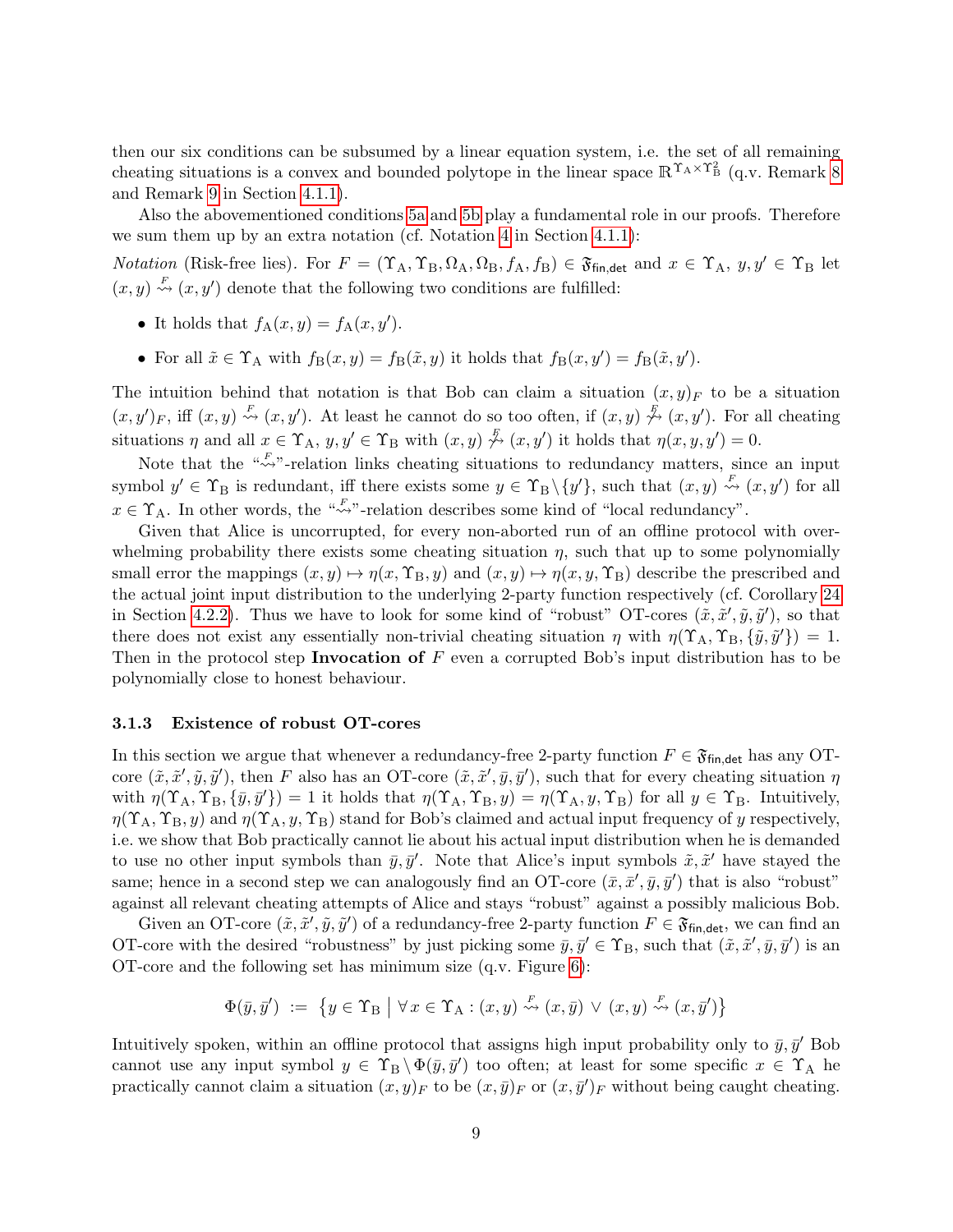then our six conditions can be subsumed by a linear equation system, i.e. the set of all remaining cheating situations is a convex and bounded polytope in the linear space $\mathbb{R}^{\Upsilon_A \times \Upsilon_B^2}$ (q.v. Remark 8 and Remark 9 in Section 4.1.1).

Also the abovementioned conditions 5a and 5b play a fundamental role in our proofs. Therefore we sum them up by an extra notation (cf. Notation 4 in Section 4.1.1):

*Notation* (Risk-free lies). For $F = (\Upsilon_A, \Upsilon_B, \Omega_A, \Omega_B, f_A, f_B) \in \mathfrak{F}_{\mathsf{fin,det}}$ and $x \in \Upsilon_A$, $y, y' \in \Upsilon_B$ let $(x, y) \overset{F}{\rightsquigarrow} (x, y')$ denote that the following two conditions are fulfilled:

- It holds that $f_A(x, y) = f_A(x, y')$.
- For all $\tilde{x} \in \Upsilon_A$ with $f_B(x, y) = f_B(\tilde{x}, y)$ it holds that $f_B(x, y') = f_B(\tilde{x}, y')$.

The intuition behind that notation is that Bob can claim a situation $(x, y)_F$ to be a situation $(x, y')_F$, iff $(x, y) \overset{F}{\rightsquigarrow} (x, y')$. At least he cannot do so too often, if $(x, y) \overset{F}{\not\rightsquigarrow} (x, y')$. For all cheating situations $\eta$ and all $x \in \Upsilon_A$, $y, y' \in \Upsilon_B$ with $(x, y) \overset{F}{\not\rightsquigarrow} (x, y')$ it holds that $\eta(x, y, y') = 0$.

Note that the "$\overset{F}{\rightsquigarrow}$"-relation links cheating situations to redundancy matters, since an input symbol $y' \in \Upsilon_B$ is redundant, iff there exists some $y \in \Upsilon_B \setminus \{y'\}$, such that $(x, y) \overset{F}{\rightsquigarrow} (x, y')$ for all $x \in \Upsilon_A$. In other words, the "$\overset{F}{\rightsquigarrow}$"-relation describes some kind of "local redundancy".

Given that Alice is uncorrupted, for every non-aborted run of an offline protocol with overwhelming probability there exists some cheating situation $\eta$, such that up to some polynomially small error the mappings $(x, y) \mapsto \eta(x, \Upsilon_B, y)$ and $(x, y) \mapsto \eta(x, y, \Upsilon_B)$ describe the prescribed and the actual joint input distribution to the underlying 2-party function respectively (cf. Corollary 24 in Section 4.2.2). Thus we have to look for some kind of "robust" OT-cores $(\tilde{x}, \tilde{x}', \tilde{y}, \tilde{y}')$, so that there does not exist any essentially non-trivial cheating situation $\eta$ with $\eta(\Upsilon_A, \Upsilon_B, \{\tilde{y}, \tilde{y}'\}) = 1$. Then in the protocol step **Invocation of** $F$ even a corrupted Bob's input distribution has to be polynomially close to honest behaviour.

### 3.1.3 Existence of robust OT-cores

In this section we argue that whenever a redundancy-free 2-party function $F \in \mathfrak{F}_{\mathsf{fin,det}}$ has any OT-core $(\tilde{x}, \tilde{x}', \tilde{y}, \tilde{y}')$, then $F$ also has an OT-core $(\tilde{x}, \tilde{x}', \bar{y}, \bar{y}')$, such that for every cheating situation $\eta$ with $\eta(\Upsilon_A, \Upsilon_B, \{\bar{y}, \bar{y}'\}) = 1$ it holds that $\eta(\Upsilon_A, \Upsilon_B, y) = \eta(\Upsilon_A, y, \Upsilon_B)$ for all $y \in \Upsilon_B$. Intuitively, $\eta(\Upsilon_A, \Upsilon_B, y)$ and $\eta(\Upsilon_A, y, \Upsilon_B)$ stand for Bob's claimed and actual input frequency of $y$ respectively, i.e. we show that Bob practically cannot lie about his actual input distribution when he is demanded to use no other input symbols than $\bar{y}, \bar{y}'$. Note that Alice's input symbols $\tilde{x}, \tilde{x}'$ have stayed the same; hence in a second step we can analogously find an OT-core $(\bar{x}, \bar{x}', \bar{y}, \bar{y}')$ that is also "robust" against all relevant cheating attempts of Alice and stays "robust" against a possibly malicious Bob.

Given an OT-core $(\tilde{x}, \tilde{x}', \tilde{y}, \tilde{y}')$ of a redundancy-free 2-party function $F \in \mathfrak{F}_{\mathsf{fin,det}}$, we can find an OT-core with the desired "robustness" by just picking some $\bar{y}, \bar{y}' \in \Upsilon_B$, such that $(\tilde{x}, \tilde{x}', \bar{y}, \bar{y}')$ is an OT-core and the following set has minimum size (q.v. Figure 6):

$$\Phi(\bar{y}, \bar{y}') \;:=\; \left\{ y \in \Upsilon_B \;\middle|\; \forall\, x \in \Upsilon_A : (x, y) \overset{F}{\rightsquigarrow} (x, \bar{y}) \,\vee\, (x, y) \overset{F}{\rightsquigarrow} (x, \bar{y}') \right\}$$

Intuitively spoken, within an offline protocol that assigns high input probability only to $\bar{y}, \bar{y}'$ Bob cannot use any input symbol $y \in \Upsilon_B \setminus \Phi(\bar{y}, \bar{y}')$ too often; at least for some specific $x \in \Upsilon_A$ he practically cannot claim a situation $(x, y)_F$ to be $(x, \bar{y})_F$ or $(x, \bar{y}')_F$ without being caught cheating.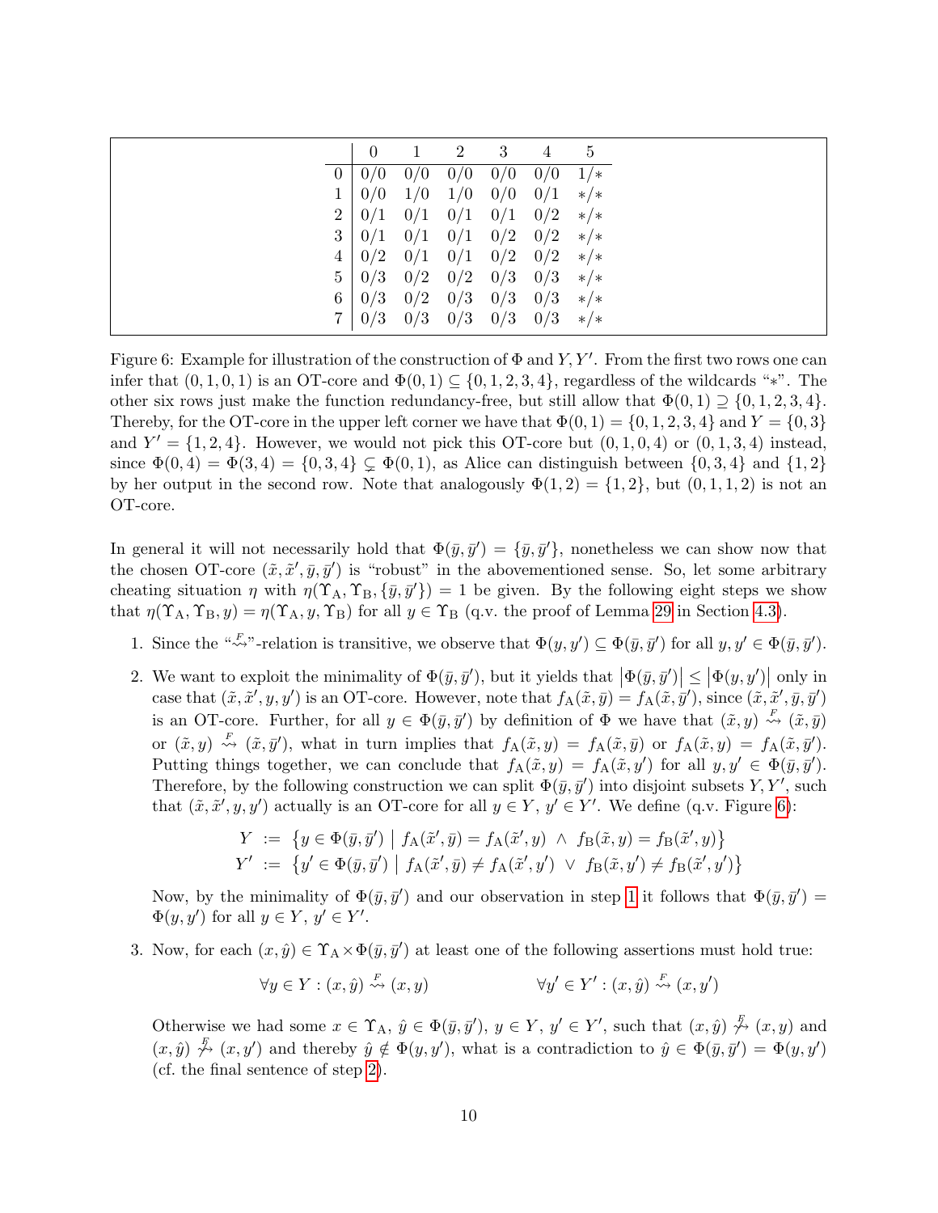|  | 0 | 1 | 2 | 3 | 4 | 5 |
|---|---|---|---|---|---|---|
| 0 | 0/0 | 0/0 | 0/0 | 0/0 | 0/0 | 1/* |
| 1 | 0/0 | 1/0 | 1/0 | 0/0 | 0/1 | */* |
| 2 | 0/1 | 0/1 | 0/1 | 0/1 | 0/2 | */* |
| 3 | 0/1 | 0/1 | 0/1 | 0/2 | 0/2 | */* |
| 4 | 0/2 | 0/1 | 0/1 | 0/2 | 0/2 | */* |
| 5 | 0/3 | 0/2 | 0/2 | 0/3 | 0/3 | */* |
| 6 | 0/3 | 0/2 | 0/3 | 0/3 | 0/3 | */* |
| 7 | 0/3 | 0/3 | 0/3 | 0/3 | 0/3 | */* |

Figure 6: Example for illustration of the construction of $\Phi$ and $Y, Y'$. From the first two rows one can infer that $(0, 1, 0, 1)$ is an OT-core and $\Phi(0, 1) \subseteq \{0, 1, 2, 3, 4\}$, regardless of the wildcards "$*$". The other six rows just make the function redundancy-free, but still allow that $\Phi(0, 1) \supseteq \{0, 1, 2, 3, 4\}$. Thereby, for the OT-core in the upper left corner we have that $\Phi(0, 1) = \{0, 1, 2, 3, 4\}$ and $Y = \{0, 3\}$ and $Y' = \{1, 2, 4\}$. However, we would not pick this OT-core but $(0, 1, 0, 4)$ or $(0, 1, 3, 4)$ instead, since $\Phi(0, 4) = \Phi(3, 4) = \{0, 3, 4\} \subsetneq \Phi(0, 1)$, as Alice can distinguish between $\{0, 3, 4\}$ and $\{1, 2\}$ by her output in the second row. Note that analogously $\Phi(1, 2) = \{1, 2\}$, but $(0, 1, 1, 2)$ is not an OT-core.

In general it will not necessarily hold that $\Phi(\bar{y}, \bar{y}') = \{\bar{y}, \bar{y}'\}$, nonetheless we can show now that the chosen OT-core $(\tilde{x}, \tilde{x}', \bar{y}, \bar{y}')$ is "robust" in the abovementioned sense. So, let some arbitrary cheating situation $\eta$ with $\eta(\Upsilon_A, \Upsilon_B, \{\bar{y}, \bar{y}'\}) = 1$ be given. By the following eight steps we show that $\eta(\Upsilon_A, \Upsilon_B, y) = \eta(\Upsilon_A, y, \Upsilon_B)$ for all $y \in \Upsilon_B$ (q.v. the proof of Lemma 29 in Section 4.3).

1. Since the "$\overset{F}{\rightsquigarrow}$"-relation is transitive, we observe that $\Phi(y, y') \subseteq \Phi(\bar{y}, \bar{y}')$ for all $y, y' \in \Phi(\bar{y}, \bar{y}')$.

2. We want to exploit the minimality of $\Phi(\bar{y}, \bar{y}')$, but it yields that $|\Phi(\bar{y}, \bar{y}')| \leq |\Phi(y, y')|$ only in case that $(\tilde{x}, \tilde{x}', y, y')$ is an OT-core. However, note that $f_A(\tilde{x}, \bar{y}) = f_A(\tilde{x}, \bar{y}')$, since $(\tilde{x}, \tilde{x}', \bar{y}, \bar{y}')$ is an OT-core. Further, for all $y \in \Phi(\bar{y}, \bar{y}')$ by definition of $\Phi$ we have that $(\tilde{x}, y) \overset{F}{\rightsquigarrow} (\tilde{x}, \bar{y})$ or $(\tilde{x}, y) \overset{F}{\rightsquigarrow} (\tilde{x}, \bar{y}')$, what in turn implies that $f_A(\tilde{x}, y) = f_A(\tilde{x}, \bar{y})$ or $f_A(\tilde{x}, y) = f_A(\tilde{x}, \bar{y}')$. Putting things together, we can conclude that $f_A(\tilde{x}, y) = f_A(\tilde{x}, y')$ for all $y, y' \in \Phi(\bar{y}, \bar{y}')$. Therefore, by the following construction we can split $\Phi(\bar{y}, \bar{y}')$ into disjoint subsets $Y, Y'$, such that $(\tilde{x}, \tilde{x}', y, y')$ actually is an OT-core for all $y \in Y$, $y' \in Y'$. We define (q.v. Figure 6):

$$Y := \{y \in \Phi(\bar{y}, \bar{y}') \mid f_A(\tilde{x}', \bar{y}) = f_A(\tilde{x}', y) \wedge f_B(\tilde{x}, y) = f_B(\tilde{x}', y)\}$$
$$Y' := \{y' \in \Phi(\bar{y}, \bar{y}') \mid f_A(\tilde{x}', \bar{y}) \neq f_A(\tilde{x}', y') \vee f_B(\tilde{x}, y') \neq f_B(\tilde{x}', y')\}$$

   Now, by the minimality of $\Phi(\bar{y}, \bar{y}')$ and our observation in step 1 it follows that $\Phi(\bar{y}, \bar{y}') = \Phi(y, y')$ for all $y \in Y$, $y' \in Y'$.

3. Now, for each $(x, \hat{y}) \in \Upsilon_A \times \Phi(\bar{y}, \bar{y}')$ at least one of the following assertions must hold true:

$$\forall y \in Y : (x, \hat{y}) \overset{F}{\rightsquigarrow} (x, y) \qquad\qquad \forall y' \in Y' : (x, \hat{y}) \overset{F}{\rightsquigarrow} (x, y')$$

   Otherwise we had some $x \in \Upsilon_A$, $\hat{y} \in \Phi(\bar{y}, \bar{y}')$, $y \in Y$, $y' \in Y'$, such that $(x, \hat{y}) \overset{F}{\not\rightsquigarrow} (x, y)$ and $(x, \hat{y}) \overset{F}{\not\rightsquigarrow} (x, y')$ and thereby $\hat{y} \notin \Phi(y, y')$, what is a contradiction to $\hat{y} \in \Phi(\bar{y}, \bar{y}') = \Phi(y, y')$ (cf. the final sentence of step 2).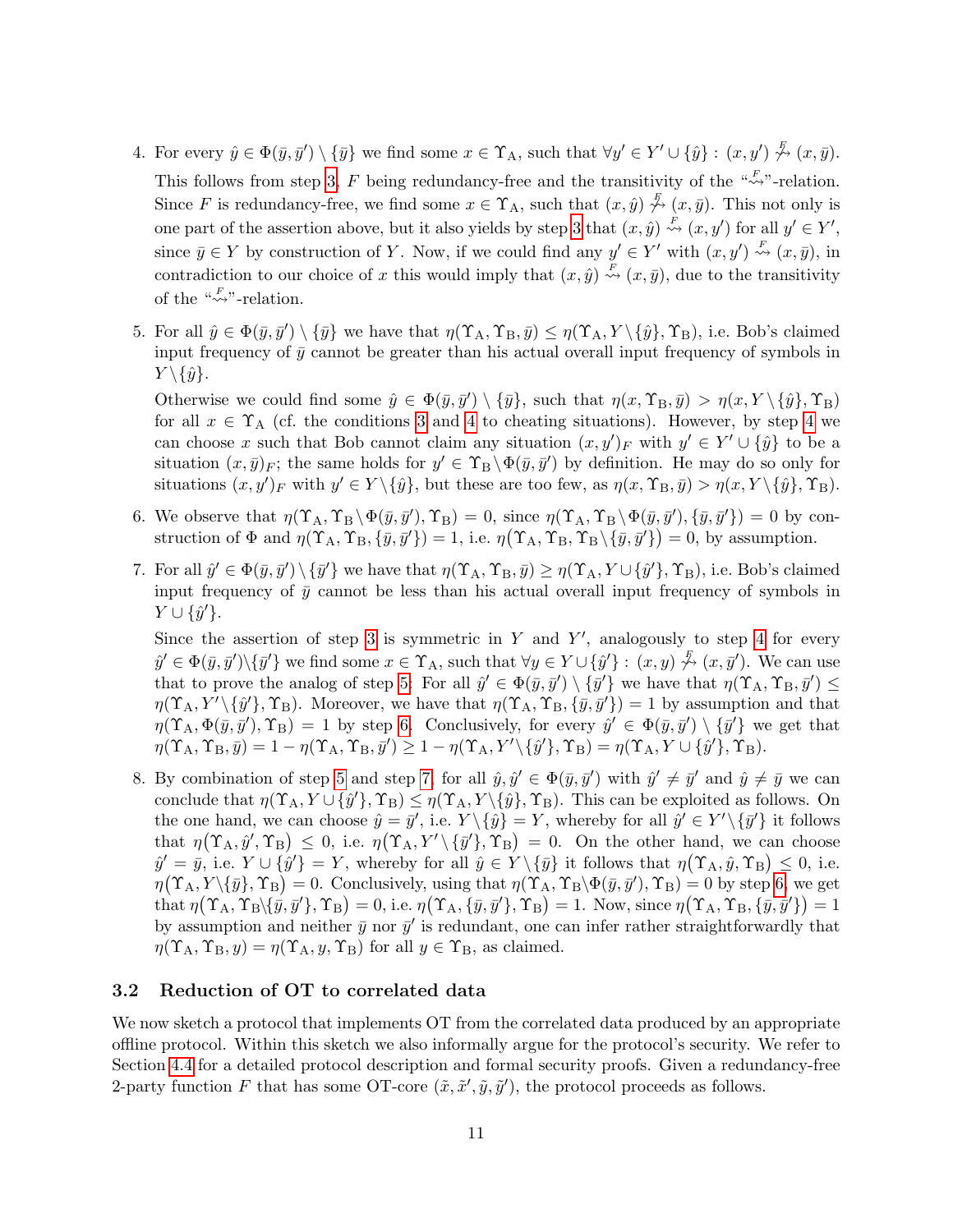4. For every $\hat{y} \in \Phi(\bar{y}, \bar{y}') \setminus \{\bar{y}\}$ we find some $x \in \Upsilon_\mathrm{A}$, such that $\forall y' \in Y' \cup \{\hat{y}\} : (x, y') \overset{F}{\not\rightsquigarrow} (x, \bar{y})$. This follows from step 3, $F$ being redundancy-free and the transitivity of the "$\overset{F}{\rightsquigarrow}$"-relation. Since $F$ is redundancy-free, we find some $x \in \Upsilon_\mathrm{A}$, such that $(x, \hat{y}) \overset{F}{\not\rightsquigarrow} (x, \bar{y})$. This not only is one part of the assertion above, but it also yields by step 3 that $(x, \hat{y}) \overset{F}{\rightsquigarrow} (x, y')$ for all $y' \in Y'$, since $\bar{y} \in Y$ by construction of $Y$. Now, if we could find any $y' \in Y'$ with $(x, y') \overset{F}{\rightsquigarrow} (x, \bar{y})$, in contradiction to our choice of $x$ this would imply that $(x, \hat{y}) \overset{F}{\rightsquigarrow} (x, \bar{y})$, due to the transitivity of the "$\overset{F}{\rightsquigarrow}$"-relation.

5. For all $\hat{y} \in \Phi(\bar{y}, \bar{y}') \setminus \{\bar{y}\}$ we have that $\eta(\Upsilon_\mathrm{A}, \Upsilon_\mathrm{B}, \bar{y}) \leq \eta(\Upsilon_\mathrm{A}, Y \setminus \{\hat{y}\}, \Upsilon_\mathrm{B})$, i.e. Bob's claimed input frequency of $\bar{y}$ cannot be greater than his actual overall input frequency of symbols in $Y \setminus \{\hat{y}\}$.

   Otherwise we could find some $\hat{y} \in \Phi(\bar{y}, \bar{y}') \setminus \{\bar{y}\}$, such that $\eta(x, \Upsilon_\mathrm{B}, \bar{y}) > \eta(x, Y \setminus \{\hat{y}\}, \Upsilon_\mathrm{B})$ for all $x \in \Upsilon_\mathrm{A}$ (cf. the conditions 3 and 4 to cheating situations). However, by step 4 we can choose $x$ such that Bob cannot claim any situation $(x, y')_F$ with $y' \in Y' \cup \{\hat{y}\}$ to be a situation $(x, \bar{y})_F$; the same holds for $y' \in \Upsilon_\mathrm{B} \setminus \Phi(\bar{y}, \bar{y}')$ by definition. He may do so only for situations $(x, y')_F$ with $y' \in Y \setminus \{\hat{y}\}$, but these are too few, as $\eta(x, \Upsilon_\mathrm{B}, \bar{y}) > \eta(x, Y \setminus \{\hat{y}\}, \Upsilon_\mathrm{B})$.

6. We observe that $\eta(\Upsilon_\mathrm{A}, \Upsilon_\mathrm{B} \setminus \Phi(\bar{y}, \bar{y}'), \Upsilon_\mathrm{B}) = 0$, since $\eta(\Upsilon_\mathrm{A}, \Upsilon_\mathrm{B} \setminus \Phi(\bar{y}, \bar{y}'), \{\bar{y}, \bar{y}'\}) = 0$ by construction of $\Phi$ and $\eta(\Upsilon_\mathrm{A}, \Upsilon_\mathrm{B}, \{\bar{y}, \bar{y}'\}) = 1$, i.e. $\eta\big(\Upsilon_\mathrm{A}, \Upsilon_\mathrm{B}, \Upsilon_\mathrm{B} \setminus \{\bar{y}, \bar{y}'\}\big) = 0$, by assumption.

7. For all $\hat{y}' \in \Phi(\bar{y}, \bar{y}') \setminus \{\bar{y}'\}$ we have that $\eta(\Upsilon_\mathrm{A}, \Upsilon_\mathrm{B}, \bar{y}) \geq \eta(\Upsilon_\mathrm{A}, Y \cup \{\hat{y}'\}, \Upsilon_\mathrm{B})$, i.e. Bob's claimed input frequency of $\bar{y}$ cannot be less than his actual overall input frequency of symbols in $Y \cup \{\hat{y}'\}$.

   Since the assertion of step 3 is symmetric in $Y$ and $Y'$, analogously to step 4 for every $\hat{y}' \in \Phi(\bar{y}, \bar{y}') \setminus \{\bar{y}'\}$ we find some $x \in \Upsilon_\mathrm{A}$, such that $\forall y \in Y \cup \{\hat{y}'\} : (x, y) \overset{F}{\not\rightsquigarrow} (x, \bar{y}')$. We can use that to prove the analog of step 5: For all $\hat{y}' \in \Phi(\bar{y}, \bar{y}') \setminus \{\bar{y}'\}$ we have that $\eta(\Upsilon_\mathrm{A}, \Upsilon_\mathrm{B}, \bar{y}') \leq \eta(\Upsilon_\mathrm{A}, Y' \setminus \{\hat{y}'\}, \Upsilon_\mathrm{B})$. Moreover, we have that $\eta(\Upsilon_\mathrm{A}, \Upsilon_\mathrm{B}, \{\bar{y}, \bar{y}'\}) = 1$ by assumption and that $\eta(\Upsilon_\mathrm{A}, \Phi(\bar{y}, \bar{y}'), \Upsilon_\mathrm{B}) = 1$ by step 6. Conclusively, for every $\hat{y}' \in \Phi(\bar{y}, \bar{y}') \setminus \{\bar{y}'\}$ we get that $\eta(\Upsilon_\mathrm{A}, \Upsilon_\mathrm{B}, \bar{y}) = 1 - \eta(\Upsilon_\mathrm{A}, \Upsilon_\mathrm{B}, \bar{y}') \geq 1 - \eta(\Upsilon_\mathrm{A}, Y' \setminus \{\hat{y}'\}, \Upsilon_\mathrm{B}) = \eta(\Upsilon_\mathrm{A}, Y \cup \{\hat{y}'\}, \Upsilon_\mathrm{B})$.

8. By combination of step 5 and step 7, for all $\hat{y}, \hat{y}' \in \Phi(\bar{y}, \bar{y}')$ with $\hat{y}' \neq \bar{y}'$ and $\hat{y} \neq \bar{y}$ we can conclude that $\eta(\Upsilon_\mathrm{A}, Y \cup \{\hat{y}'\}, \Upsilon_\mathrm{B}) \leq \eta(\Upsilon_\mathrm{A}, Y \setminus \{\hat{y}\}, \Upsilon_\mathrm{B})$. This can be exploited as follows. On the one hand, we can choose $\hat{y} = \bar{y}'$, i.e. $Y \setminus \{\hat{y}\} = Y$, whereby for all $\hat{y}' \in Y' \setminus \{\bar{y}'\}$ it follows that $\eta\big(\Upsilon_\mathrm{A}, \hat{y}', \Upsilon_\mathrm{B}\big) \leq 0$, i.e. $\eta\big(\Upsilon_\mathrm{A}, Y' \setminus \{\bar{y}'\}, \Upsilon_\mathrm{B}\big) = 0$. On the other hand, we can choose $\hat{y}' = \bar{y}$, i.e. $Y \cup \{\hat{y}'\} = Y$, whereby for all $\hat{y} \in Y \setminus \{\bar{y}\}$ it follows that $\eta\big(\Upsilon_\mathrm{A}, \hat{y}, \Upsilon_\mathrm{B}\big) \leq 0$, i.e. $\eta\big(\Upsilon_\mathrm{A}, Y \setminus \{\bar{y}\}, \Upsilon_\mathrm{B}\big) = 0$. Conclusively, using that $\eta(\Upsilon_\mathrm{A}, \Upsilon_\mathrm{B} \setminus \Phi(\bar{y}, \bar{y}'), \Upsilon_\mathrm{B}) = 0$ by step 6, we get that $\eta\big(\Upsilon_\mathrm{A}, \Upsilon_\mathrm{B} \setminus \{\bar{y}, \bar{y}'\}, \Upsilon_\mathrm{B}\big) = 0$, i.e. $\eta\big(\Upsilon_\mathrm{A}, \{\bar{y}, \bar{y}'\}, \Upsilon_\mathrm{B}\big) = 1$. Now, since $\eta\big(\Upsilon_\mathrm{A}, \Upsilon_\mathrm{B}, \{\bar{y}, \bar{y}'\}\big) = 1$ by assumption and neither $\bar{y}$ nor $\bar{y}'$ is redundant, one can infer rather straightforwardly that $\eta(\Upsilon_\mathrm{A}, \Upsilon_\mathrm{B}, y) = \eta(\Upsilon_\mathrm{A}, y, \Upsilon_\mathrm{B})$ for all $y \in \Upsilon_\mathrm{B}$, as claimed.

### 3.2 Reduction of OT to correlated data

We now sketch a protocol that implements OT from the correlated data produced by an appropriate offline protocol. Within this sketch we also informally argue for the protocol's security. We refer to Section 4.4 for a detailed protocol description and formal security proofs. Given a redundancy-free 2-party function $F$ that has some OT-core $(\tilde{x}, \tilde{x}', \tilde{y}, \tilde{y}')$, the protocol proceeds as follows.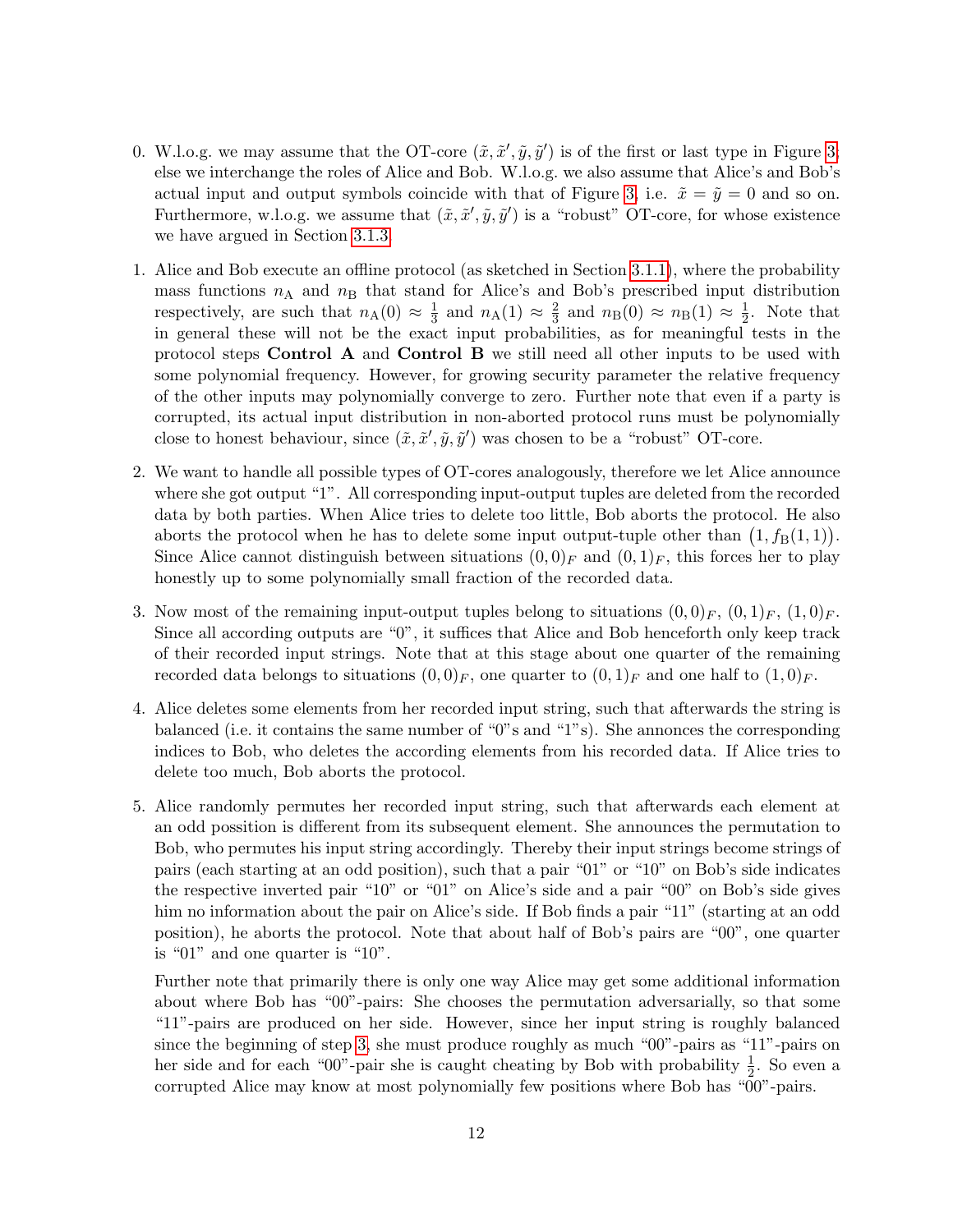0. W.l.o.g. we may assume that the OT-core $(\tilde{x}, \tilde{x}', \tilde{y}, \tilde{y}')$ is of the first or last type in Figure 3, else we interchange the roles of Alice and Bob. W.l.o.g. we also assume that Alice's and Bob's actual input and output symbols coincide with that of Figure 3, i.e. $\tilde{x} = \tilde{y} = 0$ and so on. Furthermore, w.l.o.g. we assume that $(\tilde{x}, \tilde{x}', \tilde{y}, \tilde{y}')$ is a "robust" OT-core, for whose existence we have argued in Section 3.1.3.

1. Alice and Bob execute an offline protocol (as sketched in Section 3.1.1), where the probability mass functions $n_{\mathrm{A}}$ and $n_{\mathrm{B}}$ that stand for Alice's and Bob's prescribed input distribution respectively, are such that $n_{\mathrm{A}}(0) \approx \frac{1}{3}$ and $n_{\mathrm{A}}(1) \approx \frac{2}{3}$ and $n_{\mathrm{B}}(0) \approx n_{\mathrm{B}}(1) \approx \frac{1}{2}$. Note that in general these will not be the exact input probabilities, as for meaningful tests in the protocol steps **Control A** and **Control B** we still need all other inputs to be used with some polynomial frequency. However, for growing security parameter the relative frequency of the other inputs may polynomially converge to zero. Further note that even if a party is corrupted, its actual input distribution in non-aborted protocol runs must be polynomially close to honest behaviour, since $(\tilde{x}, \tilde{x}', \tilde{y}, \tilde{y}')$ was chosen to be a "robust" OT-core.

2. We want to handle all possible types of OT-cores analogously, therefore we let Alice announce where she got output "1". All corresponding input-output tuples are deleted from the recorded data by both parties. When Alice tries to delete too little, Bob aborts the protocol. He also aborts the protocol when he has to delete some input output-tuple other than $\big(1, f_{\mathrm{B}}(1,1)\big)$. Since Alice cannot distinguish between situations $(0,0)_F$ and $(0,1)_F$, this forces her to play honestly up to some polynomially small fraction of the recorded data.

3. Now most of the remaining input-output tuples belong to situations $(0,0)_F$, $(0,1)_F$, $(1,0)_F$. Since all according outputs are "0", it suffices that Alice and Bob henceforth only keep track of their recorded input strings. Note that at this stage about one quarter of the remaining recorded data belongs to situations $(0,0)_F$, one quarter to $(0,1)_F$ and one half to $(1,0)_F$.

4. Alice deletes some elements from her recorded input string, such that afterwards the string is balanced (i.e. it contains the same number of "0"s and "1"s). She annonces the corresponding indices to Bob, who deletes the according elements from his recorded data. If Alice tries to delete too much, Bob aborts the protocol.

5. Alice randomly permutes her recorded input string, such that afterwards each element at an odd possition is different from its subsequent element. She announces the permutation to Bob, who permutes his input string accordingly. Thereby their input strings become strings of pairs (each starting at an odd position), such that a pair "01" or "10" on Bob's side indicates the respective inverted pair "10" or "01" on Alice's side and a pair "00" on Bob's side gives him no information about the pair on Alice's side. If Bob finds a pair "11" (starting at an odd position), he aborts the protocol. Note that about half of Bob's pairs are "00", one quarter is "01" and one quarter is "10".

   Further note that primarily there is only one way Alice may get some additional information about where Bob has "00"-pairs: She chooses the permutation adversarially, so that some "11"-pairs are produced on her side. However, since her input string is roughly balanced since the beginning of step 3, she must produce roughly as much "00"-pairs as "11"-pairs on her side and for each "00"-pair she is caught cheating by Bob with probability $\frac{1}{2}$. So even a corrupted Alice may know at most polynomially few positions where Bob has "00"-pairs.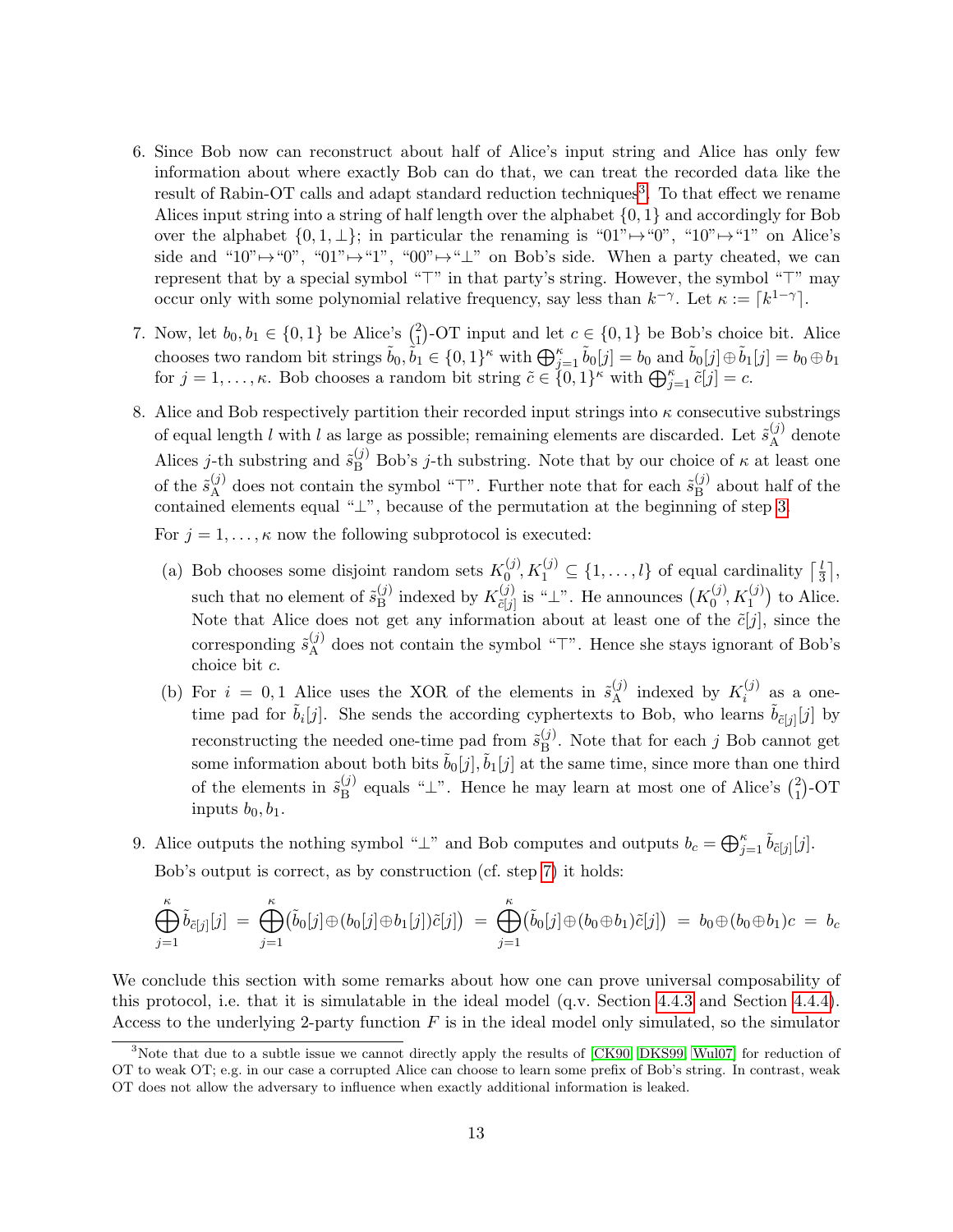6. Since Bob now can reconstruct about half of Alice's input string and Alice has only few information about where exactly Bob can do that, we can treat the recorded data like the result of Rabin-OT calls and adapt standard reduction techniques[3]. To that effect we rename Alices input string into a string of half length over the alphabet $\{0,1\}$ and accordingly for Bob over the alphabet $\{0,1,\perp\}$; in particular the renaming is "01"$\mapsto$"0", "10"$\mapsto$"1" on Alice's side and "10"$\mapsto$"0", "01"$\mapsto$"1", "00"$\mapsto$"$\perp$" on Bob's side. When a party cheated, we can represent that by a special symbol "$\top$" in that party's string. However, the symbol "$\top$" may occur only with some polynomial relative frequency, say less than $k^{-\gamma}$. Let $\kappa := \lceil k^{1-\gamma} \rceil$.

7. Now, let $b_0, b_1 \in \{0,1\}$ be Alice's $\binom{2}{1}$-OT input and let $c \in \{0,1\}$ be Bob's choice bit. Alice chooses two random bit strings $\tilde{b}_0, \tilde{b}_1 \in \{0,1\}^\kappa$ with $\bigoplus_{j=1}^{\kappa} \tilde{b}_0[j] = b_0$ and $\tilde{b}_0[j] \oplus \tilde{b}_1[j] = b_0 \oplus b_1$ for $j = 1, \ldots, \kappa$. Bob chooses a random bit string $\tilde{c} \in \{0,1\}^\kappa$ with $\bigoplus_{j=1}^{\kappa} \tilde{c}[j] = c$.

8. Alice and Bob respectively partition their recorded input strings into $\kappa$ consecutive substrings of equal length $l$ with $l$ as large as possible; remaining elements are discarded. Let $\tilde{s}_{\mathrm{A}}^{(j)}$ denote Alices $j$-th substring and $\tilde{s}_{\mathrm{B}}^{(j)}$ Bob's $j$-th substring. Note that by our choice of $\kappa$ at least one of the $\tilde{s}_{\mathrm{A}}^{(j)}$ does not contain the symbol "$\top$". Further note that for each $\tilde{s}_{\mathrm{B}}^{(j)}$ about half of the contained elements equal "$\perp$", because of the permutation at the beginning of step 3.

   For $j = 1, \ldots, \kappa$ now the following subprotocol is executed:

   (a) Bob chooses some disjoint random sets $K_0^{(j)}, K_1^{(j)} \subseteq \{1, \ldots, l\}$ of equal cardinality $\lceil \frac{l}{3} \rceil$, such that no element of $\tilde{s}_{\mathrm{B}}^{(j)}$ indexed by $K_{\tilde{c}[j]}^{(j)}$ is "$\perp$". He announces $\left(K_0^{(j)}, K_1^{(j)}\right)$ to Alice. Note that Alice does not get any information about at least one of the $\tilde{c}[j]$, since the corresponding $\tilde{s}_{\mathrm{A}}^{(j)}$ does not contain the symbol "$\top$". Hence she stays ignorant of Bob's choice bit $c$.

   (b) For $i = 0, 1$ Alice uses the XOR of the elements in $\tilde{s}_{\mathrm{A}}^{(j)}$ indexed by $K_i^{(j)}$ as a one-time pad for $\tilde{b}_i[j]$. She sends the according cyphertexts to Bob, who learns $\tilde{b}_{\tilde{c}[j]}[j]$ by reconstructing the needed one-time pad from $\tilde{s}_{\mathrm{B}}^{(j)}$. Note that for each $j$ Bob cannot get some information about both bits $\tilde{b}_0[j], \tilde{b}_1[j]$ at the same time, since more than one third of the elements in $\tilde{s}_{\mathrm{B}}^{(j)}$ equals "$\perp$". Hence he may learn at most one of Alice's $\binom{2}{1}$-OT inputs $b_0, b_1$.

9. Alice outputs the nothing symbol "$\perp$" and Bob computes and outputs $b_c = \bigoplus_{j=1}^{\kappa} \tilde{b}_{\tilde{c}[j]}[j]$.

   Bob's output is correct, as by construction (cf. step 7) it holds:

$$\bigoplus_{j=1}^{\kappa} \tilde{b}_{\tilde{c}[j]}[j] \;=\; \bigoplus_{j=1}^{\kappa} \big(\tilde{b}_0[j] \oplus (b_0[j] \oplus b_1[j])\tilde{c}[j]\big) \;=\; \bigoplus_{j=1}^{\kappa} \big(\tilde{b}_0[j] \oplus (b_0 \oplus b_1)\tilde{c}[j]\big) \;=\; b_0 \oplus (b_0 \oplus b_1)c \;=\; b_c$$

We conclude this section with some remarks about how one can prove universal composability of this protocol, i.e. that it is simulatable in the ideal model (q.v. Section 4.4.3 and Section 4.4.4). Access to the underlying 2-party function $F$ is in the ideal model only simulated, so the simulator

[3] Note that due to a subtle issue we cannot directly apply the results of [CK90, DKS99, Wul07] for reduction of OT to weak OT; e.g. in our case a corrupted Alice can choose to learn some prefix of Bob's string. In contrast, weak OT does not allow the adversary to influence when exactly additional information is leaked.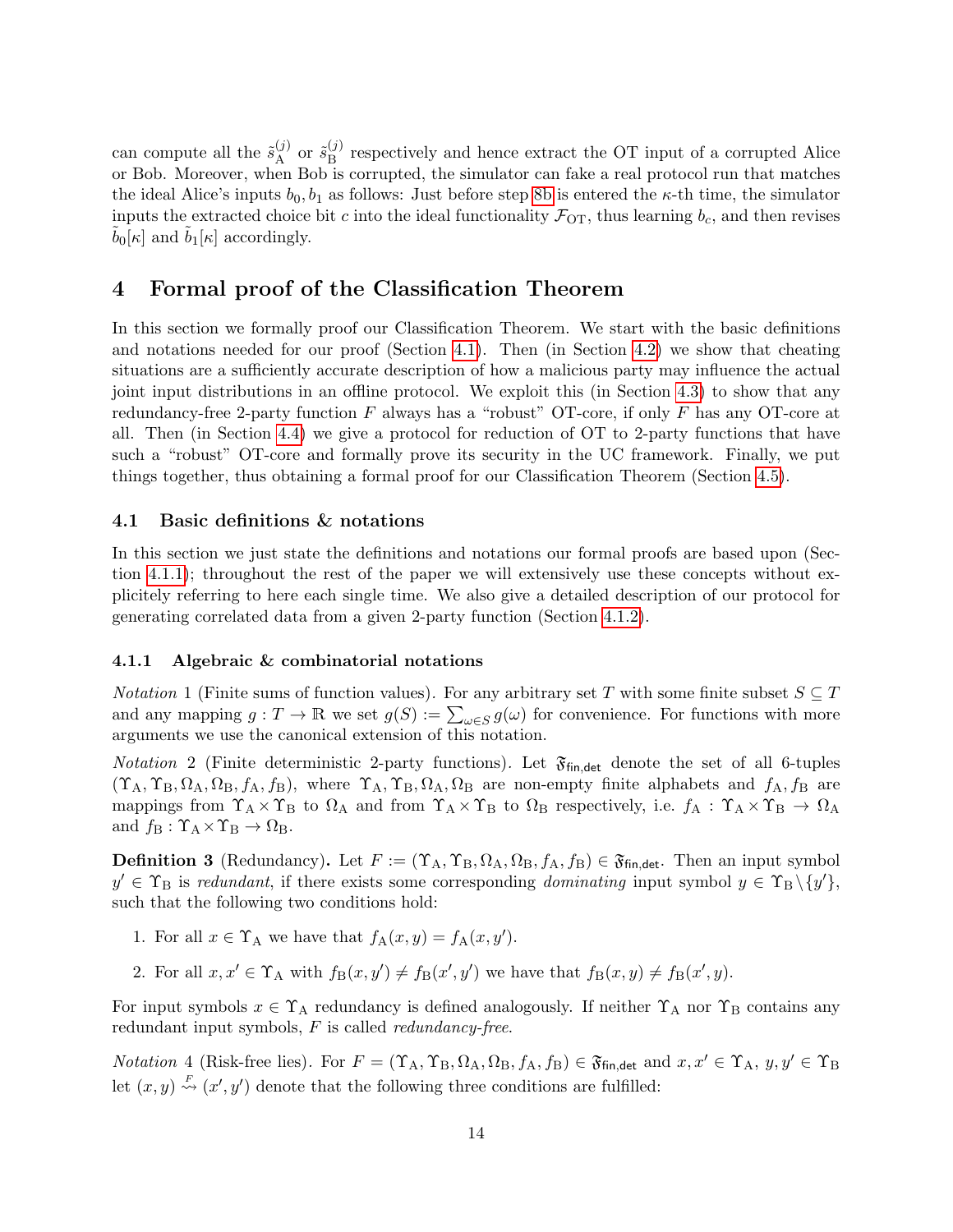can compute all the $\tilde{s}_{\mathrm{A}}^{(j)}$ or $\tilde{s}_{\mathrm{B}}^{(j)}$ respectively and hence extract the OT input of a corrupted Alice or Bob. Moreover, when Bob is corrupted, the simulator can fake a real protocol run that matches the ideal Alice's inputs $b_0, b_1$ as follows: Just before step 8b is entered the $\kappa$-th time, the simulator inputs the extracted choice bit $c$ into the ideal functionality $\mathcal{F}_{\mathrm{OT}}$, thus learning $b_c$, and then revises $\tilde{b}_0[\kappa]$ and $\tilde{b}_1[\kappa]$ accordingly.

# 4 Formal proof of the Classification Theorem

In this section we formally proof our Classification Theorem. We start with the basic definitions and notations needed for our proof (Section 4.1). Then (in Section 4.2) we show that cheating situations are a sufficiently accurate description of how a malicious party may influence the actual joint input distributions in an offline protocol. We exploit this (in Section 4.3) to show that any redundancy-free 2-party function $F$ always has a "robust" OT-core, if only $F$ has any OT-core at all. Then (in Section 4.4) we give a protocol for reduction of OT to 2-party functions that have such a "robust" OT-core and formally prove its security in the UC framework. Finally, we put things together, thus obtaining a formal proof for our Classification Theorem (Section 4.5).

## 4.1 Basic definitions & notations

In this section we just state the definitions and notations our formal proofs are based upon (Section 4.1.1); throughout the rest of the paper we will extensively use these concepts without explicitely referring to here each single time. We also give a detailed description of our protocol for generating correlated data from a given 2-party function (Section 4.1.2).

### 4.1.1 Algebraic & combinatorial notations

*Notation* 1 (Finite sums of function values). For any arbitrary set $T$ with some finite subset $S \subseteq T$ and any mapping $g : T \to \mathbb{R}$ we set $g(S) := \sum_{\omega \in S} g(\omega)$ for convenience. For functions with more arguments we use the canonical extension of this notation.

*Notation* 2 (Finite deterministic 2-party functions). Let $\mathfrak{F}_{\mathsf{fin,det}}$ denote the set of all 6-tuples $(\Upsilon_{\mathrm{A}}, \Upsilon_{\mathrm{B}}, \Omega_{\mathrm{A}}, \Omega_{\mathrm{B}}, f_{\mathrm{A}}, f_{\mathrm{B}})$, where $\Upsilon_{\mathrm{A}}, \Upsilon_{\mathrm{B}}, \Omega_{\mathrm{A}}, \Omega_{\mathrm{B}}$ are non-empty finite alphabets and $f_{\mathrm{A}}, f_{\mathrm{B}}$ are mappings from $\Upsilon_{\mathrm{A}} \times \Upsilon_{\mathrm{B}}$ to $\Omega_{\mathrm{A}}$ and from $\Upsilon_{\mathrm{A}} \times \Upsilon_{\mathrm{B}}$ to $\Omega_{\mathrm{B}}$ respectively, i.e. $f_{\mathrm{A}} : \Upsilon_{\mathrm{A}} \times \Upsilon_{\mathrm{B}} \to \Omega_{\mathrm{A}}$ and $f_{\mathrm{B}} : \Upsilon_{\mathrm{A}} \times \Upsilon_{\mathrm{B}} \to \Omega_{\mathrm{B}}$.

**Definition 3** (Redundancy)**.** Let $F := (\Upsilon_{\mathrm{A}}, \Upsilon_{\mathrm{B}}, \Omega_{\mathrm{A}}, \Omega_{\mathrm{B}}, f_{\mathrm{A}}, f_{\mathrm{B}}) \in \mathfrak{F}_{\mathsf{fin,det}}$. Then an input symbol $y' \in \Upsilon_{\mathrm{B}}$ is *redundant*, if there exists some corresponding *dominating* input symbol $y \in \Upsilon_{\mathrm{B}} \setminus \{y'\}$, such that the following two conditions hold:

1. For all $x \in \Upsilon_{\mathrm{A}}$ we have that $f_{\mathrm{A}}(x, y) = f_{\mathrm{A}}(x, y')$.
2. For all $x, x' \in \Upsilon_{\mathrm{A}}$ with $f_{\mathrm{B}}(x, y') \neq f_{\mathrm{B}}(x', y')$ we have that $f_{\mathrm{B}}(x, y) \neq f_{\mathrm{B}}(x', y)$.

For input symbols $x \in \Upsilon_{\mathrm{A}}$ redundancy is defined analogously. If neither $\Upsilon_{\mathrm{A}}$ nor $\Upsilon_{\mathrm{B}}$ contains any redundant input symbols, $F$ is called *redundancy-free*.

*Notation* 4 (Risk-free lies). For $F = (\Upsilon_{\mathrm{A}}, \Upsilon_{\mathrm{B}}, \Omega_{\mathrm{A}}, \Omega_{\mathrm{B}}, f_{\mathrm{A}}, f_{\mathrm{B}}) \in \mathfrak{F}_{\mathsf{fin,det}}$ and $x, x' \in \Upsilon_{\mathrm{A}}$, $y, y' \in \Upsilon_{\mathrm{B}}$ let $(x, y) \overset{F}{\rightsquigarrow} (x', y')$ denote that the following three conditions are fulfilled: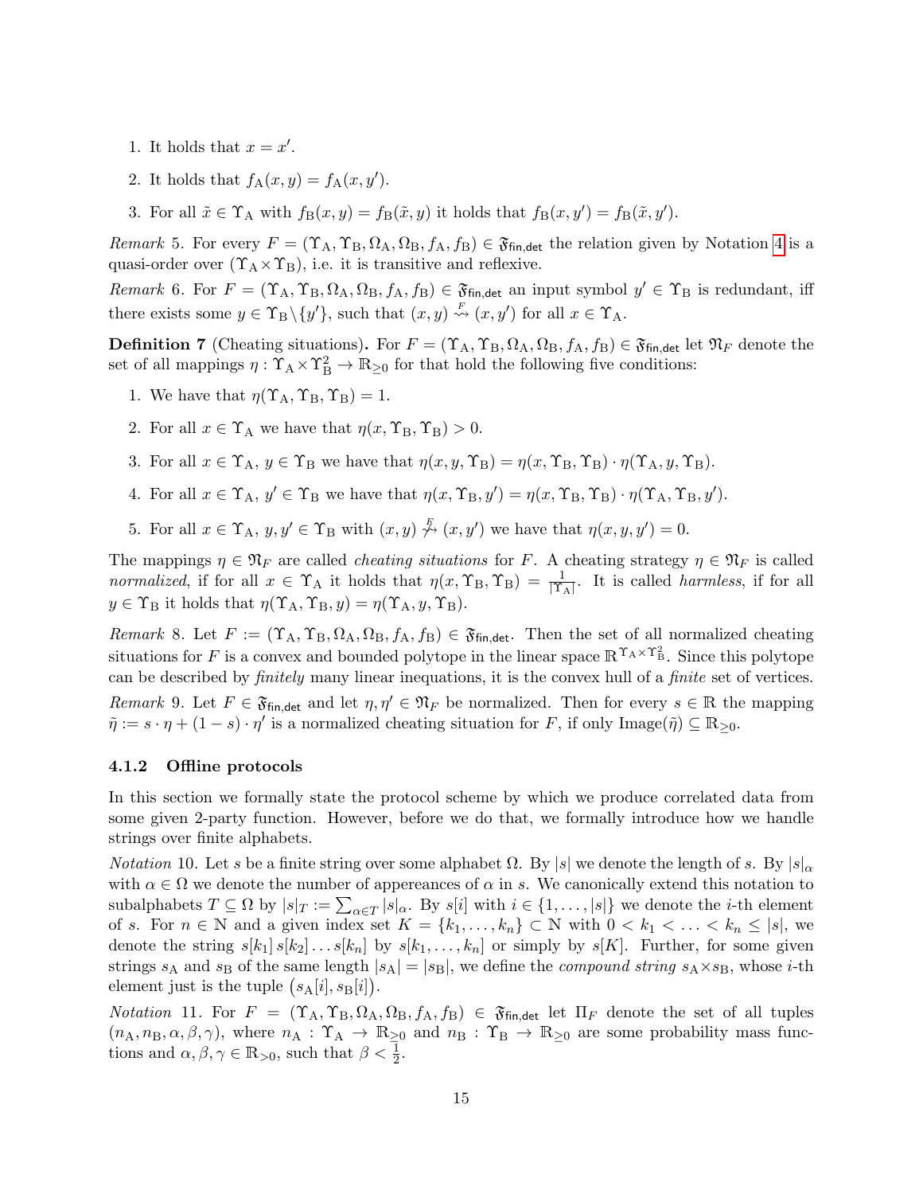1. It holds that $x = x'$.
2. It holds that $f_{\mathrm{A}}(x, y) = f_{\mathrm{A}}(x, y')$.
3. For all $\tilde{x} \in \Upsilon_{\mathrm{A}}$ with $f_{\mathrm{B}}(x, y) = f_{\mathrm{B}}(\tilde{x}, y)$ it holds that $f_{\mathrm{B}}(x, y') = f_{\mathrm{B}}(\tilde{x}, y')$.

*Remark* 5. For every $F = (\Upsilon_{\mathrm{A}}, \Upsilon_{\mathrm{B}}, \Omega_{\mathrm{A}}, \Omega_{\mathrm{B}}, f_{\mathrm{A}}, f_{\mathrm{B}}) \in \mathfrak{F}_{\mathsf{fin,det}}$ the relation given by Notation 4 is a quasi-order over $(\Upsilon_{\mathrm{A}} \times \Upsilon_{\mathrm{B}})$, i.e. it is transitive and reflexive.

*Remark* 6. For $F = (\Upsilon_{\mathrm{A}}, \Upsilon_{\mathrm{B}}, \Omega_{\mathrm{A}}, \Omega_{\mathrm{B}}, f_{\mathrm{A}}, f_{\mathrm{B}}) \in \mathfrak{F}_{\mathsf{fin,det}}$ an input symbol $y' \in \Upsilon_{\mathrm{B}}$ is redundant, iff there exists some $y \in \Upsilon_{\mathrm{B}} \setminus \{y'\}$, such that $(x, y) \overset{F}{\rightsquigarrow} (x, y')$ for all $x \in \Upsilon_{\mathrm{A}}$.

**Definition 7** (Cheating situations)**.** For $F = (\Upsilon_{\mathrm{A}}, \Upsilon_{\mathrm{B}}, \Omega_{\mathrm{A}}, \Omega_{\mathrm{B}}, f_{\mathrm{A}}, f_{\mathrm{B}}) \in \mathfrak{F}_{\mathsf{fin,det}}$ let $\mathfrak{N}_F$ denote the set of all mappings $\eta : \Upsilon_{\mathrm{A}} \times \Upsilon_{\mathrm{B}}^2 \to \mathbb{R}_{\geq 0}$ for that hold the following five conditions:

1. We have that $\eta(\Upsilon_{\mathrm{A}}, \Upsilon_{\mathrm{B}}, \Upsilon_{\mathrm{B}}) = 1$.
2. For all $x \in \Upsilon_{\mathrm{A}}$ we have that $\eta(x, \Upsilon_{\mathrm{B}}, \Upsilon_{\mathrm{B}}) > 0$.
3. For all $x \in \Upsilon_{\mathrm{A}}$, $y \in \Upsilon_{\mathrm{B}}$ we have that $\eta(x, y, \Upsilon_{\mathrm{B}}) = \eta(x, \Upsilon_{\mathrm{B}}, \Upsilon_{\mathrm{B}}) \cdot \eta(\Upsilon_{\mathrm{A}}, y, \Upsilon_{\mathrm{B}})$.
4. For all $x \in \Upsilon_{\mathrm{A}}$, $y' \in \Upsilon_{\mathrm{B}}$ we have that $\eta(x, \Upsilon_{\mathrm{B}}, y') = \eta(x, \Upsilon_{\mathrm{B}}, \Upsilon_{\mathrm{B}}) \cdot \eta(\Upsilon_{\mathrm{A}}, \Upsilon_{\mathrm{B}}, y')$.
5. For all $x \in \Upsilon_{\mathrm{A}}$, $y, y' \in \Upsilon_{\mathrm{B}}$ with $(x, y) \overset{F}{\not\rightsquigarrow} (x, y')$ we have that $\eta(x, y, y') = 0$.

The mappings $\eta \in \mathfrak{N}_F$ are called *cheating situations* for $F$. A cheating strategy $\eta \in \mathfrak{N}_F$ is called *normalized*, if for all $x \in \Upsilon_{\mathrm{A}}$ it holds that $\eta(x, \Upsilon_{\mathrm{B}}, \Upsilon_{\mathrm{B}}) = \frac{1}{|\Upsilon_{\mathrm{A}}|}$. It is called *harmless*, if for all $y \in \Upsilon_{\mathrm{B}}$ it holds that $\eta(\Upsilon_{\mathrm{A}}, \Upsilon_{\mathrm{B}}, y) = \eta(\Upsilon_{\mathrm{A}}, y, \Upsilon_{\mathrm{B}})$.

*Remark* 8. Let $F := (\Upsilon_{\mathrm{A}}, \Upsilon_{\mathrm{B}}, \Omega_{\mathrm{A}}, \Omega_{\mathrm{B}}, f_{\mathrm{A}}, f_{\mathrm{B}}) \in \mathfrak{F}_{\mathsf{fin,det}}$. Then the set of all normalized cheating situations for $F$ is a convex and bounded polytope in the linear space $\mathbb{R}^{\Upsilon_{\mathrm{A}} \times \Upsilon_{\mathrm{B}}^2}$. Since this polytope can be described by *finitely* many linear inequations, it is the convex hull of a *finite* set of vertices.

*Remark* 9. Let $F \in \mathfrak{F}_{\mathsf{fin,det}}$ and let $\eta, \eta' \in \mathfrak{N}_F$ be normalized. Then for every $s \in \mathbb{R}$ the mapping $\tilde{\eta} := s \cdot \eta + (1 - s) \cdot \eta'$ is a normalized cheating situation for $F$, if only $\mathrm{Image}(\tilde{\eta}) \subseteq \mathbb{R}_{\geq 0}$.

### 4.1.2 Offline protocols

In this section we formally state the protocol scheme by which we produce correlated data from some given 2-party function. However, before we do that, we formally introduce how we handle strings over finite alphabets.

*Notation* 10. Let $s$ be a finite string over some alphabet $\Omega$. By $|s|$ we denote the length of $s$. By $|s|_\alpha$ with $\alpha \in \Omega$ we denote the number of appereances of $\alpha$ in $s$. We canonically extend this notation to subalphabets $T \subseteq \Omega$ by $|s|_T := \sum_{\alpha \in T} |s|_\alpha$. By $s[i]$ with $i \in \{1, \ldots, |s|\}$ we denote the $i$-th element of $s$. For $n \in \mathbb{N}$ and a given index set $K = \{k_1, \ldots, k_n\} \subset \mathbb{N}$ with $0 < k_1 < \ldots < k_n \leq |s|$, we denote the string $s[k_1]\, s[k_2] \ldots s[k_n]$ by $s[k_1, \ldots, k_n]$ or simply by $s[K]$. Further, for some given strings $s_{\mathrm{A}}$ and $s_{\mathrm{B}}$ of the same length $|s_{\mathrm{A}}| = |s_{\mathrm{B}}|$, we define the *compound string* $s_{\mathrm{A}} \times s_{\mathrm{B}}$, whose $i$-th element just is the tuple $\big(s_{\mathrm{A}}[i], s_{\mathrm{B}}[i]\big)$.

*Notation* 11. For $F = (\Upsilon_{\mathrm{A}}, \Upsilon_{\mathrm{B}}, \Omega_{\mathrm{A}}, \Omega_{\mathrm{B}}, f_{\mathrm{A}}, f_{\mathrm{B}}) \in \mathfrak{F}_{\mathsf{fin,det}}$ let $\Pi_F$ denote the set of all tuples $(n_{\mathrm{A}}, n_{\mathrm{B}}, \alpha, \beta, \gamma)$, where $n_{\mathrm{A}} : \Upsilon_{\mathrm{A}} \to \mathbb{R}_{\geq 0}$ and $n_{\mathrm{B}} : \Upsilon_{\mathrm{B}} \to \mathbb{R}_{\geq 0}$ are some probability mass functions and $\alpha, \beta, \gamma \in \mathbb{R}_{>0}$, such that $\beta < \frac{1}{2}$.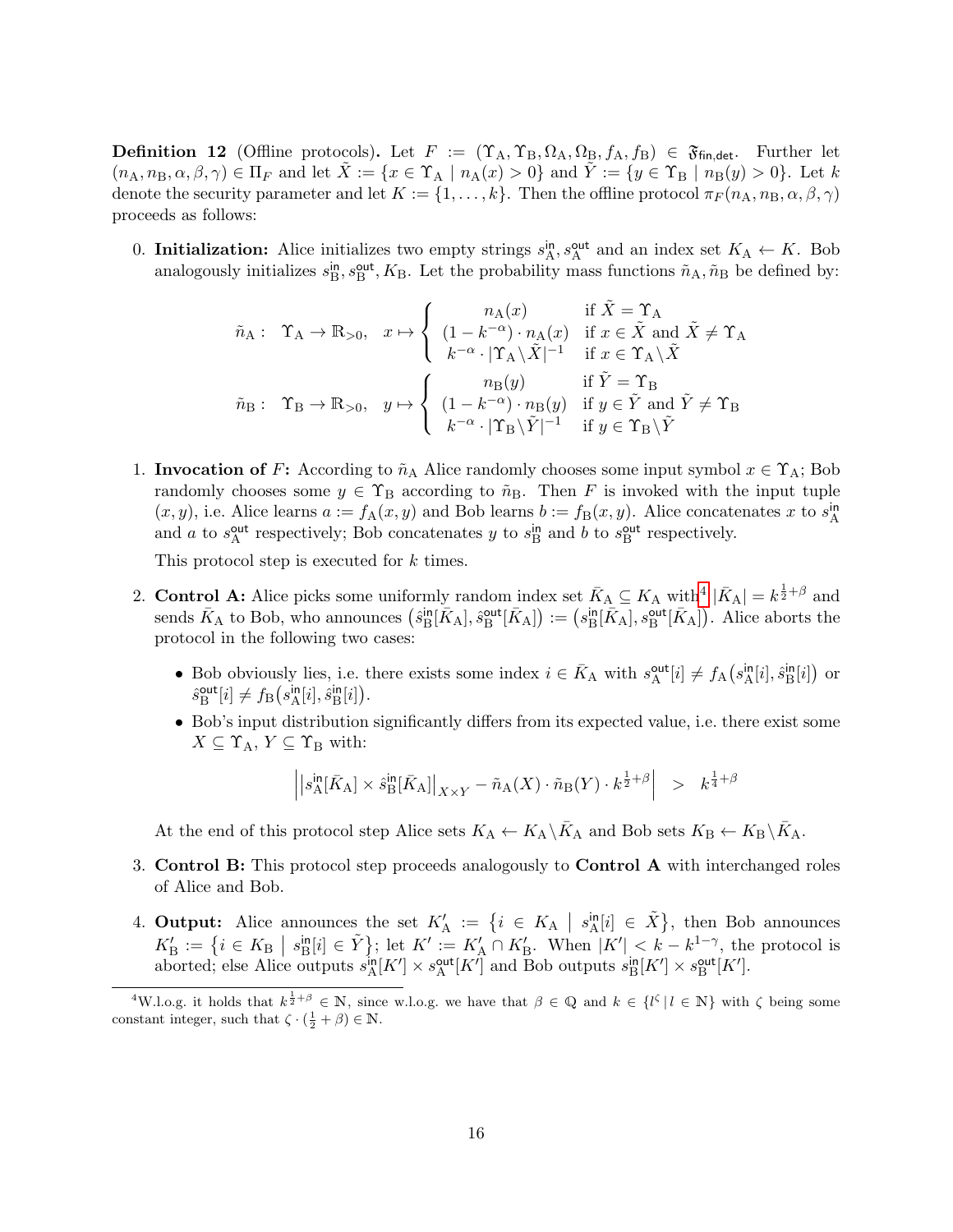**Definition 12** (Offline protocols)**.** Let $F := (\Upsilon_\text{A}, \Upsilon_\text{B}, \Omega_\text{A}, \Omega_\text{B}, f_\text{A}, f_\text{B}) \in \mathfrak{F}_{\mathsf{fin,det}}$. Further let $(n_\text{A}, n_\text{B}, \alpha, \beta, \gamma) \in \Pi_F$ and let $\tilde{X} := \{x \in \Upsilon_\text{A} \mid n_\text{A}(x) > 0\}$ and $\tilde{Y} := \{y \in \Upsilon_\text{B} \mid n_\text{B}(y) > 0\}$. Let $k$ denote the security parameter and let $K := \{1, \ldots, k\}$. Then the offline protocol $\pi_F(n_\text{A}, n_\text{B}, \alpha, \beta, \gamma)$ proceeds as follows:

0. **Initialization:** Alice initializes two empty strings $s^{\mathsf{in}}_\text{A}, s^{\mathsf{out}}_\text{A}$ and an index set $K_\text{A} \leftarrow K$. Bob analogously initializes $s^{\mathsf{in}}_\text{B}, s^{\mathsf{out}}_\text{B}, K_\text{B}$. Let the probability mass functions $\tilde{n}_\text{A}, \tilde{n}_\text{B}$ be defined by:

$$\tilde{n}_\text{A} : \quad \Upsilon_\text{A} \to \mathbb{R}_{>0}, \quad x \mapsto \begin{cases} n_\text{A}(x) & \text{if } \tilde{X} = \Upsilon_\text{A} \\ (1 - k^{-\alpha}) \cdot n_\text{A}(x) & \text{if } x \in \tilde{X} \text{ and } \tilde{X} \neq \Upsilon_\text{A} \\ k^{-\alpha} \cdot |\Upsilon_\text{A} \setminus \tilde{X}|^{-1} & \text{if } x \in \Upsilon_\text{A} \setminus \tilde{X} \end{cases}$$

$$\tilde{n}_\text{B} : \quad \Upsilon_\text{B} \to \mathbb{R}_{>0}, \quad y \mapsto \begin{cases} n_\text{B}(y) & \text{if } \tilde{Y} = \Upsilon_\text{B} \\ (1 - k^{-\alpha}) \cdot n_\text{B}(y) & \text{if } y \in \tilde{Y} \text{ and } \tilde{Y} \neq \Upsilon_\text{B} \\ k^{-\alpha} \cdot |\Upsilon_\text{B} \setminus \tilde{Y}|^{-1} & \text{if } y \in \Upsilon_\text{B} \setminus \tilde{Y} \end{cases}$$

1. **Invocation of $F$:** According to $\tilde{n}_\text{A}$ Alice randomly chooses some input symbol $x \in \Upsilon_\text{A}$; Bob randomly chooses some $y \in \Upsilon_\text{B}$ according to $\tilde{n}_\text{B}$. Then $F$ is invoked with the input tuple $(x, y)$, i.e. Alice learns $a := f_\text{A}(x, y)$ and Bob learns $b := f_\text{B}(x, y)$. Alice concatenates $x$ to $s^{\mathsf{in}}_\text{A}$ and $a$ to $s^{\mathsf{out}}_\text{A}$ respectively; Bob concatenates $y$ to $s^{\mathsf{in}}_\text{B}$ and $b$ to $s^{\mathsf{out}}_\text{B}$ respectively.

   This protocol step is executed for $k$ times.

2. **Control A:** Alice picks some uniformly random index set $\bar{K}_\text{A} \subseteq K_\text{A}$ with[4] $|\bar{K}_\text{A}| = k^{\frac{1}{2}+\beta}$ and sends $\bar{K}_\text{A}$ to Bob, who announces $\big(\hat{s}^{\mathsf{in}}_\text{B}[\bar{K}_\text{A}], \hat{s}^{\mathsf{out}}_\text{B}[\bar{K}_\text{A}]\big) := \big(s^{\mathsf{in}}_\text{B}[\bar{K}_\text{A}], s^{\mathsf{out}}_\text{B}[\bar{K}_\text{A}]\big)$. Alice aborts the protocol in the following two cases:

   - Bob obviously lies, i.e. there exists some index $i \in \bar{K}_\text{A}$ with $s^{\mathsf{out}}_\text{A}[i] \neq f_\text{A}\big(s^{\mathsf{in}}_\text{A}[i], \hat{s}^{\mathsf{in}}_\text{B}[i]\big)$ or $\hat{s}^{\mathsf{out}}_\text{B}[i] \neq f_\text{B}\big(s^{\mathsf{in}}_\text{A}[i], \hat{s}^{\mathsf{in}}_\text{B}[i]\big)$.
   - Bob's input distribution significantly differs from its expected value, i.e. there exist some $X \subseteq \Upsilon_\text{A}$, $Y \subseteq \Upsilon_\text{B}$ with:

$$\Big| \big| s^{\mathsf{in}}_\text{A}[\bar{K}_\text{A}] \times \hat{s}^{\mathsf{in}}_\text{B}[\bar{K}_\text{A}] \big|_{X \times Y} - \tilde{n}_\text{A}(X) \cdot \tilde{n}_\text{B}(Y) \cdot k^{\frac{1}{2}+\beta} \Big| \quad > \quad k^{\frac{1}{4}+\beta}$$

   At the end of this protocol step Alice sets $K_\text{A} \leftarrow K_\text{A} \setminus \bar{K}_\text{A}$ and Bob sets $K_\text{B} \leftarrow K_\text{B} \setminus \bar{K}_\text{A}$.

3. **Control B:** This protocol step proceeds analogously to **Control A** with interchanged roles of Alice and Bob.

4. **Output:** Alice announces the set $K'_\text{A} := \big\{ i \in K_\text{A} \;\big|\; s^{\mathsf{in}}_\text{A}[i] \in \tilde{X} \big\}$, then Bob announces $K'_\text{B} := \big\{ i \in K_\text{B} \;\big|\; s^{\mathsf{in}}_\text{B}[i] \in \tilde{Y} \big\}$; let $K' := K'_\text{A} \cap K'_\text{B}$. When $|K'| < k - k^{1-\gamma}$, the protocol is aborted; else Alice outputs $s^{\mathsf{in}}_\text{A}[K'] \times s^{\mathsf{out}}_\text{A}[K']$ and Bob outputs $s^{\mathsf{in}}_\text{B}[K'] \times s^{\mathsf{out}}_\text{B}[K']$.

---

[4] W.l.o.g. it holds that $k^{\frac{1}{2}+\beta} \in \mathbb{N}$, since w.l.o.g. we have that $\beta \in \mathbb{Q}$ and $k \in \{l^\zeta \mid l \in \mathbb{N}\}$ with $\zeta$ being some constant integer, such that $\zeta \cdot (\frac{1}{2} + \beta) \in \mathbb{N}$.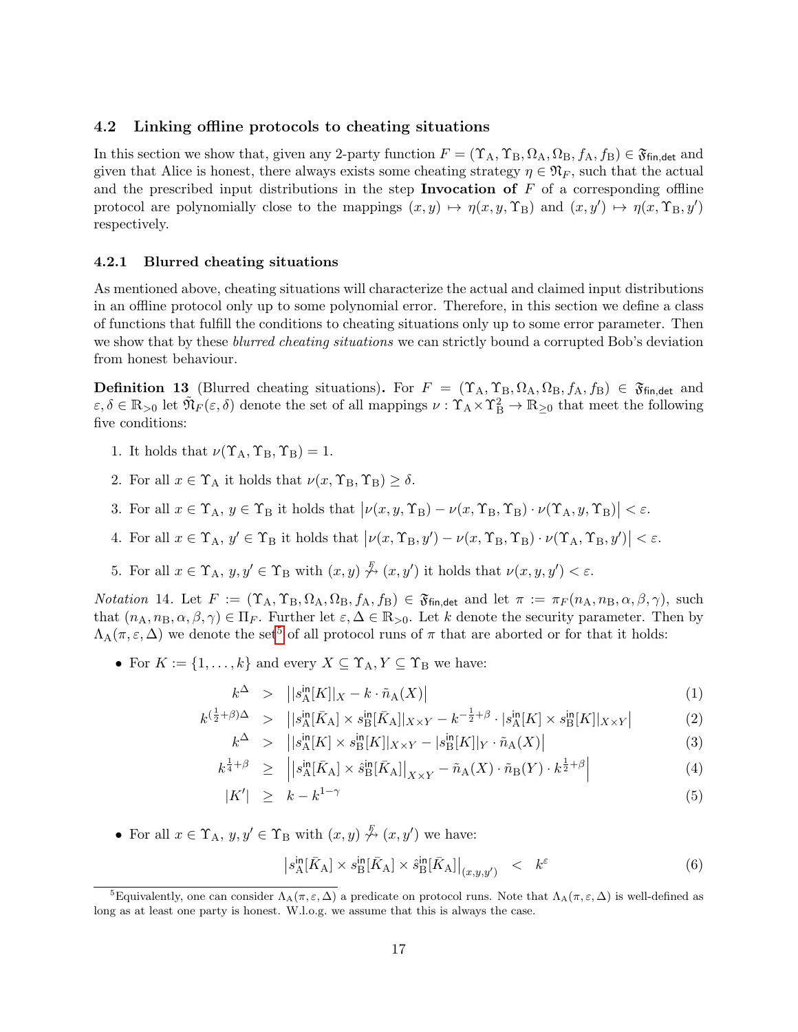### 4.2 Linking offline protocols to cheating situations

In this section we show that, given any 2-party function $F = (\Upsilon_A, \Upsilon_B, \Omega_A, \Omega_B, f_A, f_B) \in \mathfrak{F}_{\mathsf{fin,det}}$ and given that Alice is honest, there always exists some cheating strategy $\eta \in \mathfrak{N}_F$, such that the actual and the prescribed input distributions in the step **Invocation of** $F$ of a corresponding offline protocol are polynomially close to the mappings $(x, y) \mapsto \eta(x, y, \Upsilon_B)$ and $(x, y') \mapsto \eta(x, \Upsilon_B, y')$ respectively.

#### 4.2.1 Blurred cheating situations

As mentioned above, cheating situations will characterize the actual and claimed input distributions in an offline protocol only up to some polynomial error. Therefore, in this section we define a class of functions that fulfill the conditions to cheating situations only up to some error parameter. Then we show that by these *blurred cheating situations* we can strictly bound a corrupted Bob's deviation from honest behaviour.

**Definition 13** (Blurred cheating situations)**.** For $F = (\Upsilon_A, \Upsilon_B, \Omega_A, \Omega_B, f_A, f_B) \in \mathfrak{F}_{\mathsf{fin,det}}$ and $\varepsilon, \delta \in \mathbb{R}_{>0}$ let $\tilde{\mathfrak{N}}_F(\varepsilon, \delta)$ denote the set of all mappings $\nu : \Upsilon_A \times \Upsilon_B^2 \to \mathbb{R}_{\geq 0}$ that meet the following five conditions:

1. It holds that $\nu(\Upsilon_A, \Upsilon_B, \Upsilon_B) = 1$.
2. For all $x \in \Upsilon_A$ it holds that $\nu(x, \Upsilon_B, \Upsilon_B) \geq \delta$.
3. For all $x \in \Upsilon_A$, $y \in \Upsilon_B$ it holds that $\left|\nu(x, y, \Upsilon_B) - \nu(x, \Upsilon_B, \Upsilon_B) \cdot \nu(\Upsilon_A, y, \Upsilon_B)\right| < \varepsilon$.
4. For all $x \in \Upsilon_A$, $y' \in \Upsilon_B$ it holds that $\left|\nu(x, \Upsilon_B, y') - \nu(x, \Upsilon_B, \Upsilon_B) \cdot \nu(\Upsilon_A, \Upsilon_B, y')\right| < \varepsilon$.
5. For all $x \in \Upsilon_A$, $y, y' \in \Upsilon_B$ with $(x, y) \not\stackrel{F}{\rightsquigarrow} (x, y')$ it holds that $\nu(x, y, y') < \varepsilon$.

*Notation* 14. Let $F := (\Upsilon_A, \Upsilon_B, \Omega_A, \Omega_B, f_A, f_B) \in \mathfrak{F}_{\mathsf{fin,det}}$ and let $\pi := \pi_F(n_A, n_B, \alpha, \beta, \gamma)$, such that $(n_A, n_B, \alpha, \beta, \gamma) \in \Pi_F$. Further let $\varepsilon, \Delta \in \mathbb{R}_{>0}$. Let $k$ denote the security parameter. Then by $\Lambda_A(\pi, \varepsilon, \Delta)$ we denote the set[5] of all protocol runs of $\pi$ that are aborted or for that it holds:

- For $K := \{1, \ldots, k\}$ and every $X \subseteq \Upsilon_A, Y \subseteq \Upsilon_B$ we have:

$$k^{\Delta} > \left| |s_A^{\mathsf{in}}[K]|_X - k \cdot \tilde{n}_A(X) \right| \tag{1}$$

$$k^{(\frac{1}{2}+\beta)\Delta} > \left| |s_A^{\mathsf{in}}[\bar{K}_A] \times s_B^{\mathsf{in}}[\bar{K}_A]|_{X\times Y} - k^{-\frac{1}{2}+\beta} \cdot |s_A^{\mathsf{in}}[K] \times s_B^{\mathsf{in}}[K]|_{X\times Y} \right| \tag{2}$$

$$k^{\Delta} > \left| |s_A^{\mathsf{in}}[K] \times s_B^{\mathsf{in}}[K]|_{X\times Y} - |s_B^{\mathsf{in}}[K]|_Y \cdot \tilde{n}_A(X) \right| \tag{3}$$

$$k^{\frac{1}{4}+\beta} \geq \left| \left|s_A^{\mathsf{in}}[\bar{K}_A] \times \hat{s}_B^{\mathsf{in}}[\bar{K}_A]\right|_{X\times Y} - \tilde{n}_A(X) \cdot \tilde{n}_B(Y) \cdot k^{\frac{1}{2}+\beta} \right| \tag{4}$$

$$|K'| \geq k - k^{1-\gamma} \tag{5}$$

- For all $x \in \Upsilon_A$, $y, y' \in \Upsilon_B$ with $(x, y) \not\stackrel{F}{\rightsquigarrow} (x, y')$ we have:

$$\left|s_A^{\mathsf{in}}[\bar{K}_A] \times s_B^{\mathsf{in}}[\bar{K}_A] \times \hat{s}_B^{\mathsf{in}}[\bar{K}_A]\right|_{(x,y,y')} < k^{\varepsilon} \tag{6}$$

[5] Equivalently, one can consider $\Lambda_A(\pi, \varepsilon, \Delta)$ a predicate on protocol runs. Note that $\Lambda_A(\pi, \varepsilon, \Delta)$ is well-defined as long as at least one party is honest. W.l.o.g. we assume that this is always the case.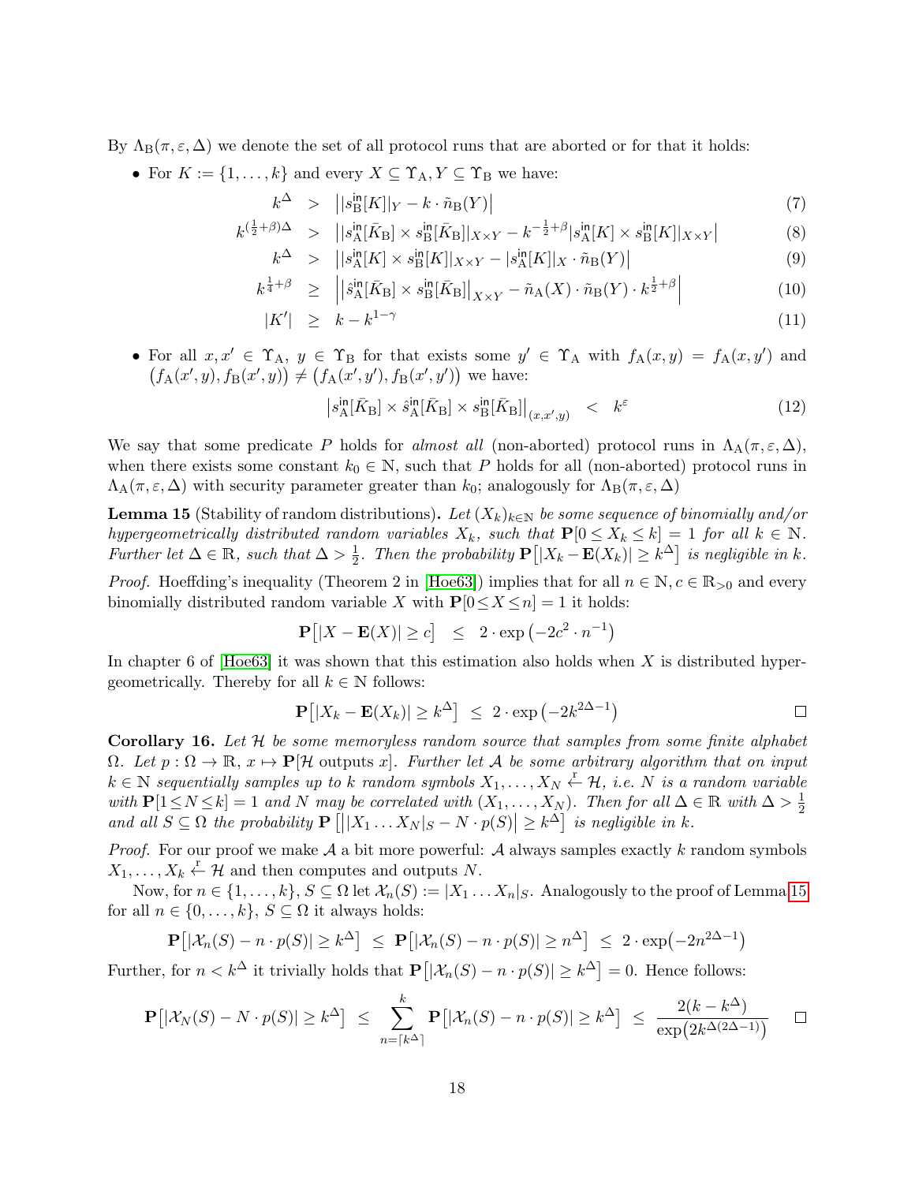By $\Lambda_{\mathrm{B}}(\pi, \varepsilon, \Delta)$ we denote the set of all protocol runs that are aborted or for that it holds:

- For $K := \{1, \ldots, k\}$ and every $X \subseteq \Upsilon_{\mathrm{A}}, Y \subseteq \Upsilon_{\mathrm{B}}$ we have:

$$k^{\Delta} \;>\; \left| |s^{\mathsf{in}}_{\mathrm{B}}[K]|_{Y} - k \cdot \tilde{n}_{\mathrm{B}}(Y) \right| \tag{7}$$

$$k^{(\frac{1}{2}+\beta)\Delta} \;>\; \left| |s^{\mathsf{in}}_{\mathrm{A}}[\bar{K}_{\mathrm{B}}] \times s^{\mathsf{in}}_{\mathrm{B}}[\bar{K}_{\mathrm{B}}]|_{X \times Y} - k^{-\frac{1}{2}+\beta} |s^{\mathsf{in}}_{\mathrm{A}}[K] \times s^{\mathsf{in}}_{\mathrm{B}}[K]|_{X \times Y} \right| \tag{8}$$

$$k^{\Delta} \;>\; \left| |s^{\mathsf{in}}_{\mathrm{A}}[K] \times s^{\mathsf{in}}_{\mathrm{B}}[K]|_{X \times Y} - |s^{\mathsf{in}}_{\mathrm{A}}[K]|_{X} \cdot \tilde{n}_{\mathrm{B}}(Y) \right| \tag{9}$$

$$k^{\frac{1}{4}+\beta} \;\geq\; \left| \left|\hat{s}^{\mathsf{in}}_{\mathrm{A}}[\bar{K}_{\mathrm{B}}] \times s^{\mathsf{in}}_{\mathrm{B}}[\bar{K}_{\mathrm{B}}]\right|_{X \times Y} - \tilde{n}_{\mathrm{A}}(X) \cdot \tilde{n}_{\mathrm{B}}(Y) \cdot k^{\frac{1}{2}+\beta} \right| \tag{10}$$

$$|K'| \;\geq\; k - k^{1-\gamma} \tag{11}$$

- For all $x, x' \in \Upsilon_{\mathrm{A}}$, $y \in \Upsilon_{\mathrm{B}}$ for that exists some $y' \in \Upsilon_{\mathrm{A}}$ with $f_{\mathrm{A}}(x, y) = f_{\mathrm{A}}(x, y')$ and $\big(f_{\mathrm{A}}(x', y), f_{\mathrm{B}}(x', y)\big) \neq \big(f_{\mathrm{A}}(x', y'), f_{\mathrm{B}}(x', y')\big)$ we have:

$$\left| s^{\mathsf{in}}_{\mathrm{A}}[\bar{K}_{\mathrm{B}}] \times \hat{s}^{\mathsf{in}}_{\mathrm{A}}[\bar{K}_{\mathrm{B}}] \times s^{\mathsf{in}}_{\mathrm{B}}[\bar{K}_{\mathrm{B}}] \right|_{(x, x', y)} \;<\; k^{\varepsilon} \tag{12}$$

We say that some predicate $P$ holds for *almost all* (non-aborted) protocol runs in $\Lambda_{\mathrm{A}}(\pi, \varepsilon, \Delta)$, when there exists some constant $k_0 \in \mathbb{N}$, such that $P$ holds for all (non-aborted) protocol runs in $\Lambda_{\mathrm{A}}(\pi, \varepsilon, \Delta)$ with security parameter greater than $k_0$; analogously for $\Lambda_{\mathrm{B}}(\pi, \varepsilon, \Delta)$

**Lemma 15** (Stability of random distributions)**.** *Let $(X_k)_{k \in \mathbb{N}}$ be some sequence of binomially and/or hypergeometrically distributed random variables $X_k$, such that $\mathbf{P}[0 \leq X_k \leq k] = 1$ for all $k \in \mathbb{N}$. Further let $\Delta \in \mathbb{R}$, such that $\Delta > \frac{1}{2}$. Then the probability $\mathbf{P}\big[|X_k - \mathbf{E}(X_k)| \geq k^{\Delta}\big]$ is negligible in $k$.*

*Proof.* Hoeffding's inequality (Theorem 2 in [Hoe63]) implies that for all $n \in \mathbb{N}, c \in \mathbb{R}_{>0}$ and every binomially distributed random variable $X$ with $\mathbf{P}[0 \leq X \leq n] = 1$ it holds:

$$\mathbf{P}\big[|X - \mathbf{E}(X)| \geq c\big] \;\leq\; 2 \cdot \exp\left(-2c^2 \cdot n^{-1}\right)$$

In chapter 6 of [Hoe63] it was shown that this estimation also holds when $X$ is distributed hypergeometrically. Thereby for all $k \in \mathbb{N}$ follows:

$$\mathbf{P}\big[|X_k - \mathbf{E}(X_k)| \geq k^{\Delta}\big] \;\leq\; 2 \cdot \exp\left(-2k^{2\Delta - 1}\right)$$

□

**Corollary 16.** *Let $\mathcal{H}$ be some memoryless random source that samples from some finite alphabet $\Omega$. Let $p : \Omega \to \mathbb{R}$, $x \mapsto \mathbf{P}[\mathcal{H}$ outputs $x]$. Further let $\mathcal{A}$ be some arbitrary algorithm that on input $k \in \mathbb{N}$ sequentially samples up to $k$ random symbols $X_1, \ldots, X_N \stackrel{\mathrm{r}}{\leftarrow} \mathcal{H}$, i.e. $N$ is a random variable with $\mathbf{P}[1 \leq N \leq k] = 1$ and $N$ may be correlated with $(X_1, \ldots, X_N)$. Then for all $\Delta \in \mathbb{R}$ with $\Delta > \frac{1}{2}$ and all $S \subseteq \Omega$ the probability $\mathbf{P}\left[\big||X_1 \ldots X_N|_S - N \cdot p(S)\big| \geq k^{\Delta}\right]$ is negligible in $k$.*

*Proof.* For our proof we make $\mathcal{A}$ a bit more powerful: $\mathcal{A}$ always samples exactly $k$ random symbols $X_1, \ldots, X_k \stackrel{\mathrm{r}}{\leftarrow} \mathcal{H}$ and then computes and outputs $N$.

Now, for $n \in \{1, \ldots, k\}$, $S \subseteq \Omega$ let $\mathcal{X}_n(S) := |X_1 \ldots X_n|_S$. Analogously to the proof of Lemma 15 for all $n \in \{0, \ldots, k\}$, $S \subseteq \Omega$ it always holds:

$$\mathbf{P}\big[|\mathcal{X}_n(S) - n \cdot p(S)| \geq k^{\Delta}\big] \;\leq\; \mathbf{P}\big[|\mathcal{X}_n(S) - n \cdot p(S)| \geq n^{\Delta}\big] \;\leq\; 2 \cdot \exp\!\big(-2n^{2\Delta - 1}\big)$$

Further, for $n < k^{\Delta}$ it trivially holds that $\mathbf{P}\big[|\mathcal{X}_n(S) - n \cdot p(S)| \geq k^{\Delta}\big] = 0$. Hence follows:

$$\mathbf{P}\big[|\mathcal{X}_N(S) - N \cdot p(S)| \geq k^{\Delta}\big] \;\leq\; \sum_{n = \lceil k^{\Delta} \rceil}^{k} \mathbf{P}\big[|\mathcal{X}_n(S) - n \cdot p(S)| \geq k^{\Delta}\big] \;\leq\; \frac{2(k - k^{\Delta})}{\exp\!\big(2k^{\Delta(2\Delta - 1)}\big)}$$

□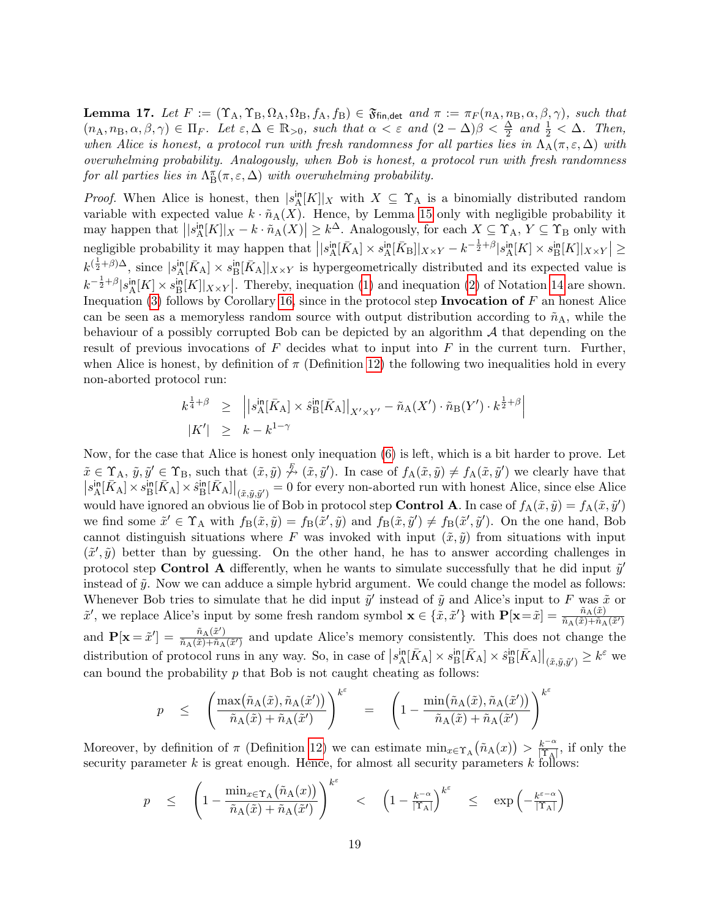**Lemma 17.** *Let $F := (\Upsilon_\mathrm{A}, \Upsilon_\mathrm{B}, \Omega_\mathrm{A}, \Omega_\mathrm{B}, f_\mathrm{A}, f_\mathrm{B}) \in \mathfrak{F}_{\mathsf{fin,det}}$ and $\pi := \pi_F(n_\mathrm{A}, n_\mathrm{B}, \alpha, \beta, \gamma)$, such that $(n_\mathrm{A}, n_\mathrm{B}, \alpha, \beta, \gamma) \in \Pi_F$. Let $\varepsilon, \Delta \in \mathbb{R}_{>0}$, such that $\alpha < \varepsilon$ and $(2-\Delta)\beta < \frac{\Delta}{2}$ and $\frac{1}{2} < \Delta$. Then, when Alice is honest, a protocol run with fresh randomness for all parties lies in $\Lambda_\mathrm{A}(\pi, \varepsilon, \Delta)$ with overwhelming probability. Analogously, when Bob is honest, a protocol run with fresh randomness for all parties lies in $\Lambda^\pi_\mathrm{B}(\pi, \varepsilon, \Delta)$ with overwhelming probability.*

*Proof.* When Alice is honest, then $|s^{\mathsf{in}}_\mathrm{A}[K]|_X$ with $X \subseteq \Upsilon_\mathrm{A}$ is a binomially distributed random variable with expected value $k \cdot \tilde{n}_\mathrm{A}(X)$. Hence, by Lemma 15 only with negligible probability it may happen that $\big||s^{\mathsf{in}}_\mathrm{A}[K]|_X - k \cdot \tilde{n}_\mathrm{A}(X)\big| \geq k^\Delta$. Analogously, for each $X \subseteq \Upsilon_\mathrm{A}$, $Y \subseteq \Upsilon_\mathrm{B}$ only with negligible probability it may happen that $\big||s^{\mathsf{in}}_\mathrm{A}[\bar{K}_\mathrm{A}] \times s^{\mathsf{in}}_\mathrm{A}[\bar{K}_\mathrm{B}]|_{X\times Y} - k^{-\frac{1}{2}+\beta}|s^{\mathsf{in}}_\mathrm{A}[K] \times s^{\mathsf{in}}_\mathrm{B}[K]|_{X\times Y}\big| \geq k^{(\frac{1}{2}+\beta)\Delta}$, since $|s^{\mathsf{in}}_\mathrm{A}[\bar{K}_\mathrm{A}] \times s^{\mathsf{in}}_\mathrm{B}[\bar{K}_\mathrm{A}]|_{X\times Y}$ is hypergeometrically distributed and its expected value is $k^{-\frac{1}{2}+\beta}|s^{\mathsf{in}}_\mathrm{A}[K] \times s^{\mathsf{in}}_\mathrm{B}[K]|_{X\times Y}\big|$. Thereby, inequation (1) and inequation (2) of Notation 14 are shown. Inequation (3) follows by Corollary 16, since in the protocol step **Invocation of** $F$ an honest Alice can be seen as a memoryless random source with output distribution according to $\tilde{n}_\mathrm{A}$, while the behaviour of a possibly corrupted Bob can be depicted by an algorithm $\mathcal{A}$ that depending on the result of previous invocations of $F$ decides what to input into $F$ in the current turn. Further, when Alice is honest, by definition of $\pi$ (Definition 12) the following two inequalities hold in every non-aborted protocol run:

$$
\begin{aligned}
k^{\frac{1}{4}+\beta} \quad &\geq \quad \Big|\big|s^{\mathsf{in}}_\mathrm{A}[\bar{K}_\mathrm{A}] \times \hat{s}^{\mathsf{in}}_\mathrm{B}[\bar{K}_\mathrm{A}]\big|_{X'\times Y'} - \tilde{n}_\mathrm{A}(X') \cdot \tilde{n}_\mathrm{B}(Y') \cdot k^{\frac{1}{2}+\beta}\Big| \\
|K'| \quad &\geq \quad k - k^{1-\gamma}
\end{aligned}
$$

Now, for the case that Alice is honest only inequation (6) is left, which is a bit harder to prove. Let $\tilde{x} \in \Upsilon_\mathrm{A}$, $\tilde{y}, \tilde{y}' \in \Upsilon_\mathrm{B}$, such that $(\tilde{x}, \tilde{y}) \not\succsim^F (\tilde{x}, \tilde{y}')$. In case of $f_\mathrm{A}(\tilde{x}, \tilde{y}) \neq f_\mathrm{A}(\tilde{x}, \tilde{y}')$ we clearly have that $\big|s^{\mathsf{in}}_\mathrm{A}[\bar{K}_\mathrm{A}] \times s^{\mathsf{in}}_\mathrm{B}[\bar{K}_\mathrm{A}] \times \hat{s}^{\mathsf{in}}_\mathrm{B}[\bar{K}_\mathrm{A}]\big|_{(\tilde{x},\tilde{y},\tilde{y}')} = 0$ for every non-aborted run with honest Alice, since else Alice would have ignored an obvious lie of Bob in protocol step **Control A**. In case of $f_\mathrm{A}(\tilde{x}, \tilde{y}) = f_\mathrm{A}(\tilde{x}, \tilde{y}')$ we find some $\tilde{x}' \in \Upsilon_\mathrm{A}$ with $f_\mathrm{B}(\tilde{x}, \tilde{y}) = f_\mathrm{B}(\tilde{x}', \tilde{y})$ and $f_\mathrm{B}(\tilde{x}, \tilde{y}') \neq f_\mathrm{B}(\tilde{x}', \tilde{y}')$. On the one hand, Bob cannot distinguish situations where $F$ was invoked with input $(\tilde{x}, \tilde{y})$ from situations with input $(\tilde{x}', \tilde{y})$ better than by guessing. On the other hand, he has to answer according challenges in protocol step **Control A** differently, when he wants to simulate successfully that he did input $\tilde{y}'$ instead of $\tilde{y}$. Now we can adduce a simple hybrid argument. We could change the model as follows: Whenever Bob tries to simulate that he did input $\tilde{y}'$ instead of $\tilde{y}$ and Alice's input to $F$ was $\tilde{x}$ or $\tilde{x}'$, we replace Alice's input by some fresh random symbol $\mathbf{x} \in \{\tilde{x}, \tilde{x}'\}$ with $\mathbf{P}[\mathbf{x} = \tilde{x}] = \frac{\tilde{n}_\mathrm{A}(\tilde{x})}{\tilde{n}_\mathrm{A}(\tilde{x}) + \tilde{n}_\mathrm{A}(\tilde{x}')}$ and $\mathbf{P}[\mathbf{x} = \tilde{x}'] = \frac{\tilde{n}_\mathrm{A}(\tilde{x}')}{\tilde{n}_\mathrm{A}(\tilde{x}) + \tilde{n}_\mathrm{A}(\tilde{x}')}$ and update Alice's memory consistently. This does not change the distribution of protocol runs in any way. So, in case of $\big|s^{\mathsf{in}}_\mathrm{A}[\bar{K}_\mathrm{A}] \times s^{\mathsf{in}}_\mathrm{B}[\bar{K}_\mathrm{A}] \times \hat{s}^{\mathsf{in}}_\mathrm{B}[\bar{K}_\mathrm{A}]\big|_{(\tilde{x},\tilde{y},\tilde{y}')} \geq k^\varepsilon$ we can bound the probability $p$ that Bob is not caught cheating as follows:

$$
p \quad \leq \quad \left(\frac{\max\big(\tilde{n}_\mathrm{A}(\tilde{x}), \tilde{n}_\mathrm{A}(\tilde{x}')\big)}{\tilde{n}_\mathrm{A}(\tilde{x}) + \tilde{n}_\mathrm{A}(\tilde{x}')}\right)^{k^\varepsilon} \quad = \quad \left(1 - \frac{\min\big(\tilde{n}_\mathrm{A}(\tilde{x}), \tilde{n}_\mathrm{A}(\tilde{x}')\big)}{\tilde{n}_\mathrm{A}(\tilde{x}) + \tilde{n}_\mathrm{A}(\tilde{x}')}\right)^{k^\varepsilon}
$$

Moreover, by definition of $\pi$ (Definition 12) we can estimate $\min_{x\in\Upsilon_\mathrm{A}}\big(\tilde{n}_\mathrm{A}(x)\big) > \frac{k^{-\alpha}}{|\Upsilon_\mathrm{A}|}$, if only the security parameter $k$ is great enough. Hence, for almost all security parameters $k$ follows:

$$
p \quad \leq \quad \left(1 - \frac{\min_{x\in\Upsilon_\mathrm{A}}\big(\tilde{n}_\mathrm{A}(x)\big)}{\tilde{n}_\mathrm{A}(\tilde{x}) + \tilde{n}_\mathrm{A}(\tilde{x}')}\right)^{k^\varepsilon} \quad < \quad \left(1 - \tfrac{k^{-\alpha}}{|\Upsilon_\mathrm{A}|}\right)^{k^\varepsilon} \quad \leq \quad \exp\left(-\tfrac{k^{\varepsilon-\alpha}}{|\Upsilon_\mathrm{A}|}\right)
$$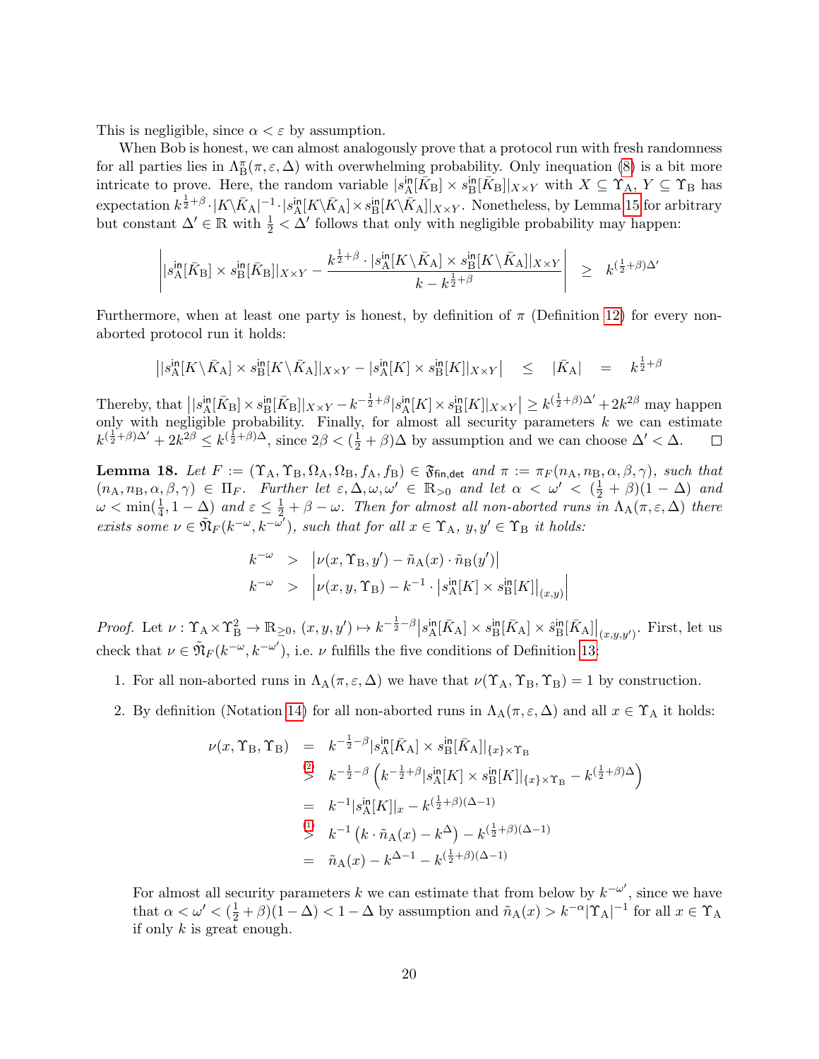This is negligible, since $\alpha < \varepsilon$ by assumption.

When Bob is honest, we can almost analogously prove that a protocol run with fresh randomness for all parties lies in $\Lambda^{\pi}_{\mathrm{B}}(\pi, \varepsilon, \Delta)$ with overwhelming probability. Only inequation (8) is a bit more intricate to prove. Here, the random variable $|s^{\mathsf{in}}_{\mathrm{A}}[\bar{K}_{\mathrm{B}}] \times s^{\mathsf{in}}_{\mathrm{B}}[\bar{K}_{\mathrm{B}}]|_{X\times Y}$ with $X \subseteq \Upsilon_{\mathrm{A}}$, $Y \subseteq \Upsilon_{\mathrm{B}}$ has expectation $k^{\frac{1}{2}+\beta} \cdot |K\backslash\bar{K}_{\mathrm{A}}|^{-1} \cdot |s^{\mathsf{in}}_{\mathrm{A}}[K\backslash\bar{K}_{\mathrm{A}}] \times s^{\mathsf{in}}_{\mathrm{B}}[K\backslash\bar{K}_{\mathrm{A}}]|_{X\times Y}$. Nonetheless, by Lemma 15 for arbitrary but constant $\Delta' \in \mathbb{R}$ with $\frac{1}{2} < \Delta'$ follows that only with negligible probability may happen:

$$\left| |s^{\mathsf{in}}_{\mathrm{A}}[\bar{K}_{\mathrm{B}}] \times s^{\mathsf{in}}_{\mathrm{B}}[\bar{K}_{\mathrm{B}}]|_{X\times Y} - \frac{k^{\frac{1}{2}+\beta} \cdot |s^{\mathsf{in}}_{\mathrm{A}}[K\backslash\bar{K}_{\mathrm{A}}] \times s^{\mathsf{in}}_{\mathrm{B}}[K\backslash\bar{K}_{\mathrm{A}}]|_{X\times Y}}{k - k^{\frac{1}{2}+\beta}} \right| \quad \geq \quad k^{(\frac{1}{2}+\beta)\Delta'}$$

Furthermore, when at least one party is honest, by definition of $\pi$ (Definition 12) for every non-aborted protocol run it holds:

$$\left| |s^{\mathsf{in}}_{\mathrm{A}}[K\backslash\bar{K}_{\mathrm{A}}] \times s^{\mathsf{in}}_{\mathrm{B}}[K\backslash\bar{K}_{\mathrm{A}}]|_{X\times Y} - |s^{\mathsf{in}}_{\mathrm{A}}[K] \times s^{\mathsf{in}}_{\mathrm{B}}[K]|_{X\times Y} \right| \quad \leq \quad |\bar{K}_{\mathrm{A}}| \quad = \quad k^{\frac{1}{2}+\beta}$$

Thereby, that $\left| |s^{\mathsf{in}}_{\mathrm{A}}[\bar{K}_{\mathrm{B}}] \times s^{\mathsf{in}}_{\mathrm{B}}[\bar{K}_{\mathrm{B}}]|_{X\times Y} - k^{-\frac{1}{2}+\beta}|s^{\mathsf{in}}_{\mathrm{A}}[K] \times s^{\mathsf{in}}_{\mathrm{B}}[K]|_{X\times Y} \right| \geq k^{(\frac{1}{2}+\beta)\Delta'} + 2k^{2\beta}$ may happen only with negligible probability. Finally, for almost all security parameters $k$ we can estimate $k^{(\frac{1}{2}+\beta)\Delta'} + 2k^{2\beta} \leq k^{(\frac{1}{2}+\beta)\Delta}$, since $2\beta < (\frac{1}{2}+\beta)\Delta$ by assumption and we can choose $\Delta' < \Delta$. ☐

**Lemma 18.** *Let $F := (\Upsilon_{\mathrm{A}}, \Upsilon_{\mathrm{B}}, \Omega_{\mathrm{A}}, \Omega_{\mathrm{B}}, f_{\mathrm{A}}, f_{\mathrm{B}}) \in \mathfrak{F}_{\mathsf{fin,det}}$ and $\pi := \pi_F(n_{\mathrm{A}}, n_{\mathrm{B}}, \alpha, \beta, \gamma)$, such that $(n_{\mathrm{A}}, n_{\mathrm{B}}, \alpha, \beta, \gamma) \in \Pi_F$. Further let $\varepsilon, \Delta, \omega, \omega' \in \mathbb{R}_{>0}$ and let $\alpha < \omega' < (\frac{1}{2}+\beta)(1-\Delta)$ and $\omega < \min(\frac{1}{4}, 1-\Delta)$ and $\varepsilon \leq \frac{1}{2}+\beta-\omega$. Then for almost all non-aborted runs in $\Lambda_{\mathrm{A}}(\pi,\varepsilon,\Delta)$ there exists some $\nu \in \tilde{\mathfrak{N}}_F(k^{-\omega}, k^{-\omega'})$, such that for all $x \in \Upsilon_{\mathrm{A}}$, $y, y' \in \Upsilon_{\mathrm{B}}$ it holds:*

$$\begin{aligned}
k^{-\omega} \quad &> \quad \left|\nu(x, \Upsilon_{\mathrm{B}}, y') - \tilde{n}_{\mathrm{A}}(x) \cdot \tilde{n}_{\mathrm{B}}(y')\right| \\
k^{-\omega} \quad &> \quad \left|\nu(x, y, \Upsilon_{\mathrm{B}}) - k^{-1} \cdot \left|s^{\mathsf{in}}_{\mathrm{A}}[K] \times s^{\mathsf{in}}_{\mathrm{B}}[K]\right|_{(x,y)}\right|
\end{aligned}$$

*Proof.* Let $\nu : \Upsilon_{\mathrm{A}} \times \Upsilon_{\mathrm{B}}^2 \to \mathbb{R}_{\geq 0}$, $(x, y, y') \mapsto k^{-\frac{1}{2}-\beta}\left|s^{\mathsf{in}}_{\mathrm{A}}[\bar{K}_{\mathrm{A}}] \times s^{\mathsf{in}}_{\mathrm{B}}[\bar{K}_{\mathrm{A}}] \times \hat{s}^{\mathsf{in}}_{\mathrm{B}}[\bar{K}_{\mathrm{A}}]\right|_{(x,y,y')}$. First, let us check that $\nu \in \tilde{\mathfrak{N}}_F(k^{-\omega}, k^{-\omega'})$, i.e. $\nu$ fulfills the five conditions of Definition 13:

1. For all non-aborted runs in $\Lambda_{\mathrm{A}}(\pi, \varepsilon, \Delta)$ we have that $\nu(\Upsilon_{\mathrm{A}}, \Upsilon_{\mathrm{B}}, \Upsilon_{\mathrm{B}}) = 1$ by construction.

2. By definition (Notation 14) for all non-aborted runs in $\Lambda_{\mathrm{A}}(\pi, \varepsilon, \Delta)$ and all $x \in \Upsilon_{\mathrm{A}}$ it holds:

$$\begin{aligned}
\nu(x, \Upsilon_{\mathrm{B}}, \Upsilon_{\mathrm{B}}) \quad &= \quad k^{-\frac{1}{2}-\beta}|s^{\mathsf{in}}_{\mathrm{A}}[\bar{K}_{\mathrm{A}}] \times s^{\mathsf{in}}_{\mathrm{B}}[\bar{K}_{\mathrm{A}}]|_{\{x\}\times\Upsilon_{\mathrm{B}}} \\
&\overset{(2)}{>} \quad k^{-\frac{1}{2}-\beta}\left(k^{-\frac{1}{2}+\beta}|s^{\mathsf{in}}_{\mathrm{A}}[K] \times s^{\mathsf{in}}_{\mathrm{B}}[K]|_{\{x\}\times\Upsilon_{\mathrm{B}}} - k^{(\frac{1}{2}+\beta)\Delta}\right) \\
&= \quad k^{-1}|s^{\mathsf{in}}_{\mathrm{A}}[K]|_x - k^{(\frac{1}{2}+\beta)(\Delta-1)} \\
&\overset{(1)}{>} \quad k^{-1}\left(k \cdot \tilde{n}_{\mathrm{A}}(x) - k^{\Delta}\right) - k^{(\frac{1}{2}+\beta)(\Delta-1)} \\
&= \quad \tilde{n}_{\mathrm{A}}(x) - k^{\Delta-1} - k^{(\frac{1}{2}+\beta)(\Delta-1)}
\end{aligned}$$

   For almost all security parameters $k$ we can estimate that from below by $k^{-\omega'}$, since we have that $\alpha < \omega' < (\frac{1}{2}+\beta)(1-\Delta) < 1-\Delta$ by assumption and $\tilde{n}_{\mathrm{A}}(x) > k^{-\alpha}|\Upsilon_{\mathrm{A}}|^{-1}$ for all $x \in \Upsilon_{\mathrm{A}}$ if only $k$ is great enough.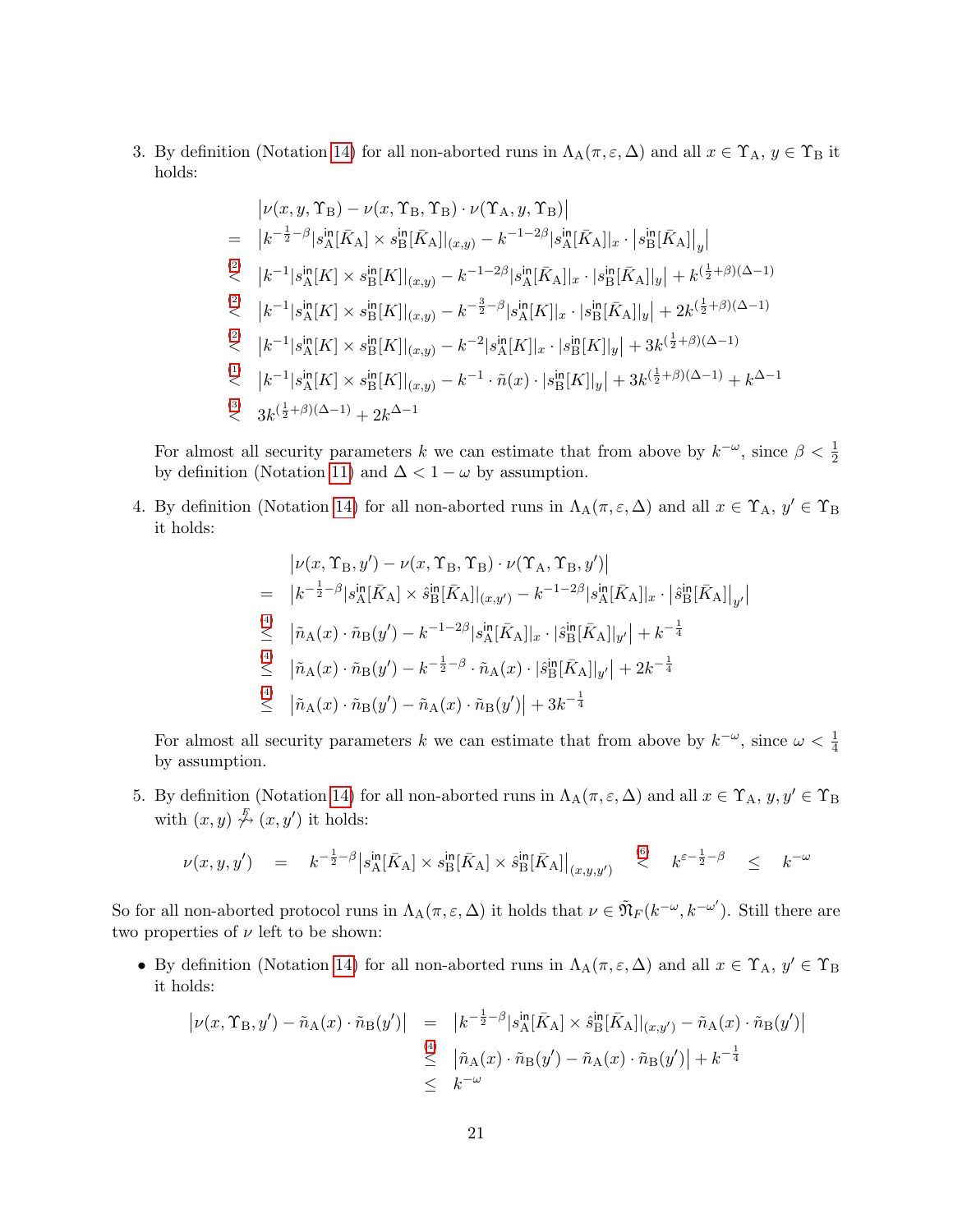3. By definition (Notation 14) for all non-aborted runs in $\Lambda_{\mathrm{A}}(\pi, \varepsilon, \Delta)$ and all $x \in \Upsilon_{\mathrm{A}}$, $y \in \Upsilon_{\mathrm{B}}$ it holds:

$$
\begin{aligned}
& \left|\nu(x, y, \Upsilon_{\mathrm{B}}) - \nu(x, \Upsilon_{\mathrm{B}}, \Upsilon_{\mathrm{B}}) \cdot \nu(\Upsilon_{\mathrm{A}}, y, \Upsilon_{\mathrm{B}})\right| \\
= \; & \left|k^{-\frac{1}{2}-\beta}|s^{\mathsf{in}}_{\mathrm{A}}[\bar{K}_{\mathrm{A}}] \times s^{\mathsf{in}}_{\mathrm{B}}[\bar{K}_{\mathrm{A}}]|_{(x,y)} - k^{-1-2\beta}|s^{\mathsf{in}}_{\mathrm{A}}[\bar{K}_{\mathrm{A}}]|_x \cdot \left|s^{\mathsf{in}}_{\mathrm{B}}[\bar{K}_{\mathrm{A}}]\right|_y\right| \\
\overset{(2)}{<} \; & \left|k^{-1}|s^{\mathsf{in}}_{\mathrm{A}}[K] \times s^{\mathsf{in}}_{\mathrm{B}}[K]|_{(x,y)} - k^{-1-2\beta}|s^{\mathsf{in}}_{\mathrm{A}}[\bar{K}_{\mathrm{A}}]|_x \cdot |s^{\mathsf{in}}_{\mathrm{B}}[\bar{K}_{\mathrm{A}}]|_y\right| + k^{(\frac{1}{2}+\beta)(\Delta-1)} \\
\overset{(2)}{<} \; & \left|k^{-1}|s^{\mathsf{in}}_{\mathrm{A}}[K] \times s^{\mathsf{in}}_{\mathrm{B}}[K]|_{(x,y)} - k^{-\frac{3}{2}-\beta}|s^{\mathsf{in}}_{\mathrm{A}}[K]|_x \cdot |s^{\mathsf{in}}_{\mathrm{B}}[\bar{K}_{\mathrm{A}}]|_y\right| + 2k^{(\frac{1}{2}+\beta)(\Delta-1)} \\
\overset{(2)}{<} \; & \left|k^{-1}|s^{\mathsf{in}}_{\mathrm{A}}[K] \times s^{\mathsf{in}}_{\mathrm{B}}[K]|_{(x,y)} - k^{-2}|s^{\mathsf{in}}_{\mathrm{A}}[K]|_x \cdot |s^{\mathsf{in}}_{\mathrm{B}}[K]|_y\right| + 3k^{(\frac{1}{2}+\beta)(\Delta-1)} \\
\overset{(1)}{<} \; & \left|k^{-1}|s^{\mathsf{in}}_{\mathrm{A}}[K] \times s^{\mathsf{in}}_{\mathrm{B}}[K]|_{(x,y)} - k^{-1} \cdot \tilde{n}(x) \cdot |s^{\mathsf{in}}_{\mathrm{B}}[K]|_y\right| + 3k^{(\frac{1}{2}+\beta)(\Delta-1)} + k^{\Delta-1} \\
\overset{(3)}{<} \; & 3k^{(\frac{1}{2}+\beta)(\Delta-1)} + 2k^{\Delta-1}
\end{aligned}
$$

For almost all security parameters $k$ we can estimate that from above by $k^{-\omega}$, since $\beta < \frac{1}{2}$ by definition (Notation 11) and $\Delta < 1 - \omega$ by assumption.

4. By definition (Notation 14) for all non-aborted runs in $\Lambda_{\mathrm{A}}(\pi, \varepsilon, \Delta)$ and all $x \in \Upsilon_{\mathrm{A}}$, $y' \in \Upsilon_{\mathrm{B}}$ it holds:

$$
\begin{aligned}
& \left|\nu(x, \Upsilon_{\mathrm{B}}, y') - \nu(x, \Upsilon_{\mathrm{B}}, \Upsilon_{\mathrm{B}}) \cdot \nu(\Upsilon_{\mathrm{A}}, \Upsilon_{\mathrm{B}}, y')\right| \\
= \; & \left|k^{-\frac{1}{2}-\beta}|s^{\mathsf{in}}_{\mathrm{A}}[\bar{K}_{\mathrm{A}}] \times \hat{s}^{\mathsf{in}}_{\mathrm{B}}[\bar{K}_{\mathrm{A}}]|_{(x,y')} - k^{-1-2\beta}|s^{\mathsf{in}}_{\mathrm{A}}[\bar{K}_{\mathrm{A}}]|_x \cdot \left|\hat{s}^{\mathsf{in}}_{\mathrm{B}}[\bar{K}_{\mathrm{A}}]\right|_{y'}\right| \\
\overset{(4)}{\leq} \; & \left|\tilde{n}_{\mathrm{A}}(x) \cdot \tilde{n}_{\mathrm{B}}(y') - k^{-1-2\beta}|s^{\mathsf{in}}_{\mathrm{A}}[\bar{K}_{\mathrm{A}}]|_x \cdot |\hat{s}^{\mathsf{in}}_{\mathrm{B}}[\bar{K}_{\mathrm{A}}]|_{y'}\right| + k^{-\frac{1}{4}} \\
\overset{(4)}{\leq} \; & \left|\tilde{n}_{\mathrm{A}}(x) \cdot \tilde{n}_{\mathrm{B}}(y') - k^{-\frac{1}{2}-\beta} \cdot \tilde{n}_{\mathrm{A}}(x) \cdot |\hat{s}^{\mathsf{in}}_{\mathrm{B}}[\bar{K}_{\mathrm{A}}]|_{y'}\right| + 2k^{-\frac{1}{4}} \\
\overset{(4)}{\leq} \; & \left|\tilde{n}_{\mathrm{A}}(x) \cdot \tilde{n}_{\mathrm{B}}(y') - \tilde{n}_{\mathrm{A}}(x) \cdot \tilde{n}_{\mathrm{B}}(y')\right| + 3k^{-\frac{1}{4}}
\end{aligned}
$$

For almost all security parameters $k$ we can estimate that from above by $k^{-\omega}$, since $\omega < \frac{1}{4}$ by assumption.

5. By definition (Notation 14) for all non-aborted runs in $\Lambda_{\mathrm{A}}(\pi, \varepsilon, \Delta)$ and all $x \in \Upsilon_{\mathrm{A}}$, $y, y' \in \Upsilon_{\mathrm{B}}$ with $(x, y) \overset{F}{\not\rightsquigarrow} (x, y')$ it holds:

$$
\nu(x, y, y') \quad = \quad k^{-\frac{1}{2}-\beta}\left|s^{\mathsf{in}}_{\mathrm{A}}[\bar{K}_{\mathrm{A}}] \times s^{\mathsf{in}}_{\mathrm{B}}[\bar{K}_{\mathrm{A}}] \times \hat{s}^{\mathsf{in}}_{\mathrm{B}}[\bar{K}_{\mathrm{A}}]\right|_{(x,y,y')} \quad \overset{(6)}{<} \quad k^{\varepsilon-\frac{1}{2}-\beta} \quad \leq \quad k^{-\omega}
$$

So for all non-aborted protocol runs in $\Lambda_{\mathrm{A}}(\pi, \varepsilon, \Delta)$ it holds that $\nu \in \tilde{\mathfrak{N}}_F(k^{-\omega}, k^{-\omega'})$. Still there are two properties of $\nu$ left to be shown:

- By definition (Notation 14) for all non-aborted runs in $\Lambda_{\mathrm{A}}(\pi, \varepsilon, \Delta)$ and all $x \in \Upsilon_{\mathrm{A}}$, $y' \in \Upsilon_{\mathrm{B}}$ it holds:

$$
\begin{aligned}
\left|\nu(x, \Upsilon_{\mathrm{B}}, y') - \tilde{n}_{\mathrm{A}}(x) \cdot \tilde{n}_{\mathrm{B}}(y')\right| \;&=\; \left|k^{-\frac{1}{2}-\beta}|s^{\mathsf{in}}_{\mathrm{A}}[\bar{K}_{\mathrm{A}}] \times \hat{s}^{\mathsf{in}}_{\mathrm{B}}[\bar{K}_{\mathrm{A}}]|_{(x,y')} - \tilde{n}_{\mathrm{A}}(x) \cdot \tilde{n}_{\mathrm{B}}(y')\right| \\
&\overset{(4)}{\leq}\; \left|\tilde{n}_{\mathrm{A}}(x) \cdot \tilde{n}_{\mathrm{B}}(y') - \tilde{n}_{\mathrm{A}}(x) \cdot \tilde{n}_{\mathrm{B}}(y')\right| + k^{-\frac{1}{4}} \\
&\leq\; k^{-\omega}
\end{aligned}
$$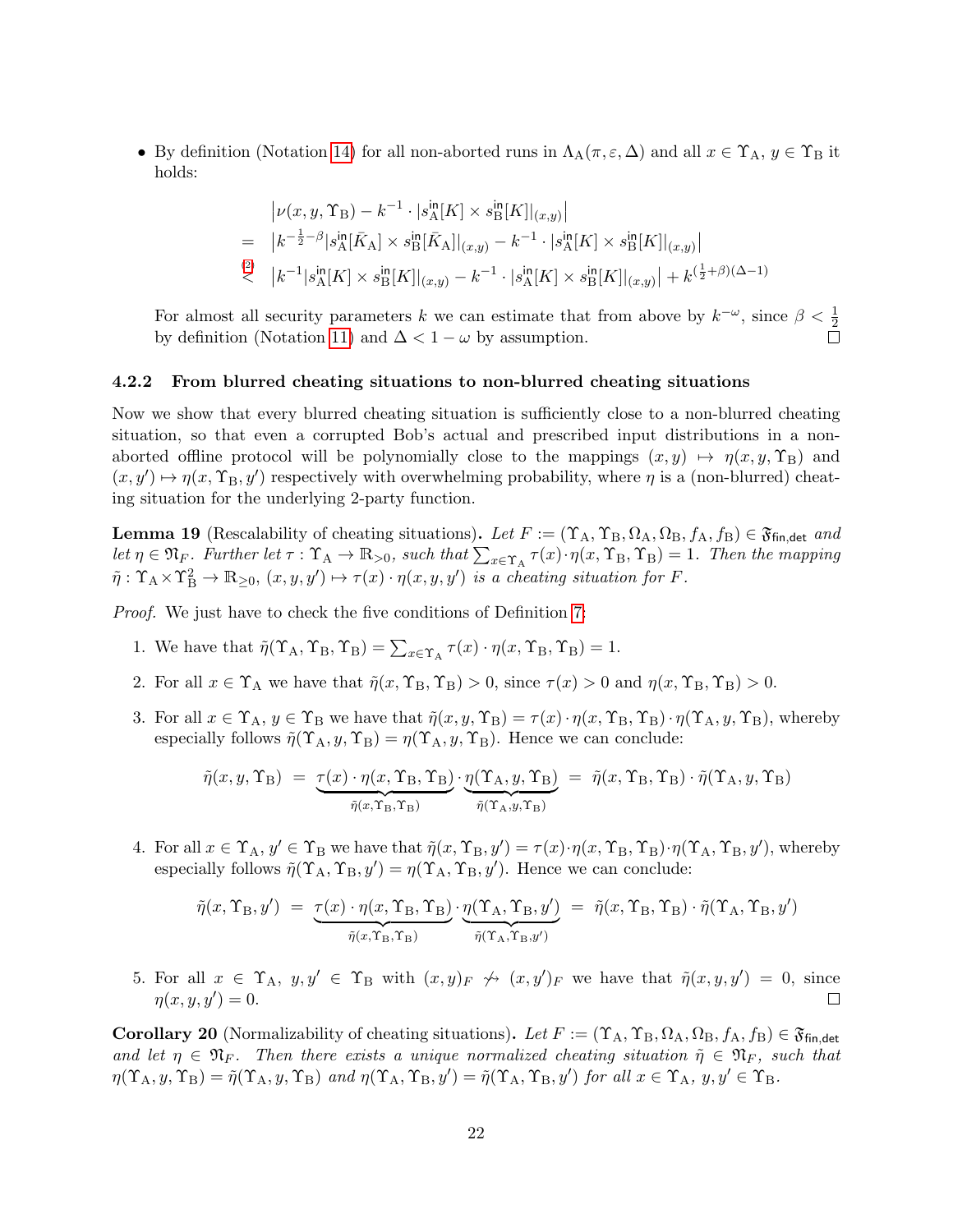- By definition (Notation 14) for all non-aborted runs in $\Lambda_{\mathrm{A}}(\pi, \varepsilon, \Delta)$ and all $x \in \Upsilon_{\mathrm{A}}$, $y \in \Upsilon_{\mathrm{B}}$ it holds:

$$
\begin{aligned}
& \left|\nu(x, y, \Upsilon_{\mathrm{B}}) - k^{-1} \cdot |s_{\mathrm{A}}^{\mathsf{in}}[K] \times s_{\mathrm{B}}^{\mathsf{in}}[K]|_{(x,y)}\right| \\
= \; & \left|k^{-\frac{1}{2}-\beta} |s_{\mathrm{A}}^{\mathsf{in}}[\bar{K}_{\mathrm{A}}] \times s_{\mathrm{B}}^{\mathsf{in}}[\bar{K}_{\mathrm{A}}]|_{(x,y)} - k^{-1} \cdot |s_{\mathrm{A}}^{\mathsf{in}}[K] \times s_{\mathrm{B}}^{\mathsf{in}}[K]|_{(x,y)}\right| \\
\overset{(2)}{<} \; & \left|k^{-1} |s_{\mathrm{A}}^{\mathsf{in}}[K] \times s_{\mathrm{B}}^{\mathsf{in}}[K]|_{(x,y)} - k^{-1} \cdot |s_{\mathrm{A}}^{\mathsf{in}}[K] \times s_{\mathrm{B}}^{\mathsf{in}}[K]|_{(x,y)}\right| + k^{(\frac{1}{2}+\beta)(\Delta - 1)}
\end{aligned}
$$

  For almost all security parameters $k$ we can estimate that from above by $k^{-\omega}$, since $\beta < \frac{1}{2}$ by definition (Notation 11) and $\Delta < 1 - \omega$ by assumption. □

### 4.2.2 From blurred cheating situations to non-blurred cheating situations

Now we show that every blurred cheating situation is sufficiently close to a non-blurred cheating situation, so that even a corrupted Bob's actual and prescribed input distributions in a non-aborted offline protocol will be polynomially close to the mappings $(x, y) \mapsto \eta(x, y, \Upsilon_{\mathrm{B}})$ and $(x, y') \mapsto \eta(x, \Upsilon_{\mathrm{B}}, y')$ respectively with overwhelming probability, where $\eta$ is a (non-blurred) cheating situation for the underlying 2-party function.

**Lemma 19** (Rescalability of cheating situations)**.** *Let $F := (\Upsilon_{\mathrm{A}}, \Upsilon_{\mathrm{B}}, \Omega_{\mathrm{A}}, \Omega_{\mathrm{B}}, f_{\mathrm{A}}, f_{\mathrm{B}}) \in \mathfrak{F}_{\mathsf{fin,det}}$ and let $\eta \in \mathfrak{N}_F$. Further let $\tau : \Upsilon_{\mathrm{A}} \to \mathbb{R}_{>0}$, such that $\sum_{x \in \Upsilon_{\mathrm{A}}} \tau(x) \cdot \eta(x, \Upsilon_{\mathrm{B}}, \Upsilon_{\mathrm{B}}) = 1$. Then the mapping $\tilde{\eta} : \Upsilon_{\mathrm{A}} \times \Upsilon_{\mathrm{B}}^2 \to \mathbb{R}_{\geq 0}$, $(x, y, y') \mapsto \tau(x) \cdot \eta(x, y, y')$ is a cheating situation for $F$.*

*Proof.* We just have to check the five conditions of Definition 7:

1. We have that $\tilde{\eta}(\Upsilon_{\mathrm{A}}, \Upsilon_{\mathrm{B}}, \Upsilon_{\mathrm{B}}) = \sum_{x \in \Upsilon_{\mathrm{A}}} \tau(x) \cdot \eta(x, \Upsilon_{\mathrm{B}}, \Upsilon_{\mathrm{B}}) = 1$.

2. For all $x \in \Upsilon_{\mathrm{A}}$ we have that $\tilde{\eta}(x, \Upsilon_{\mathrm{B}}, \Upsilon_{\mathrm{B}}) > 0$, since $\tau(x) > 0$ and $\eta(x, \Upsilon_{\mathrm{B}}, \Upsilon_{\mathrm{B}}) > 0$.

3. For all $x \in \Upsilon_{\mathrm{A}}$, $y \in \Upsilon_{\mathrm{B}}$ we have that $\tilde{\eta}(x, y, \Upsilon_{\mathrm{B}}) = \tau(x) \cdot \eta(x, \Upsilon_{\mathrm{B}}, \Upsilon_{\mathrm{B}}) \cdot \eta(\Upsilon_{\mathrm{A}}, y, \Upsilon_{\mathrm{B}})$, whereby especially follows $\tilde{\eta}(\Upsilon_{\mathrm{A}}, y, \Upsilon_{\mathrm{B}}) = \eta(\Upsilon_{\mathrm{A}}, y, \Upsilon_{\mathrm{B}})$. Hence we can conclude:

$$
\tilde{\eta}(x, y, \Upsilon_{\mathrm{B}}) \;=\; \underbrace{\tau(x) \cdot \eta(x, \Upsilon_{\mathrm{B}}, \Upsilon_{\mathrm{B}})}_{\tilde{\eta}(x, \Upsilon_{\mathrm{B}}, \Upsilon_{\mathrm{B}})} \cdot \underbrace{\eta(\Upsilon_{\mathrm{A}}, y, \Upsilon_{\mathrm{B}})}_{\tilde{\eta}(\Upsilon_{\mathrm{A}}, y, \Upsilon_{\mathrm{B}})} \;=\; \tilde{\eta}(x, \Upsilon_{\mathrm{B}}, \Upsilon_{\mathrm{B}}) \cdot \tilde{\eta}(\Upsilon_{\mathrm{A}}, y, \Upsilon_{\mathrm{B}})
$$

4. For all $x \in \Upsilon_{\mathrm{A}}$, $y' \in \Upsilon_{\mathrm{B}}$ we have that $\tilde{\eta}(x, \Upsilon_{\mathrm{B}}, y') = \tau(x) \cdot \eta(x, \Upsilon_{\mathrm{B}}, \Upsilon_{\mathrm{B}}) \cdot \eta(\Upsilon_{\mathrm{A}}, \Upsilon_{\mathrm{B}}, y')$, whereby especially follows $\tilde{\eta}(\Upsilon_{\mathrm{A}}, \Upsilon_{\mathrm{B}}, y') = \eta(\Upsilon_{\mathrm{A}}, \Upsilon_{\mathrm{B}}, y')$. Hence we can conclude:

$$
\tilde{\eta}(x, \Upsilon_{\mathrm{B}}, y') \;=\; \underbrace{\tau(x) \cdot \eta(x, \Upsilon_{\mathrm{B}}, \Upsilon_{\mathrm{B}})}_{\tilde{\eta}(x, \Upsilon_{\mathrm{B}}, \Upsilon_{\mathrm{B}})} \cdot \underbrace{\eta(\Upsilon_{\mathrm{A}}, \Upsilon_{\mathrm{B}}, y')}_{\tilde{\eta}(\Upsilon_{\mathrm{A}}, \Upsilon_{\mathrm{B}}, y')} \;=\; \tilde{\eta}(x, \Upsilon_{\mathrm{B}}, \Upsilon_{\mathrm{B}}) \cdot \tilde{\eta}(\Upsilon_{\mathrm{A}}, \Upsilon_{\mathrm{B}}, y')
$$

5. For all $x \in \Upsilon_{\mathrm{A}}$, $y, y' \in \Upsilon_{\mathrm{B}}$ with $(x, y)_F \not\rightsquigarrow (x, y')_F$ we have that $\tilde{\eta}(x, y, y') = 0$, since $\eta(x, y, y') = 0$. □

**Corollary 20** (Normalizability of cheating situations)**.** *Let $F := (\Upsilon_{\mathrm{A}}, \Upsilon_{\mathrm{B}}, \Omega_{\mathrm{A}}, \Omega_{\mathrm{B}}, f_{\mathrm{A}}, f_{\mathrm{B}}) \in \mathfrak{F}_{\mathsf{fin,det}}$ and let $\eta \in \mathfrak{N}_F$. Then there exists a unique normalized cheating situation $\tilde{\eta} \in \mathfrak{N}_F$, such that $\eta(\Upsilon_{\mathrm{A}}, y, \Upsilon_{\mathrm{B}}) = \tilde{\eta}(\Upsilon_{\mathrm{A}}, y, \Upsilon_{\mathrm{B}})$ and $\eta(\Upsilon_{\mathrm{A}}, \Upsilon_{\mathrm{B}}, y') = \tilde{\eta}(\Upsilon_{\mathrm{A}}, \Upsilon_{\mathrm{B}}, y')$ for all $x \in \Upsilon_{\mathrm{A}}$, $y, y' \in \Upsilon_{\mathrm{B}}$.*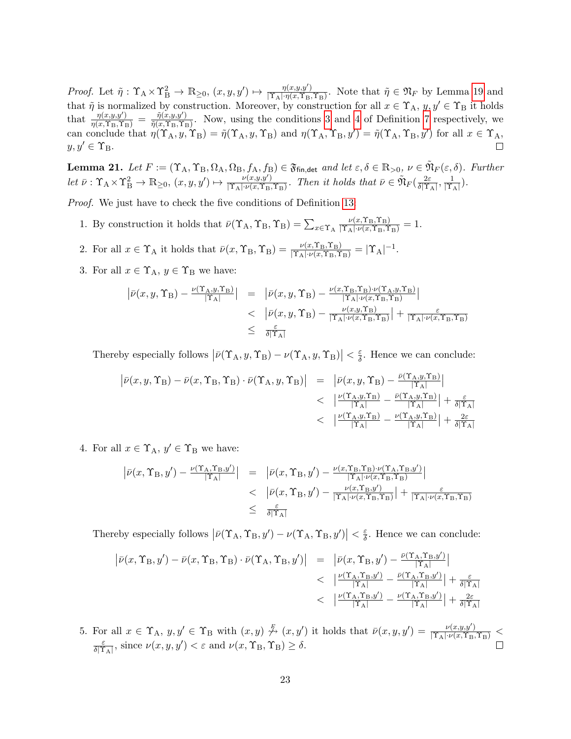*Proof.* Let $\tilde{\eta} : \Upsilon_\mathrm{A} \times \Upsilon_\mathrm{B}^2 \to \mathbb{R}_{\geq 0}$, $(x, y, y') \mapsto \frac{\eta(x,y,y')}{|\Upsilon_\mathrm{A}| \cdot \eta(x,\Upsilon_\mathrm{B},\Upsilon_\mathrm{B})}$. Note that $\tilde{\eta} \in \mathfrak{N}_F$ by Lemma 19 and that $\tilde{\eta}$ is normalized by construction. Moreover, by construction for all $x \in \Upsilon_\mathrm{A}$, $y, y' \in \Upsilon_\mathrm{B}$ it holds that $\frac{\eta(x,y,y')}{\eta(x,\Upsilon_\mathrm{B},\Upsilon_\mathrm{B})} = \frac{\tilde{\eta}(x,y,y')}{\tilde{\eta}(x,\Upsilon_\mathrm{B},\Upsilon_\mathrm{B})}$. Now, using the conditions 3 and 4 of Definition 7 respectively, we can conclude that $\eta(\Upsilon_\mathrm{A}, y, \Upsilon_\mathrm{B}) = \tilde{\eta}(\Upsilon_\mathrm{A}, y, \Upsilon_\mathrm{B})$ and $\eta(\Upsilon_\mathrm{A}, \Upsilon_\mathrm{B}, y') = \tilde{\eta}(\Upsilon_\mathrm{A}, \Upsilon_\mathrm{B}, y')$ for all $x \in \Upsilon_\mathrm{A}$, $y, y' \in \Upsilon_\mathrm{B}$. □

**Lemma 21.** *Let $F := (\Upsilon_\mathrm{A}, \Upsilon_\mathrm{B}, \Omega_\mathrm{A}, \Omega_\mathrm{B}, f_\mathrm{A}, f_\mathrm{B}) \in \mathfrak{F}_{\mathsf{fin,det}}$ and let $\varepsilon, \delta \in \mathbb{R}_{>0}$, $\nu \in \tilde{\mathfrak{N}}_F(\varepsilon, \delta)$. Further let $\bar{\nu} : \Upsilon_\mathrm{A} \times \Upsilon_\mathrm{B}^2 \to \mathbb{R}_{\geq 0}$, $(x, y, y') \mapsto \frac{\nu(x,y,y')}{|\Upsilon_\mathrm{A}| \cdot \nu(x,\Upsilon_\mathrm{B},\Upsilon_\mathrm{B})}$. Then it holds that $\bar{\nu} \in \tilde{\mathfrak{N}}_F(\frac{2\varepsilon}{\delta|\Upsilon_\mathrm{A}|}, \frac{1}{|\Upsilon_\mathrm{A}|})$.*

*Proof.* We just have to check the five conditions of Definition 13.

1. By construction it holds that $\bar{\nu}(\Upsilon_\mathrm{A}, \Upsilon_\mathrm{B}, \Upsilon_\mathrm{B}) = \sum_{x \in \Upsilon_\mathrm{A}} \frac{\nu(x,\Upsilon_\mathrm{B},\Upsilon_\mathrm{B})}{|\Upsilon_\mathrm{A}| \cdot \nu(x,\Upsilon_\mathrm{B},\Upsilon_\mathrm{B})} = 1$.

2. For all $x \in \Upsilon_\mathrm{A}$ it holds that $\bar{\nu}(x, \Upsilon_\mathrm{B}, \Upsilon_\mathrm{B}) = \frac{\nu(x,\Upsilon_\mathrm{B},\Upsilon_\mathrm{B})}{|\Upsilon_\mathrm{A}| \cdot \nu(x,\Upsilon_\mathrm{B},\Upsilon_\mathrm{B})} = |\Upsilon_\mathrm{A}|^{-1}$.

3. For all $x \in \Upsilon_\mathrm{A}$, $y \in \Upsilon_\mathrm{B}$ we have:
$$\begin{aligned}
\left|\bar{\nu}(x, y, \Upsilon_\mathrm{B}) - \tfrac{\nu(\Upsilon_\mathrm{A},y,\Upsilon_\mathrm{B})}{|\Upsilon_\mathrm{A}|}\right| &= \left|\bar{\nu}(x, y, \Upsilon_\mathrm{B}) - \tfrac{\nu(x,\Upsilon_\mathrm{B},\Upsilon_\mathrm{B}) \cdot \nu(\Upsilon_\mathrm{A},y,\Upsilon_\mathrm{B})}{|\Upsilon_\mathrm{A}| \cdot \nu(x,\Upsilon_\mathrm{B},\Upsilon_\mathrm{B})}\right| \\
&< \left|\bar{\nu}(x, y, \Upsilon_\mathrm{B}) - \tfrac{\nu(x,y,\Upsilon_\mathrm{B})}{|\Upsilon_\mathrm{A}| \cdot \nu(x,\Upsilon_\mathrm{B},\Upsilon_\mathrm{B})}\right| + \tfrac{\varepsilon}{|\Upsilon_\mathrm{A}| \cdot \nu(x,\Upsilon_\mathrm{B},\Upsilon_\mathrm{B})} \\
&\leq \tfrac{\varepsilon}{\delta|\Upsilon_\mathrm{A}|}
\end{aligned}$$
Thereby especially follows $\left|\bar{\nu}(\Upsilon_\mathrm{A}, y, \Upsilon_\mathrm{B}) - \nu(\Upsilon_\mathrm{A}, y, \Upsilon_\mathrm{B})\right| < \frac{\varepsilon}{\delta}$. Hence we can conclude:
$$\begin{aligned}
\left|\bar{\nu}(x, y, \Upsilon_\mathrm{B}) - \bar{\nu}(x, \Upsilon_\mathrm{B}, \Upsilon_\mathrm{B}) \cdot \bar{\nu}(\Upsilon_\mathrm{A}, y, \Upsilon_\mathrm{B})\right| &= \left|\bar{\nu}(x, y, \Upsilon_\mathrm{B}) - \tfrac{\bar{\nu}(\Upsilon_\mathrm{A},y,\Upsilon_\mathrm{B})}{|\Upsilon_\mathrm{A}|}\right| \\
&< \left|\tfrac{\nu(\Upsilon_\mathrm{A},y,\Upsilon_\mathrm{B})}{|\Upsilon_\mathrm{A}|} - \tfrac{\bar{\nu}(\Upsilon_\mathrm{A},y,\Upsilon_\mathrm{B})}{|\Upsilon_\mathrm{A}|}\right| + \tfrac{\varepsilon}{\delta|\Upsilon_\mathrm{A}|} \\
&< \left|\tfrac{\nu(\Upsilon_\mathrm{A},y,\Upsilon_\mathrm{B})}{|\Upsilon_\mathrm{A}|} - \tfrac{\nu(\Upsilon_\mathrm{A},y,\Upsilon_\mathrm{B})}{|\Upsilon_\mathrm{A}|}\right| + \tfrac{2\varepsilon}{\delta|\Upsilon_\mathrm{A}|}
\end{aligned}$$

4. For all $x \in \Upsilon_\mathrm{A}$, $y' \in \Upsilon_\mathrm{B}$ we have:
$$\begin{aligned}
\left|\bar{\nu}(x, \Upsilon_\mathrm{B}, y') - \tfrac{\nu(\Upsilon_\mathrm{A},\Upsilon_\mathrm{B},y')}{|\Upsilon_\mathrm{A}|}\right| &= \left|\bar{\nu}(x, \Upsilon_\mathrm{B}, y') - \tfrac{\nu(x,\Upsilon_\mathrm{B},\Upsilon_\mathrm{B}) \cdot \nu(\Upsilon_\mathrm{A},\Upsilon_\mathrm{B},y')}{|\Upsilon_\mathrm{A}| \cdot \nu(x,\Upsilon_\mathrm{B},\Upsilon_\mathrm{B})}\right| \\
&< \left|\bar{\nu}(x, \Upsilon_\mathrm{B}, y') - \tfrac{\nu(x,\Upsilon_\mathrm{B},y')}{|\Upsilon_\mathrm{A}| \cdot \nu(x,\Upsilon_\mathrm{B},\Upsilon_\mathrm{B})}\right| + \tfrac{\varepsilon}{|\Upsilon_\mathrm{A}| \cdot \nu(x,\Upsilon_\mathrm{B},\Upsilon_\mathrm{B})} \\
&\leq \tfrac{\varepsilon}{\delta|\Upsilon_\mathrm{A}|}
\end{aligned}$$
Thereby especially follows $\left|\bar{\nu}(\Upsilon_\mathrm{A}, \Upsilon_\mathrm{B}, y') - \nu(\Upsilon_\mathrm{A}, \Upsilon_\mathrm{B}, y')\right| < \frac{\varepsilon}{\delta}$. Hence we can conclude:
$$\begin{aligned}
\left|\bar{\nu}(x, \Upsilon_\mathrm{B}, y') - \bar{\nu}(x, \Upsilon_\mathrm{B}, \Upsilon_\mathrm{B}) \cdot \bar{\nu}(\Upsilon_\mathrm{A}, \Upsilon_\mathrm{B}, y')\right| &= \left|\bar{\nu}(x, \Upsilon_\mathrm{B}, y') - \tfrac{\bar{\nu}(\Upsilon_\mathrm{A},\Upsilon_\mathrm{B},y')}{|\Upsilon_\mathrm{A}|}\right| \\
&< \left|\tfrac{\nu(\Upsilon_\mathrm{A},\Upsilon_\mathrm{B},y')}{|\Upsilon_\mathrm{A}|} - \tfrac{\bar{\nu}(\Upsilon_\mathrm{A},\Upsilon_\mathrm{B},y')}{|\Upsilon_\mathrm{A}|}\right| + \tfrac{\varepsilon}{\delta|\Upsilon_\mathrm{A}|} \\
&< \left|\tfrac{\nu(\Upsilon_\mathrm{A},\Upsilon_\mathrm{B},y')}{|\Upsilon_\mathrm{A}|} - \tfrac{\nu(\Upsilon_\mathrm{A},\Upsilon_\mathrm{B},y')}{|\Upsilon_\mathrm{A}|}\right| + \tfrac{2\varepsilon}{\delta|\Upsilon_\mathrm{A}|}
\end{aligned}$$

5. For all $x \in \Upsilon_\mathrm{A}$, $y, y' \in \Upsilon_\mathrm{B}$ with $(x, y) \overset{F}{\not\rightsquigarrow} (x, y')$ it holds that $\bar{\nu}(x, y, y') = \frac{\nu(x,y,y')}{|\Upsilon_\mathrm{A}| \cdot \nu(x,\Upsilon_\mathrm{B},\Upsilon_\mathrm{B})} < \frac{\varepsilon}{\delta|\Upsilon_\mathrm{A}|}$, since $\nu(x, y, y') < \varepsilon$ and $\nu(x, \Upsilon_\mathrm{B}, \Upsilon_\mathrm{B}) \geq \delta$. □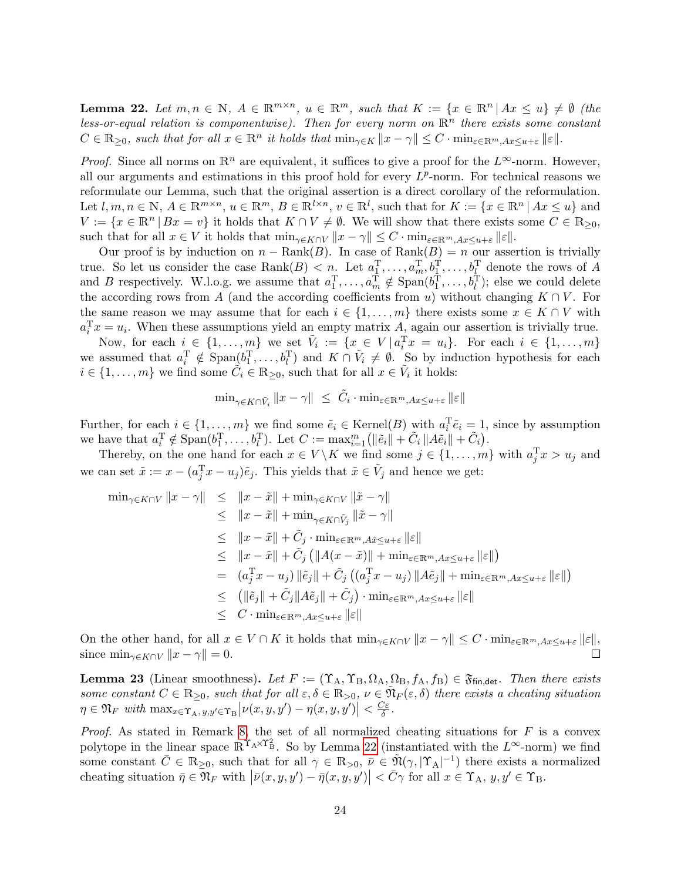**Lemma 22.** *Let $m, n \in \mathbb{N}$, $A \in \mathbb{R}^{m \times n}$, $u \in \mathbb{R}^m$, such that $K := \{x \in \mathbb{R}^n \,|\, Ax \leq u\} \neq \emptyset$ (the less-or-equal relation is componentwise). Then for every norm on $\mathbb{R}^n$ there exists some constant $C \in \mathbb{R}_{\geq 0}$, such that for all $x \in \mathbb{R}^n$ it holds that $\min_{\gamma \in K} \|x - \gamma\| \leq C \cdot \min_{\varepsilon \in \mathbb{R}^m, Ax \leq u+\varepsilon} \|\varepsilon\|$.*

*Proof.* Since all norms on $\mathbb{R}^n$ are equivalent, it suffices to give a proof for the $L^\infty$-norm. However, all our arguments and estimations in this proof hold for every $L^p$-norm. For technical reasons we reformulate our Lemma, such that the original assertion is a direct corollary of the reformulation. Let $l, m, n \in \mathbb{N}$, $A \in \mathbb{R}^{m \times n}$, $u \in \mathbb{R}^m$, $B \in \mathbb{R}^{l \times n}$, $v \in \mathbb{R}^l$, such that for $K := \{x \in \mathbb{R}^n \,|\, Ax \leq u\}$ and $V := \{x \in \mathbb{R}^n \,|\, Bx = v\}$ it holds that $K \cap V \neq \emptyset$. We will show that there exists some $C \in \mathbb{R}_{\geq 0}$, such that for all $x \in V$ it holds that $\min_{\gamma \in K \cap V} \|x - \gamma\| \leq C \cdot \min_{\varepsilon \in \mathbb{R}^m, Ax \leq u+\varepsilon} \|\varepsilon\|$.

Our proof is by induction on $n - \mathrm{Rank}(B)$. In case of $\mathrm{Rank}(B) = n$ our assertion is trivially true. So let us consider the case $\mathrm{Rank}(B) < n$. Let $a_1^{\mathrm{T}}, \ldots, a_m^{\mathrm{T}}, b_1^{\mathrm{T}}, \ldots, b_l^{\mathrm{T}}$ denote the rows of $A$ and $B$ respectively. W.l.o.g. we assume that $a_1^{\mathrm{T}}, \ldots, a_m^{\mathrm{T}} \notin \mathrm{Span}(b_1^{\mathrm{T}}, \ldots, b_l^{\mathrm{T}})$; else we could delete the according rows from $A$ (and the according coefficients from $u$) without changing $K \cap V$. For the same reason we may assume that for each $i \in \{1, \ldots, m\}$ there exists some $x \in K \cap V$ with $a_i^{\mathrm{T}} x = u_i$. When these assumptions yield an empty matrix $A$, again our assertion is trivially true.

Now, for each $i \in \{1, \ldots, m\}$ we set $\tilde{V}_i := \{x \in V \,|\, a_i^{\mathrm{T}} x = u_i\}$. For each $i \in \{1, \ldots, m\}$ we assumed that $a_i^{\mathrm{T}} \notin \mathrm{Span}(b_1^{\mathrm{T}}, \ldots, b_l^{\mathrm{T}})$ and $K \cap \tilde{V}_i \neq \emptyset$. So by induction hypothesis for each $i \in \{1, \ldots, m\}$ we find some $\tilde{C}_i \in \mathbb{R}_{\geq 0}$, such that for all $x \in \tilde{V}_i$ it holds:

$$\min_{\gamma \in K \cap \tilde{V}_i} \|x - \gamma\| \;\leq\; \tilde{C}_i \cdot \min_{\varepsilon \in \mathbb{R}^m, Ax \leq u+\varepsilon} \|\varepsilon\|$$

Further, for each $i \in \{1, \ldots, m\}$ we find some $\tilde{e}_i \in \mathrm{Kernel}(B)$ with $a_i^{\mathrm{T}} \tilde{e}_i = 1$, since by assumption we have that $a_i^{\mathrm{T}} \notin \mathrm{Span}(b_1^{\mathrm{T}}, \ldots, b_l^{\mathrm{T}})$. Let $C := \max_{i=1}^m \big(\|\tilde{e}_i\| + \tilde{C}_i \,\|A\tilde{e}_i\| + \tilde{C}_i\big)$.

Thereby, on the one hand for each $x \in V \backslash K$ we find some $j \in \{1, \ldots, m\}$ with $a_j^{\mathrm{T}} x > u_j$ and we can set $\tilde{x} := x - (a_j^{\mathrm{T}} x - u_j)\tilde{e}_j$. This yields that $\tilde{x} \in \tilde{V}_j$ and hence we get:

$$\begin{aligned}
\min_{\gamma \in K \cap V} \|x - \gamma\| &\leq \|x - \tilde{x}\| + \min_{\gamma \in K \cap V} \|\tilde{x} - \gamma\| \\
&\leq \|x - \tilde{x}\| + \min_{\gamma \in K \cap \tilde{V}_j} \|\tilde{x} - \gamma\| \\
&\leq \|x - \tilde{x}\| + \tilde{C}_j \cdot \min_{\varepsilon \in \mathbb{R}^m, A\tilde{x} \leq u+\varepsilon} \|\varepsilon\| \\
&\leq \|x - \tilde{x}\| + \tilde{C}_j \left(\|A(x - \tilde{x})\| + \min_{\varepsilon \in \mathbb{R}^m, Ax \leq u+\varepsilon} \|\varepsilon\|\right) \\
&= (a_j^{\mathrm{T}} x - u_j)\,\|\tilde{e}_j\| + \tilde{C}_j \left((a_j^{\mathrm{T}} x - u_j)\,\|A\tilde{e}_j\| + \min_{\varepsilon \in \mathbb{R}^m, Ax \leq u+\varepsilon} \|\varepsilon\|\right) \\
&\leq \left(\|\tilde{e}_j\| + \tilde{C}_j \|A\tilde{e}_j\| + \tilde{C}_j\right) \cdot \min_{\varepsilon \in \mathbb{R}^m, Ax \leq u+\varepsilon} \|\varepsilon\| \\
&\leq C \cdot \min_{\varepsilon \in \mathbb{R}^m, Ax \leq u+\varepsilon} \|\varepsilon\|
\end{aligned}$$

On the other hand, for all $x \in V \cap K$ it holds that $\min_{\gamma \in K \cap V} \|x - \gamma\| \leq C \cdot \min_{\varepsilon \in \mathbb{R}^m, Ax \leq u+\varepsilon} \|\varepsilon\|$, since $\min_{\gamma \in K \cap V} \|x - \gamma\| = 0$. ◻

**Lemma 23** (Linear smoothness)**.** *Let $F := (\Upsilon_{\mathrm{A}}, \Upsilon_{\mathrm{B}}, \Omega_{\mathrm{A}}, \Omega_{\mathrm{B}}, f_{\mathrm{A}}, f_{\mathrm{B}}) \in \mathfrak{F}_{\mathsf{fin,det}}$. Then there exists some constant $C \in \mathbb{R}_{\geq 0}$, such that for all $\varepsilon, \delta \in \mathbb{R}_{>0}$, $\nu \in \tilde{\mathfrak{N}}_F(\varepsilon, \delta)$ there exists a cheating situation $\eta \in \mathfrak{N}_F$ with $\max_{x \in \Upsilon_{\mathrm{A}},\, y, y' \in \Upsilon_{\mathrm{B}}} \big|\nu(x, y, y') - \eta(x, y, y')\big| < \frac{C\varepsilon}{\delta}$.*

*Proof.* As stated in Remark 8, the set of all normalized cheating situations for $F$ is a convex polytope in the linear space $\mathbb{R}^{\Upsilon_{\mathrm{A}} \times \Upsilon_{\mathrm{B}}^2}$. So by Lemma 22 (instantiated with the $L^\infty$-norm) we find some constant $\bar{C} \in \mathbb{R}_{\geq 0}$, such that for all $\gamma \in \mathbb{R}_{>0}$, $\bar{\nu} \in \tilde{\mathfrak{N}}(\gamma, |\Upsilon_{\mathrm{A}}|^{-1})$ there exists a normalized cheating situation $\bar{\eta} \in \bar{\mathfrak{N}}_F$ with $\big|\bar{\nu}(x, y, y') - \bar{\eta}(x, y, y')\big| < \bar{C}\gamma$ for all $x \in \Upsilon_{\mathrm{A}}$, $y, y' \in \Upsilon_{\mathrm{B}}$.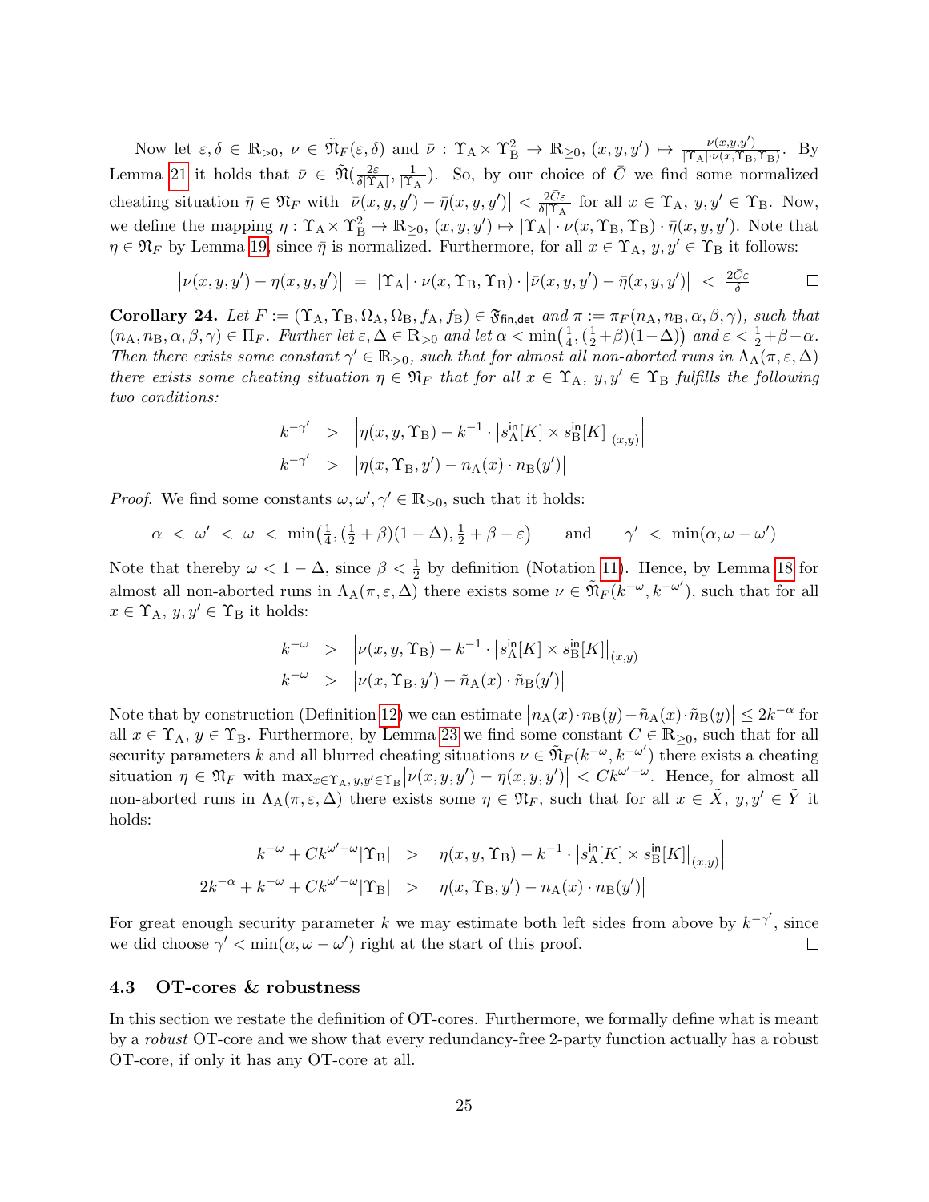Now let $\varepsilon, \delta \in \mathbb{R}_{>0}$, $\nu \in \tilde{\mathfrak{N}}_F(\varepsilon, \delta)$ and $\bar{\nu} : \Upsilon_\mathrm{A} \times \Upsilon_\mathrm{B}^2 \to \mathbb{R}_{\geq 0}$, $(x, y, y') \mapsto \frac{\nu(x,y,y')}{|\Upsilon_\mathrm{A}| \cdot \nu(x, \Upsilon_\mathrm{B}, \Upsilon_\mathrm{B})}$. By Lemma 21 it holds that $\bar{\nu} \in \tilde{\mathfrak{N}}(\frac{2\varepsilon}{\delta|\Upsilon_\mathrm{A}|}, \frac{1}{|\Upsilon_\mathrm{A}|})$. So, by our choice of $\bar{C}$ we find some normalized cheating situation $\bar{\eta} \in \mathfrak{N}_F$ with $\left|\bar{\nu}(x, y, y') - \bar{\eta}(x, y, y')\right| < \frac{2\bar{C}\varepsilon}{\delta|\Upsilon_\mathrm{A}|}$ for all $x \in \Upsilon_\mathrm{A}$, $y, y' \in \Upsilon_\mathrm{B}$. Now, we define the mapping $\eta : \Upsilon_\mathrm{A} \times \Upsilon_\mathrm{B}^2 \to \mathbb{R}_{\geq 0}$, $(x, y, y') \mapsto |\Upsilon_\mathrm{A}| \cdot \nu(x, \Upsilon_\mathrm{B}, \Upsilon_\mathrm{B}) \cdot \bar{\eta}(x, y, y')$. Note that $\eta \in \mathfrak{N}_F$ by Lemma 19, since $\bar{\eta}$ is normalized. Furthermore, for all $x \in \Upsilon_\mathrm{A}$, $y, y' \in \Upsilon_\mathrm{B}$ it follows:

$$\left|\nu(x, y, y') - \eta(x, y, y')\right| \;=\; |\Upsilon_\mathrm{A}| \cdot \nu(x, \Upsilon_\mathrm{B}, \Upsilon_\mathrm{B}) \cdot \left|\bar{\nu}(x, y, y') - \bar{\eta}(x, y, y')\right| \;<\; \tfrac{2\bar{C}\varepsilon}{\delta}$$

□

**Corollary 24.** *Let $F := (\Upsilon_\mathrm{A}, \Upsilon_\mathrm{B}, \Omega_\mathrm{A}, \Omega_\mathrm{B}, f_\mathrm{A}, f_\mathrm{B}) \in \mathfrak{F}_{\mathsf{fin,det}}$ and $\pi := \pi_F(n_\mathrm{A}, n_\mathrm{B}, \alpha, \beta, \gamma)$, such that $(n_\mathrm{A}, n_\mathrm{B}, \alpha, \beta, \gamma) \in \Pi_F$. Further let $\varepsilon, \Delta \in \mathbb{R}_{>0}$ and let $\alpha < \min\left(\frac{1}{4}, (\frac{1}{2}+\beta)(1-\Delta)\right)$ and $\varepsilon < \frac{1}{2}+\beta-\alpha$. Then there exists some constant $\gamma' \in \mathbb{R}_{>0}$, such that for almost all non-aborted runs in $\Lambda_\mathrm{A}(\pi, \varepsilon, \Delta)$ there exists some cheating situation $\eta \in \mathfrak{N}_F$ that for all $x \in \Upsilon_\mathrm{A}$, $y, y' \in \Upsilon_\mathrm{B}$ fulfills the following two conditions:*

$$\begin{aligned} k^{-\gamma'} &> \left|\eta(x, y, \Upsilon_\mathrm{B}) - k^{-1} \cdot \left|s_\mathrm{A}^{\mathsf{in}}[K] \times s_\mathrm{B}^{\mathsf{in}}[K]\right|_{(x,y)}\right| \\ k^{-\gamma'} &> \left|\eta(x, \Upsilon_\mathrm{B}, y') - n_\mathrm{A}(x) \cdot n_\mathrm{B}(y')\right| \end{aligned}$$

*Proof.* We find some constants $\omega, \omega', \gamma' \in \mathbb{R}_{>0}$, such that it holds:

$$\alpha \;<\; \omega' \;<\; \omega \;<\; \min\left(\tfrac{1}{4}, (\tfrac{1}{2}+\beta)(1-\Delta), \tfrac{1}{2}+\beta-\varepsilon\right) \qquad \text{and} \qquad \gamma' \;<\; \min(\alpha, \omega - \omega')$$

Note that thereby $\omega < 1 - \Delta$, since $\beta < \frac{1}{2}$ by definition (Notation 11). Hence, by Lemma 18 for almost all non-aborted runs in $\Lambda_\mathrm{A}(\pi, \varepsilon, \Delta)$ there exists some $\nu \in \tilde{\mathfrak{N}}_F(k^{-\omega}, k^{-\omega'})$, such that for all $x \in \Upsilon_\mathrm{A}$, $y, y' \in \Upsilon_\mathrm{B}$ it holds:

$$\begin{aligned} k^{-\omega} &> \left|\nu(x, y, \Upsilon_\mathrm{B}) - k^{-1} \cdot \left|s_\mathrm{A}^{\mathsf{in}}[K] \times s_\mathrm{B}^{\mathsf{in}}[K]\right|_{(x,y)}\right| \\ k^{-\omega} &> \left|\nu(x, \Upsilon_\mathrm{B}, y') - \tilde{n}_\mathrm{A}(x) \cdot \tilde{n}_\mathrm{B}(y')\right| \end{aligned}$$

Note that by construction (Definition 12) we can estimate $\left|n_\mathrm{A}(x) \cdot n_\mathrm{B}(y) - \tilde{n}_\mathrm{A}(x) \cdot \tilde{n}_\mathrm{B}(y)\right| \leq 2k^{-\alpha}$ for all $x \in \Upsilon_\mathrm{A}$, $y \in \Upsilon_\mathrm{B}$. Furthermore, by Lemma 23 we find some constant $C \in \mathbb{R}_{\geq 0}$, such that for all security parameters $k$ and all blurred cheating situations $\nu \in \tilde{\mathfrak{N}}_F(k^{-\omega}, k^{-\omega'})$ there exists a cheating situation $\eta \in \mathfrak{N}_F$ with $\max_{x \in \Upsilon_\mathrm{A}, y, y' \in \Upsilon_\mathrm{B}} \left|\nu(x, y, y') - \eta(x, y, y')\right| < Ck^{\omega' - \omega}$. Hence, for almost all non-aborted runs in $\Lambda_\mathrm{A}(\pi, \varepsilon, \Delta)$ there exists some $\eta \in \mathfrak{N}_F$, such that for all $x \in \tilde{X}$, $y, y' \in \tilde{Y}$ it holds:

$$\begin{aligned} k^{-\omega} + Ck^{\omega'-\omega}|\Upsilon_\mathrm{B}| &> \left|\eta(x, y, \Upsilon_\mathrm{B}) - k^{-1} \cdot \left|s_\mathrm{A}^{\mathsf{in}}[K] \times s_\mathrm{B}^{\mathsf{in}}[K]\right|_{(x,y)}\right| \\ 2k^{-\alpha} + k^{-\omega} + Ck^{\omega'-\omega}|\Upsilon_\mathrm{B}| &> \left|\eta(x, \Upsilon_\mathrm{B}, y') - n_\mathrm{A}(x) \cdot n_\mathrm{B}(y')\right| \end{aligned}$$

For great enough security parameter $k$ we may estimate both left sides from above by $k^{-\gamma'}$, since we did choose $\gamma' < \min(\alpha, \omega - \omega')$ right at the start of this proof. □

### 4.3 OT-cores & robustness

In this section we restate the definition of OT-cores. Furthermore, we formally define what is meant by a *robust* OT-core and we show that every redundancy-free 2-party function actually has a robust OT-core, if only it has any OT-core at all.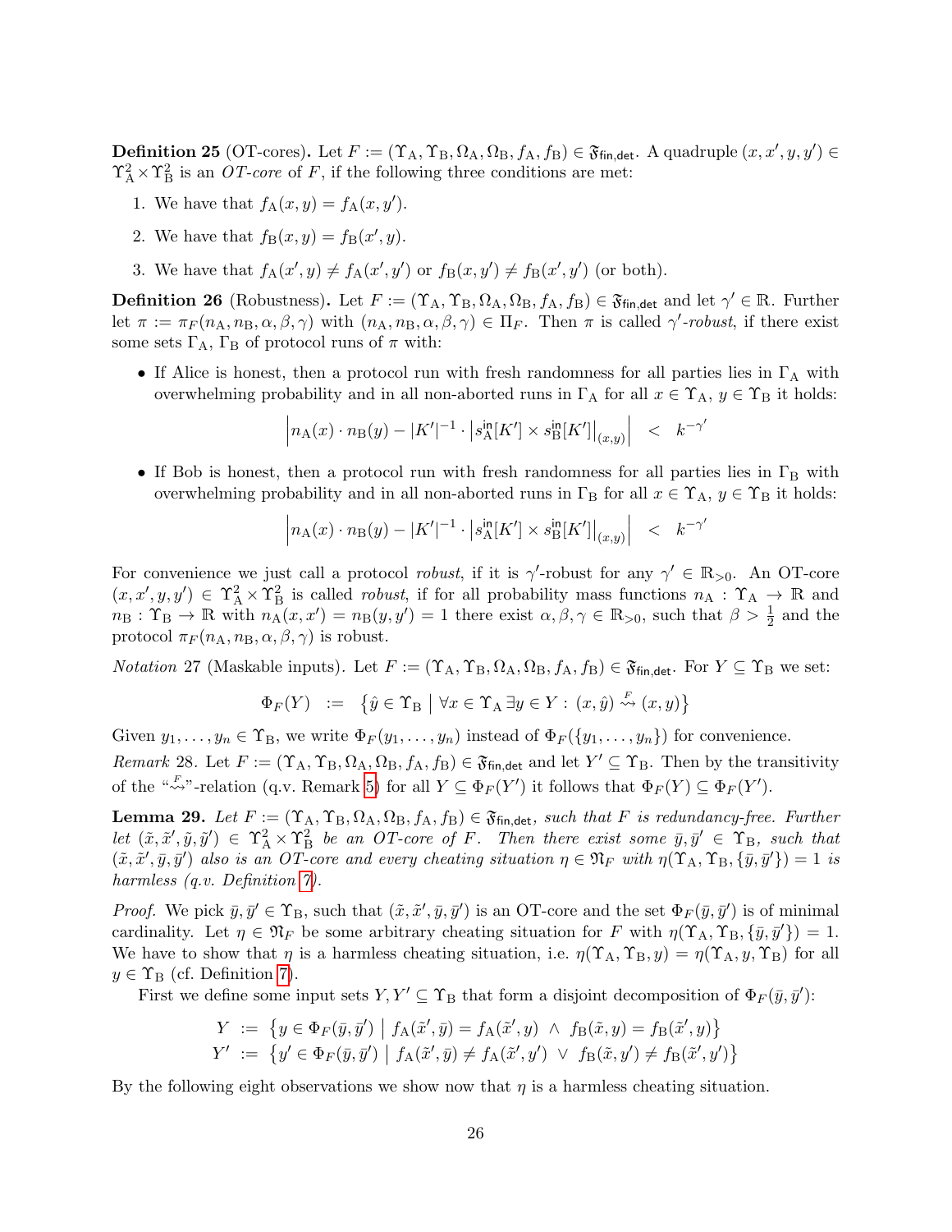**Definition 25** (OT-cores)**.** Let $F := (\Upsilon_\mathrm{A}, \Upsilon_\mathrm{B}, \Omega_\mathrm{A}, \Omega_\mathrm{B}, f_\mathrm{A}, f_\mathrm{B}) \in \mathfrak{F}_{\mathsf{fin,det}}$. A quadruple $(x, x', y, y') \in \Upsilon_\mathrm{A}^2 \times \Upsilon_\mathrm{B}^2$ is an *OT-core* of $F$, if the following three conditions are met:

1. We have that $f_\mathrm{A}(x, y) = f_\mathrm{A}(x, y')$.
2. We have that $f_\mathrm{B}(x, y) = f_\mathrm{B}(x', y)$.
3. We have that $f_\mathrm{A}(x', y) \neq f_\mathrm{A}(x', y')$ or $f_\mathrm{B}(x, y') \neq f_\mathrm{B}(x', y')$ (or both).

**Definition 26** (Robustness)**.** Let $F := (\Upsilon_\mathrm{A}, \Upsilon_\mathrm{B}, \Omega_\mathrm{A}, \Omega_\mathrm{B}, f_\mathrm{A}, f_\mathrm{B}) \in \mathfrak{F}_{\mathsf{fin,det}}$ and let $\gamma' \in \mathbb{R}$. Further let $\pi := \pi_F(n_\mathrm{A}, n_\mathrm{B}, \alpha, \beta, \gamma)$ with $(n_\mathrm{A}, n_\mathrm{B}, \alpha, \beta, \gamma) \in \Pi_F$. Then $\pi$ is called $\gamma'$*-robust*, if there exist some sets $\Gamma_\mathrm{A}$, $\Gamma_\mathrm{B}$ of protocol runs of $\pi$ with:

- If Alice is honest, then a protocol run with fresh randomness for all parties lies in $\Gamma_\mathrm{A}$ with overwhelming probability and in all non-aborted runs in $\Gamma_\mathrm{A}$ for all $x \in \Upsilon_\mathrm{A}$, $y \in \Upsilon_\mathrm{B}$ it holds:
$$\left| n_\mathrm{A}(x) \cdot n_\mathrm{B}(y) - |K'|^{-1} \cdot \left| s_\mathrm{A}^{\mathsf{in}}[K'] \times s_\mathrm{B}^{\mathsf{in}}[K'] \right|_{(x,y)} \right| \quad < \quad k^{-\gamma'}$$
- If Bob is honest, then a protocol run with fresh randomness for all parties lies in $\Gamma_\mathrm{B}$ with overwhelming probability and in all non-aborted runs in $\Gamma_\mathrm{B}$ for all $x \in \Upsilon_\mathrm{A}$, $y \in \Upsilon_\mathrm{B}$ it holds:
$$\left| n_\mathrm{A}(x) \cdot n_\mathrm{B}(y) - |K'|^{-1} \cdot \left| s_\mathrm{A}^{\mathsf{in}}[K'] \times s_\mathrm{B}^{\mathsf{in}}[K'] \right|_{(x,y)} \right| \quad < \quad k^{-\gamma'}$$

For convenience we just call a protocol *robust*, if it is $\gamma'$-robust for any $\gamma' \in \mathbb{R}_{>0}$. An OT-core $(x, x', y, y') \in \Upsilon_\mathrm{A}^2 \times \Upsilon_\mathrm{B}^2$ is called *robust*, if for all probability mass functions $n_\mathrm{A} : \Upsilon_\mathrm{A} \to \mathbb{R}$ and $n_\mathrm{B} : \Upsilon_\mathrm{B} \to \mathbb{R}$ with $n_\mathrm{A}(x, x') = n_\mathrm{B}(y, y') = 1$ there exist $\alpha, \beta, \gamma \in \mathbb{R}_{>0}$, such that $\beta > \frac{1}{2}$ and the protocol $\pi_F(n_\mathrm{A}, n_\mathrm{B}, \alpha, \beta, \gamma)$ is robust.

*Notation* 27 (Maskable inputs)*.* Let $F := (\Upsilon_\mathrm{A}, \Upsilon_\mathrm{B}, \Omega_\mathrm{A}, \Omega_\mathrm{B}, f_\mathrm{A}, f_\mathrm{B}) \in \mathfrak{F}_{\mathsf{fin,det}}$. For $Y \subseteq \Upsilon_\mathrm{B}$ we set:
$$\Phi_F(Y) \;\; := \;\; \left\{ \hat{y} \in \Upsilon_\mathrm{B} \;\middle|\; \forall x \in \Upsilon_\mathrm{A} \, \exists y \in Y : (x, \hat{y}) \overset{F}{\rightsquigarrow} (x, y) \right\}$$

Given $y_1, \ldots, y_n \in \Upsilon_\mathrm{B}$, we write $\Phi_F(y_1, \ldots, y_n)$ instead of $\Phi_F(\{y_1, \ldots, y_n\})$ for convenience.

*Remark* 28*.* Let $F := (\Upsilon_\mathrm{A}, \Upsilon_\mathrm{B}, \Omega_\mathrm{A}, \Omega_\mathrm{B}, f_\mathrm{A}, f_\mathrm{B}) \in \mathfrak{F}_{\mathsf{fin,det}}$ and let $Y' \subseteq \Upsilon_\mathrm{B}$. Then by the transitivity of the "$\overset{F}{\rightsquigarrow}$"-relation (q.v. Remark 5) for all $Y \subseteq \Phi_F(Y')$ it follows that $\Phi_F(Y) \subseteq \Phi_F(Y')$.

**Lemma 29.** *Let $F := (\Upsilon_\mathrm{A}, \Upsilon_\mathrm{B}, \Omega_\mathrm{A}, \Omega_\mathrm{B}, f_\mathrm{A}, f_\mathrm{B}) \in \mathfrak{F}_{\mathsf{fin,det}}$, such that $F$ is redundancy-free. Further let $(\tilde{x}, \tilde{x}', \tilde{y}, \tilde{y}') \in \Upsilon_\mathrm{A}^2 \times \Upsilon_\mathrm{B}^2$ be an OT-core of $F$. Then there exist some $\bar{y}, \bar{y}' \in \Upsilon_\mathrm{B}$, such that $(\tilde{x}, \tilde{x}', \bar{y}, \bar{y}')$ also is an OT-core and every cheating situation $\eta \in \mathfrak{N}_F$ with $\eta(\Upsilon_\mathrm{A}, \Upsilon_\mathrm{B}, \{\bar{y}, \bar{y}'\}) = 1$ is harmless (q.v. Definition 7).*

*Proof.* We pick $\bar{y}, \bar{y}' \in \Upsilon_\mathrm{B}$, such that $(\tilde{x}, \tilde{x}', \bar{y}, \bar{y}')$ is an OT-core and the set $\Phi_F(\bar{y}, \bar{y}')$ is of minimal cardinality. Let $\eta \in \mathfrak{N}_F$ be some arbitrary cheating situation for $F$ with $\eta(\Upsilon_\mathrm{A}, \Upsilon_\mathrm{B}, \{\bar{y}, \bar{y}'\}) = 1$. We have to show that $\eta$ is a harmless cheating situation, i.e. $\eta(\Upsilon_\mathrm{A}, \Upsilon_\mathrm{B}, y) = \eta(\Upsilon_\mathrm{A}, y, \Upsilon_\mathrm{B})$ for all $y \in \Upsilon_\mathrm{B}$ (cf. Definition 7).

First we define some input sets $Y, Y' \subseteq \Upsilon_\mathrm{B}$ that form a disjoint decomposition of $\Phi_F(\bar{y}, \bar{y}')$:
$$\begin{aligned} Y \;&:=\; \left\{ y \in \Phi_F(\bar{y}, \bar{y}') \;\middle|\; f_\mathrm{A}(\tilde{x}', \bar{y}) = f_\mathrm{A}(\tilde{x}', y) \;\wedge\; f_\mathrm{B}(\tilde{x}, y) = f_\mathrm{B}(\tilde{x}', y) \right\} \\ Y' \;&:=\; \left\{ y' \in \Phi_F(\bar{y}, \bar{y}') \;\middle|\; f_\mathrm{A}(\tilde{x}', \bar{y}) \neq f_\mathrm{A}(\tilde{x}', y') \;\vee\; f_\mathrm{B}(\tilde{x}, y') \neq f_\mathrm{B}(\tilde{x}', y') \right\} \end{aligned}$$

By the following eight observations we show now that $\eta$ is a harmless cheating situation.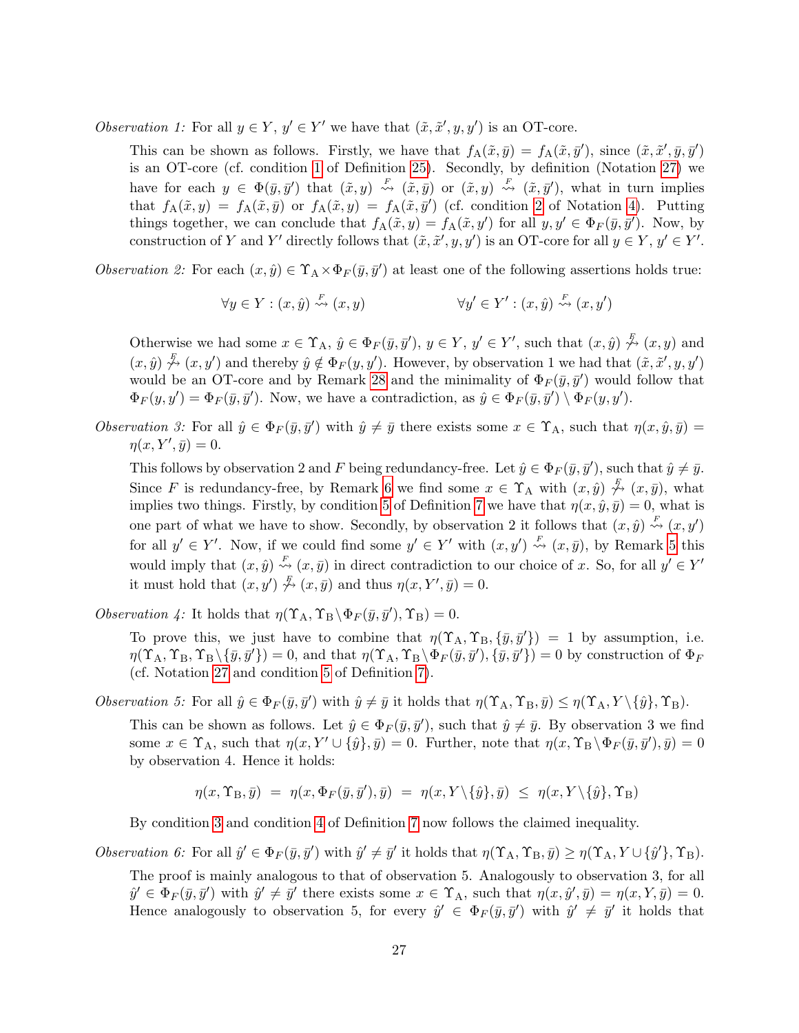*Observation 1:* For all $y \in Y$, $y' \in Y'$ we have that $(\tilde{x}, \tilde{x}', y, y')$ is an OT-core.

This can be shown as follows. Firstly, we have that $f_{\mathrm{A}}(\tilde{x}, \bar{y}) = f_{\mathrm{A}}(\tilde{x}, \bar{y}')$, since $(\tilde{x}, \tilde{x}', \bar{y}, \bar{y}')$ is an OT-core (cf. condition 1 of Definition 25). Secondly, by definition (Notation 27) we have for each $y \in \Phi(\bar{y}, \bar{y}')$ that $(\tilde{x}, y) \overset{F}{\rightsquigarrow} (\tilde{x}, \bar{y})$ or $(\tilde{x}, y) \overset{F}{\rightsquigarrow} (\tilde{x}, \bar{y}')$, what in turn implies that $f_{\mathrm{A}}(\tilde{x}, y) = f_{\mathrm{A}}(\tilde{x}, \bar{y})$ or $f_{\mathrm{A}}(\tilde{x}, y) = f_{\mathrm{A}}(\tilde{x}, \bar{y}')$ (cf. condition 2 of Notation 4). Putting things together, we can conclude that $f_{\mathrm{A}}(\tilde{x}, y) = f_{\mathrm{A}}(\tilde{x}, y')$ for all $y, y' \in \Phi_F(\bar{y}, \bar{y}')$. Now, by construction of $Y$ and $Y'$ directly follows that $(\tilde{x}, \tilde{x}', y, y')$ is an OT-core for all $y \in Y$, $y' \in Y'$.

*Observation 2:* For each $(x, \hat{y}) \in \Upsilon_{\mathrm{A}} \times \Phi_F(\bar{y}, \bar{y}')$ at least one of the following assertions holds true:

$$\forall y \in Y : (x, \hat{y}) \overset{F}{\rightsquigarrow} (x, y) \qquad\qquad \forall y' \in Y' : (x, \hat{y}) \overset{F}{\rightsquigarrow} (x, y')$$

Otherwise we had some $x \in \Upsilon_{\mathrm{A}}$, $\hat{y} \in \Phi_F(\bar{y}, \bar{y}')$, $y \in Y$, $y' \in Y'$, such that $(x, \hat{y}) \overset{F}{\not\rightsquigarrow} (x, y)$ and $(x, \hat{y}) \overset{F}{\not\rightsquigarrow} (x, y')$ and thereby $\hat{y} \notin \Phi_F(y, y')$. However, by observation 1 we had that $(\tilde{x}, \tilde{x}', y, y')$ would be an OT-core and by Remark 28 and the minimality of $\Phi_F(\bar{y}, \bar{y}')$ would follow that $\Phi_F(y, y') = \Phi_F(\bar{y}, \bar{y}')$. Now, we have a contradiction, as $\hat{y} \in \Phi_F(\bar{y}, \bar{y}') \setminus \Phi_F(y, y')$.

*Observation 3:* For all $\hat{y} \in \Phi_F(\bar{y}, \bar{y}')$ with $\hat{y} \neq \bar{y}$ there exists some $x \in \Upsilon_{\mathrm{A}}$, such that $\eta(x, \hat{y}, \bar{y}) = \eta(x, Y', \bar{y}) = 0$.

This follows by observation 2 and $F$ being redundancy-free. Let $\hat{y} \in \Phi_F(\bar{y}, \bar{y}')$, such that $\hat{y} \neq \bar{y}$. Since $F$ is redundancy-free, by Remark 6 we find some $x \in \Upsilon_{\mathrm{A}}$ with $(x, \hat{y}) \overset{F}{\not\rightsquigarrow} (x, \bar{y})$, what implies two things. Firstly, by condition 5 of Definition 7 we have that $\eta(x, \hat{y}, \bar{y}) = 0$, what is one part of what we have to show. Secondly, by observation 2 it follows that $(x, \hat{y}) \overset{F}{\rightsquigarrow} (x, y')$ for all $y' \in Y'$. Now, if we could find some $y' \in Y'$ with $(x, y') \overset{F}{\rightsquigarrow} (x, \bar{y})$, by Remark 5 this would imply that $(x, \hat{y}) \overset{F}{\rightsquigarrow} (x, \bar{y})$ in direct contradiction to our choice of $x$. So, for all $y' \in Y'$ it must hold that $(x, y') \overset{F}{\not\rightsquigarrow} (x, \bar{y})$ and thus $\eta(x, Y', \bar{y}) = 0$.

*Observation 4:* It holds that $\eta(\Upsilon_{\mathrm{A}}, \Upsilon_{\mathrm{B}} \setminus \Phi_F(\bar{y}, \bar{y}'), \Upsilon_{\mathrm{B}}) = 0$.

To prove this, we just have to combine that $\eta(\Upsilon_{\mathrm{A}}, \Upsilon_{\mathrm{B}}, \{\bar{y}, \bar{y}'\}) = 1$ by assumption, i.e. $\eta(\Upsilon_{\mathrm{A}}, \Upsilon_{\mathrm{B}}, \Upsilon_{\mathrm{B}} \setminus \{\bar{y}, \bar{y}'\}) = 0$, and that $\eta(\Upsilon_{\mathrm{A}}, \Upsilon_{\mathrm{B}} \setminus \Phi_F(\bar{y}, \bar{y}'), \{\bar{y}, \bar{y}'\}) = 0$ by construction of $\Phi_F$ (cf. Notation 27 and condition 5 of Definition 7).

*Observation 5:* For all $\hat{y} \in \Phi_F(\bar{y}, \bar{y}')$ with $\hat{y} \neq \bar{y}$ it holds that $\eta(\Upsilon_{\mathrm{A}}, \Upsilon_{\mathrm{B}}, \bar{y}) \leq \eta(\Upsilon_{\mathrm{A}}, Y \setminus \{\hat{y}\}, \Upsilon_{\mathrm{B}})$.

This can be shown as follows. Let $\hat{y} \in \Phi_F(\bar{y}, \bar{y}')$, such that $\hat{y} \neq \bar{y}$. By observation 3 we find some $x \in \Upsilon_{\mathrm{A}}$, such that $\eta(x, Y' \cup \{\hat{y}\}, \bar{y}) = 0$. Further, note that $\eta(x, \Upsilon_{\mathrm{B}} \setminus \Phi_F(\bar{y}, \bar{y}'), \bar{y}) = 0$ by observation 4. Hence it holds:

$$\eta(x, \Upsilon_{\mathrm{B}}, \bar{y}) \;=\; \eta(x, \Phi_F(\bar{y}, \bar{y}'), \bar{y}) \;=\; \eta(x, Y \setminus \{\hat{y}\}, \bar{y}) \;\leq\; \eta(x, Y \setminus \{\hat{y}\}, \Upsilon_{\mathrm{B}})$$

By condition 3 and condition 4 of Definition 7 now follows the claimed inequality.

*Observation 6:* For all $\hat{y}' \in \Phi_F(\bar{y}, \bar{y}')$ with $\hat{y}' \neq \bar{y}'$ it holds that $\eta(\Upsilon_{\mathrm{A}}, \Upsilon_{\mathrm{B}}, \bar{y}) \geq \eta(\Upsilon_{\mathrm{A}}, Y \cup \{\hat{y}'\}, \Upsilon_{\mathrm{B}})$.

The proof is mainly analogous to that of observation 5. Analogously to observation 3, for all $\hat{y}' \in \Phi_F(\bar{y}, \bar{y}')$ with $\hat{y}' \neq \bar{y}'$ there exists some $x \in \Upsilon_{\mathrm{A}}$, such that $\eta(x, \hat{y}', \bar{y}) = \eta(x, Y, \bar{y}) = 0$. Hence analogously to observation 5, for every $\hat{y}' \in \Phi_F(\bar{y}, \bar{y}')$ with $\hat{y}' \neq \bar{y}'$ it holds that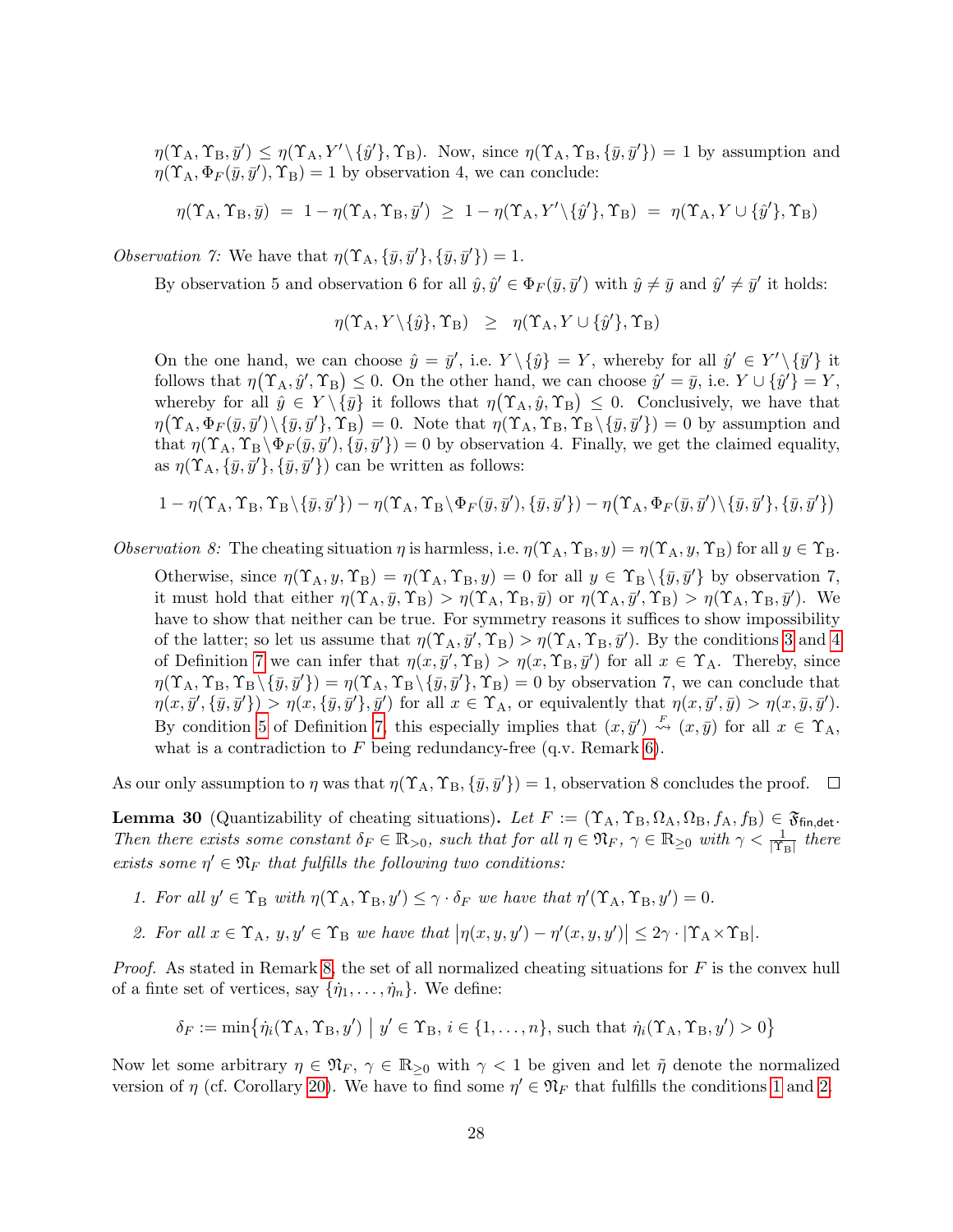$\eta(\Upsilon_{\mathrm{A}}, \Upsilon_{\mathrm{B}}, \bar{y}') \leq \eta(\Upsilon_{\mathrm{A}}, Y' \backslash \{\hat{y}'\}, \Upsilon_{\mathrm{B}})$. Now, since $\eta(\Upsilon_{\mathrm{A}}, \Upsilon_{\mathrm{B}}, \{\bar{y}, \bar{y}'\}) = 1$ by assumption and $\eta(\Upsilon_{\mathrm{A}}, \Phi_F(\bar{y}, \bar{y}'), \Upsilon_{\mathrm{B}}) = 1$ by observation 4, we can conclude:

$$\eta(\Upsilon_{\mathrm{A}}, \Upsilon_{\mathrm{B}}, \bar{y}) \;=\; 1 - \eta(\Upsilon_{\mathrm{A}}, \Upsilon_{\mathrm{B}}, \bar{y}') \;\geq\; 1 - \eta(\Upsilon_{\mathrm{A}}, Y' \backslash \{\hat{y}'\}, \Upsilon_{\mathrm{B}}) \;=\; \eta(\Upsilon_{\mathrm{A}}, Y \cup \{\hat{y}'\}, \Upsilon_{\mathrm{B}})$$

*Observation 7:* We have that $\eta(\Upsilon_{\mathrm{A}}, \{\bar{y}, \bar{y}'\}, \{\bar{y}, \bar{y}'\}) = 1$.

By observation 5 and observation 6 for all $\hat{y}, \hat{y}' \in \Phi_F(\bar{y}, \bar{y}')$ with $\hat{y} \neq \bar{y}$ and $\hat{y}' \neq \bar{y}'$ it holds:

$$\eta(\Upsilon_{\mathrm{A}}, Y \backslash \{\hat{y}\}, \Upsilon_{\mathrm{B}}) \;\;\geq\;\; \eta(\Upsilon_{\mathrm{A}}, Y \cup \{\hat{y}'\}, \Upsilon_{\mathrm{B}})$$

On the one hand, we can choose $\hat{y} = \bar{y}'$, i.e. $Y \backslash \{\hat{y}\} = Y$, whereby for all $\hat{y}' \in Y' \backslash \{\bar{y}'\}$ it follows that $\eta\big(\Upsilon_{\mathrm{A}}, \hat{y}', \Upsilon_{\mathrm{B}}\big) \leq 0$. On the other hand, we can choose $\hat{y}' = \bar{y}$, i.e. $Y \cup \{\hat{y}'\} = Y$, whereby for all $\hat{y} \in Y \backslash \{\bar{y}\}$ it follows that $\eta\big(\Upsilon_{\mathrm{A}}, \hat{y}, \Upsilon_{\mathrm{B}}\big) \leq 0$. Conclusively, we have that $\eta\big(\Upsilon_{\mathrm{A}}, \Phi_F(\bar{y}, \bar{y}') \backslash \{\bar{y}, \bar{y}'\}, \Upsilon_{\mathrm{B}}\big) = 0$. Note that $\eta(\Upsilon_{\mathrm{A}}, \Upsilon_{\mathrm{B}}, \Upsilon_{\mathrm{B}} \backslash \{\bar{y}, \bar{y}'\}) = 0$ by assumption and that $\eta(\Upsilon_{\mathrm{A}}, \Upsilon_{\mathrm{B}} \backslash \Phi_F(\bar{y}, \bar{y}'), \{\bar{y}, \bar{y}'\}) = 0$ by observation 4. Finally, we get the claimed equality, as $\eta(\Upsilon_{\mathrm{A}}, \{\bar{y}, \bar{y}'\}, \{\bar{y}, \bar{y}'\})$ can be written as follows:

$$1 - \eta(\Upsilon_{\mathrm{A}}, \Upsilon_{\mathrm{B}}, \Upsilon_{\mathrm{B}} \backslash \{\bar{y}, \bar{y}'\}) - \eta(\Upsilon_{\mathrm{A}}, \Upsilon_{\mathrm{B}} \backslash \Phi_F(\bar{y}, \bar{y}'), \{\bar{y}, \bar{y}'\}) - \eta\big(\Upsilon_{\mathrm{A}}, \Phi_F(\bar{y}, \bar{y}') \backslash \{\bar{y}, \bar{y}'\}, \{\bar{y}, \bar{y}'\}\big)$$

*Observation 8:* The cheating situation $\eta$ is harmless, i.e. $\eta(\Upsilon_{\mathrm{A}}, \Upsilon_{\mathrm{B}}, y) = \eta(\Upsilon_{\mathrm{A}}, y, \Upsilon_{\mathrm{B}})$ for all $y \in \Upsilon_{\mathrm{B}}$.

Otherwise, since $\eta(\Upsilon_{\mathrm{A}}, y, \Upsilon_{\mathrm{B}}) = \eta(\Upsilon_{\mathrm{A}}, \Upsilon_{\mathrm{B}}, y) = 0$ for all $y \in \Upsilon_{\mathrm{B}} \backslash \{\bar{y}, \bar{y}'\}$ by observation 7, it must hold that either $\eta(\Upsilon_{\mathrm{A}}, \bar{y}, \Upsilon_{\mathrm{B}}) > \eta(\Upsilon_{\mathrm{A}}, \Upsilon_{\mathrm{B}}, \bar{y})$ or $\eta(\Upsilon_{\mathrm{A}}, \bar{y}', \Upsilon_{\mathrm{B}}) > \eta(\Upsilon_{\mathrm{A}}, \Upsilon_{\mathrm{B}}, \bar{y}')$. We have to show that neither can be true. For symmetry reasons it suffices to show impossibility of the latter; so let us assume that $\eta(\Upsilon_{\mathrm{A}}, \bar{y}', \Upsilon_{\mathrm{B}}) > \eta(\Upsilon_{\mathrm{A}}, \Upsilon_{\mathrm{B}}, \bar{y}')$. By the conditions 3 and 4 of Definition 7 we can infer that $\eta(x, \bar{y}', \Upsilon_{\mathrm{B}}) > \eta(x, \Upsilon_{\mathrm{B}}, \bar{y}')$ for all $x \in \Upsilon_{\mathrm{A}}$. Thereby, since $\eta(\Upsilon_{\mathrm{A}}, \Upsilon_{\mathrm{B}}, \Upsilon_{\mathrm{B}} \backslash \{\bar{y}, \bar{y}'\}) = \eta(\Upsilon_{\mathrm{A}}, \Upsilon_{\mathrm{B}} \backslash \{\bar{y}, \bar{y}'\}, \Upsilon_{\mathrm{B}}) = 0$ by observation 7, we can conclude that $\eta(x, \bar{y}', \{\bar{y}, \bar{y}'\}) > \eta(x, \{\bar{y}, \bar{y}'\}, \bar{y}')$ for all $x \in \Upsilon_{\mathrm{A}}$, or equivalently that $\eta(x, \bar{y}', \bar{y}) > \eta(x, \bar{y}, \bar{y}')$. By condition 5 of Definition 7, this especially implies that $(x, \bar{y}') \overset{F}{\rightsquigarrow} (x, \bar{y})$ for all $x \in \Upsilon_{\mathrm{A}}$, what is a contradiction to $F$ being redundancy-free (q.v. Remark 6).

As our only assumption to $\eta$ was that $\eta(\Upsilon_{\mathrm{A}}, \Upsilon_{\mathrm{B}}, \{\bar{y}, \bar{y}'\}) = 1$, observation 8 concludes the proof. $\square$

**Lemma 30** (Quantizability of cheating situations)**.** *Let $F := (\Upsilon_{\mathrm{A}}, \Upsilon_{\mathrm{B}}, \Omega_{\mathrm{A}}, \Omega_{\mathrm{B}}, f_{\mathrm{A}}, f_{\mathrm{B}}) \in \mathfrak{F}_{\mathsf{fin,det}}$. Then there exists some constant $\delta_F \in \mathbb{R}_{>0}$, such that for all $\eta \in \mathfrak{N}_F$, $\gamma \in \mathbb{R}_{\geq 0}$ with $\gamma < \frac{1}{|\Upsilon_{\mathrm{B}}|}$ there exists some $\eta' \in \mathfrak{N}_F$ that fulfills the following two conditions:*

1. *For all $y' \in \Upsilon_{\mathrm{B}}$ with $\eta(\Upsilon_{\mathrm{A}}, \Upsilon_{\mathrm{B}}, y') \leq \gamma \cdot \delta_F$ we have that $\eta'(\Upsilon_{\mathrm{A}}, \Upsilon_{\mathrm{B}}, y') = 0$.*
2. *For all $x \in \Upsilon_{\mathrm{A}}$, $y, y' \in \Upsilon_{\mathrm{B}}$ we have that $\big|\eta(x, y, y') - \eta'(x, y, y')\big| \leq 2\gamma \cdot |\Upsilon_{\mathrm{A}} \times \Upsilon_{\mathrm{B}}|$.*

*Proof.* As stated in Remark 8, the set of all normalized cheating situations for $F$ is the convex hull of a finte set of vertices, say $\{\dot{\eta}_1, \ldots, \dot{\eta}_n\}$. We define:

$$\delta_F := \min\big\{\dot{\eta}_i(\Upsilon_{\mathrm{A}}, \Upsilon_{\mathrm{B}}, y') \;\big|\; y' \in \Upsilon_{\mathrm{B}},\, i \in \{1, \ldots, n\}, \text{ such that } \dot{\eta}_i(\Upsilon_{\mathrm{A}}, \Upsilon_{\mathrm{B}}, y') > 0\big\}$$

Now let some arbitrary $\eta \in \mathfrak{N}_F$, $\gamma \in \mathbb{R}_{\geq 0}$ with $\gamma < 1$ be given and let $\tilde{\eta}$ denote the normalized version of $\eta$ (cf. Corollary 20). We have to find some $\eta' \in \mathfrak{N}_F$ that fulfills the conditions 1 and 2.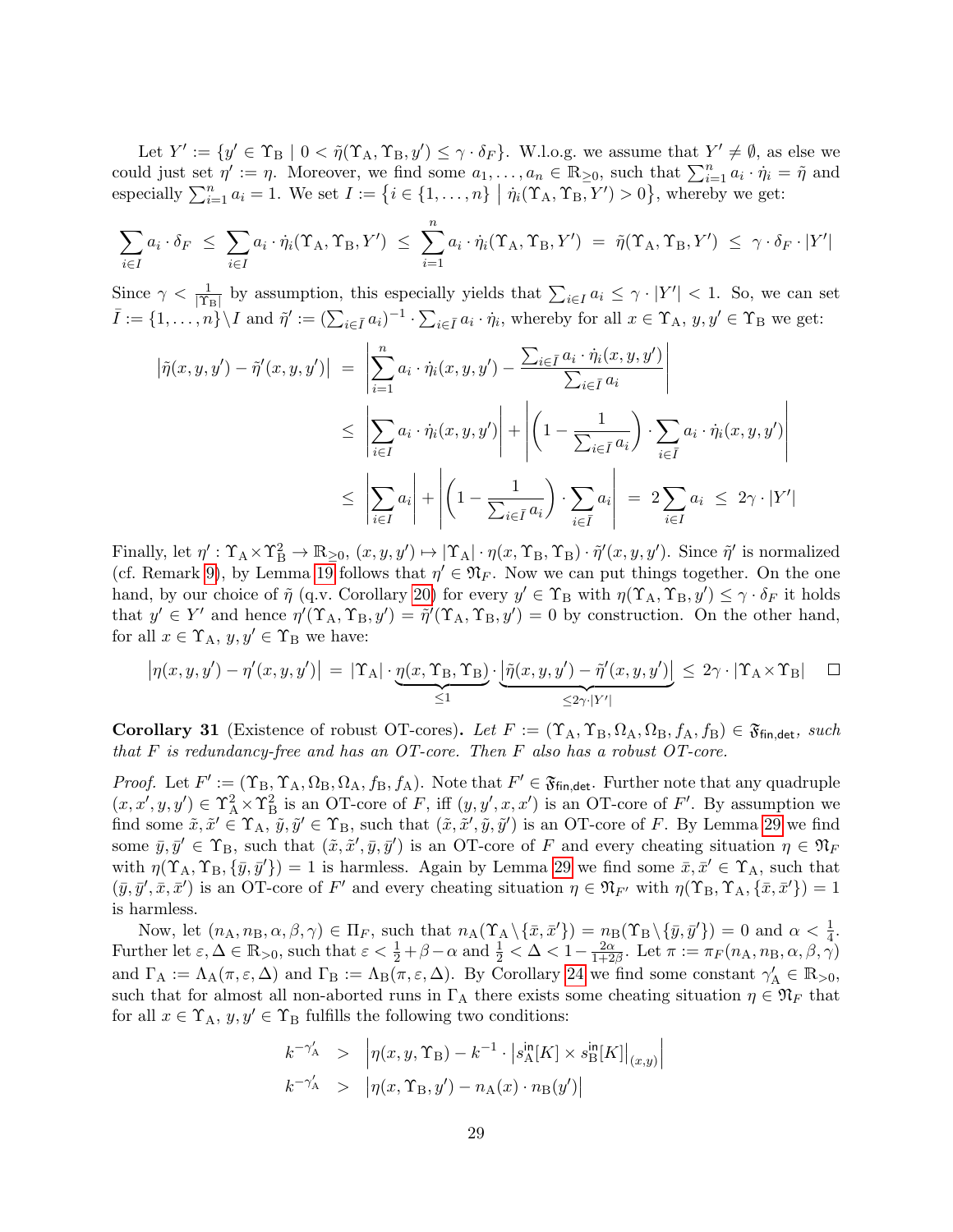Let $Y' := \{y' \in \Upsilon_\mathrm{B} \mid 0 < \tilde{\eta}(\Upsilon_\mathrm{A}, \Upsilon_\mathrm{B}, y') \leq \gamma \cdot \delta_F\}$. W.l.o.g. we assume that $Y' \neq \emptyset$, as else we could just set $\eta' := \eta$. Moreover, we find some $a_1, \ldots, a_n \in \mathbb{R}_{\geq 0}$, such that $\sum_{i=1}^n a_i \cdot \dot{\eta}_i = \tilde{\eta}$ and especially $\sum_{i=1}^n a_i = 1$. We set $I := \{i \in \{1, \ldots, n\} \mid \dot{\eta}_i(\Upsilon_\mathrm{A}, \Upsilon_\mathrm{B}, Y') > 0\}$, whereby we get:

$$\sum_{i \in I} a_i \cdot \delta_F \;\leq\; \sum_{i \in I} a_i \cdot \dot{\eta}_i(\Upsilon_\mathrm{A}, \Upsilon_\mathrm{B}, Y') \;\leq\; \sum_{i=1}^n a_i \cdot \dot{\eta}_i(\Upsilon_\mathrm{A}, \Upsilon_\mathrm{B}, Y') \;=\; \tilde{\eta}(\Upsilon_\mathrm{A}, \Upsilon_\mathrm{B}, Y') \;\leq\; \gamma \cdot \delta_F \cdot |Y'|$$

Since $\gamma < \frac{1}{|\Upsilon_\mathrm{B}|}$ by assumption, this especially yields that $\sum_{i \in I} a_i \leq \gamma \cdot |Y'| < 1$. So, we can set $\bar{I} := \{1, \ldots, n\} \backslash I$ and $\tilde{\eta}' := (\sum_{i \in \bar{I}} a_i)^{-1} \cdot \sum_{i \in \bar{I}} a_i \cdot \dot{\eta}_i$, whereby for all $x \in \Upsilon_\mathrm{A}$, $y, y' \in \Upsilon_\mathrm{B}$ we get:

$$\begin{aligned}
\left|\tilde{\eta}(x, y, y') - \tilde{\eta}'(x, y, y')\right| \;&=\; \left|\sum_{i=1}^n a_i \cdot \dot{\eta}_i(x, y, y') - \frac{\sum_{i \in \bar{I}} a_i \cdot \dot{\eta}_i(x, y, y')}{\sum_{i \in \bar{I}} a_i}\right| \\
&\leq\; \left|\sum_{i \in I} a_i \cdot \dot{\eta}_i(x, y, y')\right| + \left|\left(1 - \frac{1}{\sum_{i \in \bar{I}} a_i}\right) \cdot \sum_{i \in \bar{I}} a_i \cdot \dot{\eta}_i(x, y, y')\right| \\
&\leq\; \left|\sum_{i \in I} a_i\right| + \left|\left(1 - \frac{1}{\sum_{i \in \bar{I}} a_i}\right) \cdot \sum_{i \in \bar{I}} a_i\right| \;=\; 2 \sum_{i \in I} a_i \;\leq\; 2\gamma \cdot |Y'|
\end{aligned}$$

Finally, let $\eta' : \Upsilon_\mathrm{A} \times \Upsilon_\mathrm{B}^2 \to \mathbb{R}_{\geq 0}$, $(x, y, y') \mapsto |\Upsilon_\mathrm{A}| \cdot \eta(x, \Upsilon_\mathrm{B}, \Upsilon_\mathrm{B}) \cdot \tilde{\eta}'(x, y, y')$. Since $\tilde{\eta}'$ is normalized (cf. Remark 9), by Lemma 19 follows that $\eta' \in \mathfrak{N}_F$. Now we can put things together. On the one hand, by our choice of $\tilde{\eta}$ (q.v. Corollary 20) for every $y' \in \Upsilon_\mathrm{B}$ with $\eta(\Upsilon_\mathrm{A}, \Upsilon_\mathrm{B}, y') \leq \gamma \cdot \delta_F$ it holds that $y' \in Y'$ and hence $\eta'(\Upsilon_\mathrm{A}, \Upsilon_\mathrm{B}, y') = \tilde{\eta}'(\Upsilon_\mathrm{A}, \Upsilon_\mathrm{B}, y') = 0$ by construction. On the other hand, for all $x \in \Upsilon_\mathrm{A}$, $y, y' \in \Upsilon_\mathrm{B}$ we have:

$$\left|\eta(x, y, y') - \eta'(x, y, y')\right| \;=\; |\Upsilon_\mathrm{A}| \cdot \underbrace{\eta(x, \Upsilon_\mathrm{B}, \Upsilon_\mathrm{B})}_{\leq 1} \cdot \underbrace{\left|\tilde{\eta}(x, y, y') - \tilde{\eta}'(x, y, y')\right|}_{\leq 2\gamma \cdot |Y'|} \;\leq\; 2\gamma \cdot |\Upsilon_\mathrm{A} \times \Upsilon_\mathrm{B}| \qquad \square$$

**Corollary 31** (Existence of robust OT-cores)**.** *Let $F := (\Upsilon_\mathrm{A}, \Upsilon_\mathrm{B}, \Omega_\mathrm{A}, \Omega_\mathrm{B}, f_\mathrm{A}, f_\mathrm{B}) \in \mathfrak{F}_{\mathsf{fin,det}}$, such that $F$ is redundancy-free and has an OT-core. Then $F$ also has a robust OT-core.*

*Proof.* Let $F' := (\Upsilon_\mathrm{B}, \Upsilon_\mathrm{A}, \Omega_\mathrm{B}, \Omega_\mathrm{A}, f_\mathrm{B}, f_\mathrm{A})$. Note that $F' \in \mathfrak{F}_{\mathsf{fin,det}}$. Further note that any quadruple $(x, x', y, y') \in \Upsilon_\mathrm{A}^2 \times \Upsilon_\mathrm{B}^2$ is an OT-core of $F$, iff $(y, y', x, x')$ is an OT-core of $F'$. By assumption we find some $\tilde{x}, \tilde{x}' \in \Upsilon_\mathrm{A}$, $\tilde{y}, \tilde{y}' \in \Upsilon_\mathrm{B}$, such that $(\tilde{x}, \tilde{x}', \tilde{y}, \tilde{y}')$ is an OT-core of $F$. By Lemma 29 we find some $\bar{y}, \bar{y}' \in \Upsilon_\mathrm{B}$, such that $(\tilde{x}, \tilde{x}', \bar{y}, \bar{y}')$ is an OT-core of $F$ and every cheating situation $\eta \in \mathfrak{N}_F$ with $\eta(\Upsilon_\mathrm{A}, \Upsilon_\mathrm{B}, \{\bar{y}, \bar{y}'\}) = 1$ is harmless. Again by Lemma 29 we find some $\bar{x}, \bar{x}' \in \Upsilon_\mathrm{A}$, such that $(\bar{y}, \bar{y}', \bar{x}, \bar{x}')$ is an OT-core of $F'$ and every cheating situation $\eta \in \mathfrak{N}_{F'}$ with $\eta(\Upsilon_\mathrm{B}, \Upsilon_\mathrm{A}, \{\bar{x}, \bar{x}'\}) = 1$ is harmless.

Now, let $(n_\mathrm{A}, n_\mathrm{B}, \alpha, \beta, \gamma) \in \Pi_F$, such that $n_\mathrm{A}(\Upsilon_\mathrm{A} \backslash \{\bar{x}, \bar{x}'\}) = n_\mathrm{B}(\Upsilon_\mathrm{B} \backslash \{\bar{y}, \bar{y}'\}) = 0$ and $\alpha < \frac{1}{4}$. Further let $\varepsilon, \Delta \in \mathbb{R}_{>0}$, such that $\varepsilon < \frac{1}{2} + \beta - \alpha$ and $\frac{1}{2} < \Delta < 1 - \frac{2\alpha}{1+2\beta}$. Let $\pi := \pi_F(n_\mathrm{A}, n_\mathrm{B}, \alpha, \beta, \gamma)$ and $\Gamma_\mathrm{A} := \Lambda_\mathrm{A}(\pi, \varepsilon, \Delta)$ and $\Gamma_\mathrm{B} := \Lambda_\mathrm{B}(\pi, \varepsilon, \Delta)$. By Corollary 24 we find some constant $\gamma'_\mathrm{A} \in \mathbb{R}_{>0}$, such that for almost all non-aborted runs in $\Gamma_\mathrm{A}$ there exists some cheating situation $\eta \in \mathfrak{N}_F$ that for all $x \in \Upsilon_\mathrm{A}$, $y, y' \in \Upsilon_\mathrm{B}$ fulfills the following two conditions:

$$\begin{aligned}
k^{-\gamma'_\mathrm{A}} \;&>\; \left|\eta(x, y, \Upsilon_\mathrm{B}) - k^{-1} \cdot \left|s_\mathrm{A}^{\mathsf{in}}[K] \times s_\mathrm{B}^{\mathsf{in}}[K]\right|_{(x,y)}\right| \\
k^{-\gamma'_\mathrm{A}} \;&>\; \left|\eta(x, \Upsilon_\mathrm{B}, y') - n_\mathrm{A}(x) \cdot n_\mathrm{B}(y')\right|
\end{aligned}$$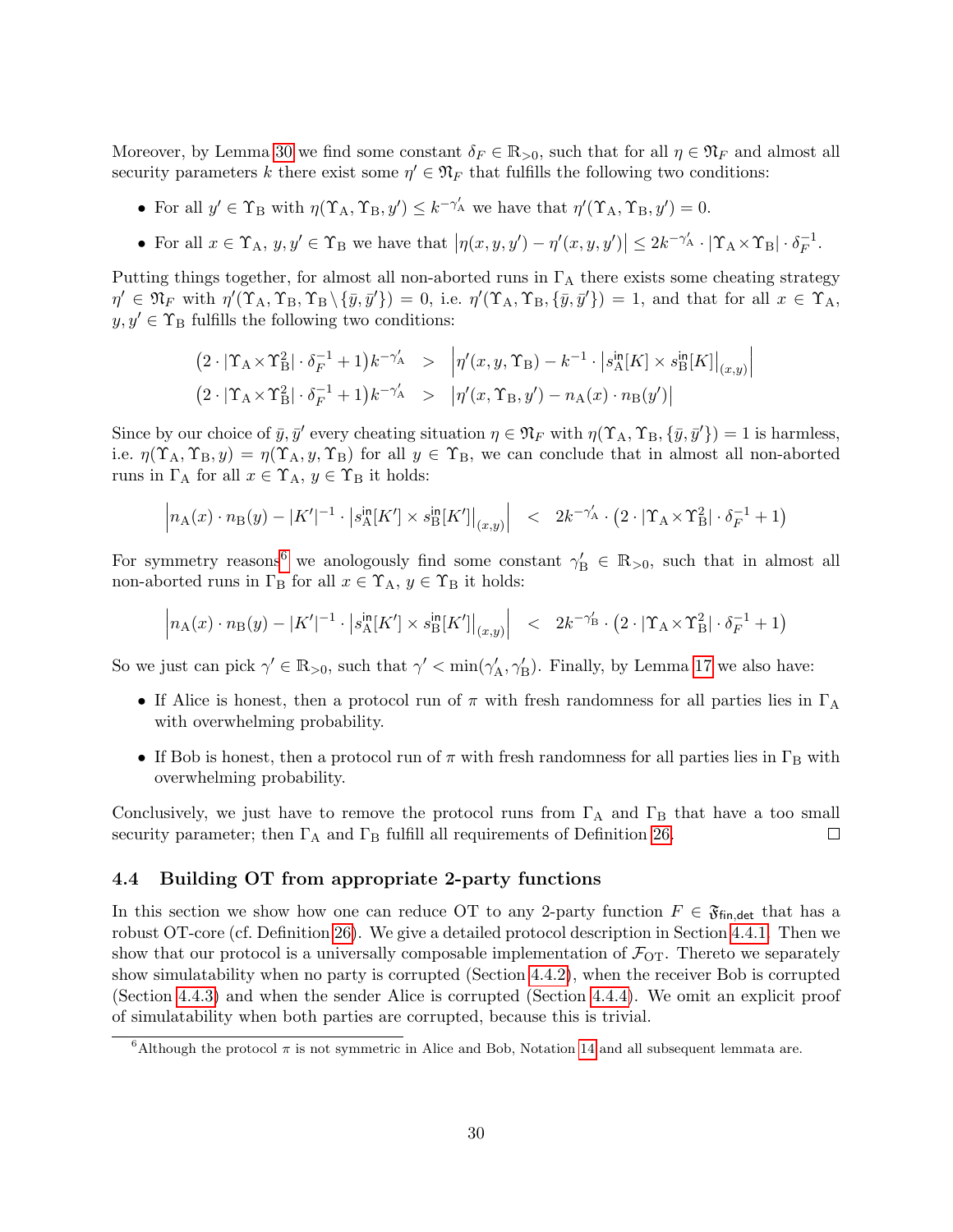Moreover, by Lemma 30 we find some constant $\delta_F \in \mathbb{R}_{>0}$, such that for all $\eta \in \mathfrak{N}_F$ and almost all security parameters $k$ there exist some $\eta' \in \mathfrak{N}_F$ that fulfills the following two conditions:

- For all $y' \in \Upsilon_\mathrm{B}$ with $\eta(\Upsilon_\mathrm{A}, \Upsilon_\mathrm{B}, y') \leq k^{-\gamma'_\mathrm{A}}$ we have that $\eta'(\Upsilon_\mathrm{A}, \Upsilon_\mathrm{B}, y') = 0$.
- For all $x \in \Upsilon_\mathrm{A}$, $y, y' \in \Upsilon_\mathrm{B}$ we have that $\left|\eta(x, y, y') - \eta'(x, y, y')\right| \leq 2k^{-\gamma'_\mathrm{A}} \cdot |\Upsilon_\mathrm{A} \times \Upsilon_\mathrm{B}| \cdot \delta_F^{-1}$.

Putting things together, for almost all non-aborted runs in $\Gamma_\mathrm{A}$ there exists some cheating strategy $\eta' \in \mathfrak{N}_F$ with $\eta'(\Upsilon_\mathrm{A}, \Upsilon_\mathrm{B}, \Upsilon_\mathrm{B} \setminus \{\bar{y}, \bar{y}'\}) = 0$, i.e. $\eta'(\Upsilon_\mathrm{A}, \Upsilon_\mathrm{B}, \{\bar{y}, \bar{y}'\}) = 1$, and that for all $x \in \Upsilon_\mathrm{A}$, $y, y' \in \Upsilon_\mathrm{B}$ fulfills the following two conditions:

$$
\begin{aligned}
\left(2 \cdot |\Upsilon_\mathrm{A} \times \Upsilon_\mathrm{B}^2| \cdot \delta_F^{-1} + 1\right) k^{-\gamma'_\mathrm{A}} &> \left|\eta'(x, y, \Upsilon_\mathrm{B}) - k^{-1} \cdot \left|s_\mathrm{A}^{\mathsf{in}}[K] \times s_\mathrm{B}^{\mathsf{in}}[K]\right|_{(x,y)}\right| \\
\left(2 \cdot |\Upsilon_\mathrm{A} \times \Upsilon_\mathrm{B}^2| \cdot \delta_F^{-1} + 1\right) k^{-\gamma'_\mathrm{A}} &> \left|\eta'(x, \Upsilon_\mathrm{B}, y') - n_\mathrm{A}(x) \cdot n_\mathrm{B}(y')\right|
\end{aligned}
$$

Since by our choice of $\bar{y}, \bar{y}'$ every cheating situation $\eta \in \mathfrak{N}_F$ with $\eta(\Upsilon_\mathrm{A}, \Upsilon_\mathrm{B}, \{\bar{y}, \bar{y}'\}) = 1$ is harmless, i.e. $\eta(\Upsilon_\mathrm{A}, \Upsilon_\mathrm{B}, y) = \eta(\Upsilon_\mathrm{A}, y, \Upsilon_\mathrm{B})$ for all $y \in \Upsilon_\mathrm{B}$, we can conclude that in almost all non-aborted runs in $\Gamma_\mathrm{A}$ for all $x \in \Upsilon_\mathrm{A}$, $y \in \Upsilon_\mathrm{B}$ it holds:

$$
\left|n_\mathrm{A}(x) \cdot n_\mathrm{B}(y) - |K'|^{-1} \cdot \left|s_\mathrm{A}^{\mathsf{in}}[K'] \times s_\mathrm{B}^{\mathsf{in}}[K']\right|_{(x,y)}\right| \quad < \quad 2k^{-\gamma'_\mathrm{A}} \cdot \left(2 \cdot |\Upsilon_\mathrm{A} \times \Upsilon_\mathrm{B}^2| \cdot \delta_F^{-1} + 1\right)
$$

For symmetry reasons[6] we anologously find some constant $\gamma'_\mathrm{B} \in \mathbb{R}_{>0}$, such that in almost all non-aborted runs in $\Gamma_\mathrm{B}$ for all $x \in \Upsilon_\mathrm{A}$, $y \in \Upsilon_\mathrm{B}$ it holds:

$$
\left|n_\mathrm{A}(x) \cdot n_\mathrm{B}(y) - |K'|^{-1} \cdot \left|s_\mathrm{A}^{\mathsf{in}}[K'] \times s_\mathrm{B}^{\mathsf{in}}[K']\right|_{(x,y)}\right| \quad < \quad 2k^{-\gamma'_\mathrm{B}} \cdot \left(2 \cdot |\Upsilon_\mathrm{A} \times \Upsilon_\mathrm{B}^2| \cdot \delta_F^{-1} + 1\right)
$$

So we just can pick $\gamma' \in \mathbb{R}_{>0}$, such that $\gamma' < \min(\gamma'_\mathrm{A}, \gamma'_\mathrm{B})$. Finally, by Lemma 17 we also have:

- If Alice is honest, then a protocol run of $\pi$ with fresh randomness for all parties lies in $\Gamma_\mathrm{A}$ with overwhelming probability.
- If Bob is honest, then a protocol run of $\pi$ with fresh randomness for all parties lies in $\Gamma_\mathrm{B}$ with overwhelming probability.

Conclusively, we just have to remove the protocol runs from $\Gamma_\mathrm{A}$ and $\Gamma_\mathrm{B}$ that have a too small security parameter; then $\Gamma_\mathrm{A}$ and $\Gamma_\mathrm{B}$ fulfill all requirements of Definition 26. ☐

### 4.4 Building OT from appropriate 2-party functions

In this section we show how one can reduce OT to any 2-party function $F \in \mathfrak{F}_{\mathsf{fin,det}}$ that has a robust OT-core (cf. Definition 26). We give a detailed protocol description in Section 4.4.1. Then we show that our protocol is a universally composable implementation of $\mathcal{F}_{\mathrm{OT}}$. Thereto we separately show simulatability when no party is corrupted (Section 4.4.2), when the receiver Bob is corrupted (Section 4.4.3) and when the sender Alice is corrupted (Section 4.4.4). We omit an explicit proof of simulatability when both parties are corrupted, because this is trivial.

[6] Although the protocol $\pi$ is not symmetric in Alice and Bob, Notation 14 and all subsequent lemmata are.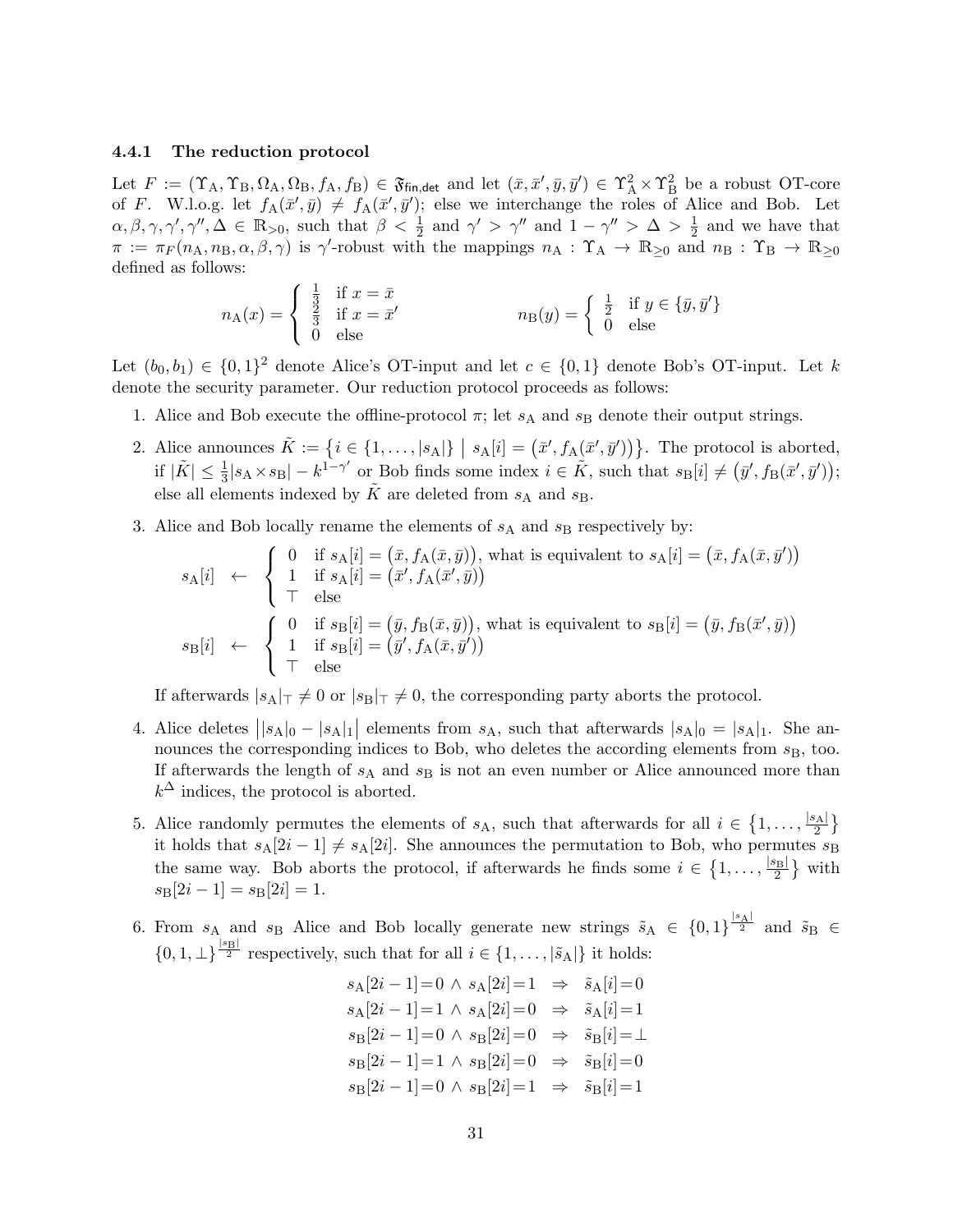#### 4.4.1 The reduction protocol

Let $F := (\Upsilon_A, \Upsilon_B, \Omega_A, \Omega_B, f_A, f_B) \in \mathfrak{F}_{\mathsf{fin,det}}$ and let $(\bar{x}, \bar{x}', \bar{y}, \bar{y}') \in \Upsilon_A^2 \times \Upsilon_B^2$ be a robust OT-core of $F$. W.l.o.g. let $f_A(\bar{x}', \bar{y}) \neq f_A(\bar{x}', \bar{y}')$; else we interchange the roles of Alice and Bob. Let $\alpha, \beta, \gamma, \gamma', \gamma'', \Delta \in \mathbb{R}_{>0}$, such that $\beta < \frac{1}{2}$ and $\gamma' > \gamma''$ and $1 - \gamma'' > \Delta > \frac{1}{2}$ and we have that $\pi := \pi_F(n_A, n_B, \alpha, \beta, \gamma)$ is $\gamma'$-robust with the mappings $n_A : \Upsilon_A \to \mathbb{R}_{\geq 0}$ and $n_B : \Upsilon_B \to \mathbb{R}_{\geq 0}$ defined as follows:

$$
n_A(x) = \begin{cases} \frac{1}{3} & \text{if } x = \bar{x} \\ \frac{2}{3} & \text{if } x = \bar{x}' \\ 0 & \text{else} \end{cases} \qquad\qquad n_B(y) = \begin{cases} \frac{1}{2} & \text{if } y \in \{\bar{y}, \bar{y}'\} \\ 0 & \text{else} \end{cases}
$$

Let $(b_0, b_1) \in \{0,1\}^2$ denote Alice's OT-input and let $c \in \{0,1\}$ denote Bob's OT-input. Let $k$ denote the security parameter. Our reduction protocol proceeds as follows:

1. Alice and Bob execute the offline-protocol $\pi$; let $s_A$ and $s_B$ denote their output strings.

2. Alice announces $\tilde{K} := \{ i \in \{1, \ldots, |s_A|\} \mid s_A[i] = (\bar{x}', f_A(\bar{x}', \bar{y}')) \}$. The protocol is aborted, if $|\tilde{K}| \leq \frac{1}{3}|s_A \times s_B| - k^{1-\gamma'}$ or Bob finds some index $i \in \tilde{K}$, such that $s_B[i] \neq (\bar{y}', f_B(\bar{x}', \bar{y}'))$; else all elements indexed by $\tilde{K}$ are deleted from $s_A$ and $s_B$.

3. Alice and Bob locally rename the elements of $s_A$ and $s_B$ respectively by:

$$
s_A[i] \;\leftarrow\; \begin{cases} 0 & \text{if } s_A[i] = (\bar{x}, f_A(\bar{x}, \bar{y})), \text{ what is equivalent to } s_A[i] = (\bar{x}, f_A(\bar{x}, \bar{y}')) \\ 1 & \text{if } s_A[i] = (\bar{x}', f_A(\bar{x}', \bar{y})) \\ \top & \text{else} \end{cases}
$$

$$
s_B[i] \;\leftarrow\; \begin{cases} 0 & \text{if } s_B[i] = (\bar{y}, f_B(\bar{x}, \bar{y})), \text{ what is equivalent to } s_B[i] = (\bar{y}, f_B(\bar{x}', \bar{y})) \\ 1 & \text{if } s_B[i] = (\bar{y}', f_A(\bar{x}, \bar{y}')) \\ \top & \text{else} \end{cases}
$$

   If afterwards $|s_A|_\top \neq 0$ or $|s_B|_\top \neq 0$, the corresponding party aborts the protocol.

4. Alice deletes $\big||s_A|_0 - |s_A|_1\big|$ elements from $s_A$, such that afterwards $|s_A|_0 = |s_A|_1$. She announces the corresponding indices to Bob, who deletes the according elements from $s_B$, too. If afterwards the length of $s_A$ and $s_B$ is not an even number or Alice announced more than $k^\Delta$ indices, the protocol is aborted.

5. Alice randomly permutes the elements of $s_A$, such that afterwards for all $i \in \{1, \ldots, \frac{|s_A|}{2}\}$ it holds that $s_A[2i-1] \neq s_A[2i]$. She announces the permutation to Bob, who permutes $s_B$ the same way. Bob aborts the protocol, if afterwards he finds some $i \in \{1, \ldots, \frac{|s_B|}{2}\}$ with $s_B[2i-1] = s_B[2i] = 1$.

6. From $s_A$ and $s_B$ Alice and Bob locally generate new strings $\tilde{s}_A \in \{0,1\}^{\frac{|s_A|}{2}}$ and $\tilde{s}_B \in \{0,1,\perp\}^{\frac{|s_B|}{2}}$ respectively, such that for all $i \in \{1, \ldots, |\tilde{s}_A|\}$ it holds:

$$
\begin{aligned}
s_A[2i-1]=0 \wedge s_A[2i]=1 &\;\Rightarrow\; \tilde{s}_A[i]=0 \\
s_A[2i-1]=1 \wedge s_A[2i]=0 &\;\Rightarrow\; \tilde{s}_A[i]=1 \\
s_B[2i-1]=0 \wedge s_B[2i]=0 &\;\Rightarrow\; \tilde{s}_B[i]=\perp \\
s_B[2i-1]=1 \wedge s_B[2i]=0 &\;\Rightarrow\; \tilde{s}_B[i]=0 \\
s_B[2i-1]=0 \wedge s_B[2i]=1 &\;\Rightarrow\; \tilde{s}_B[i]=1
\end{aligned}
$$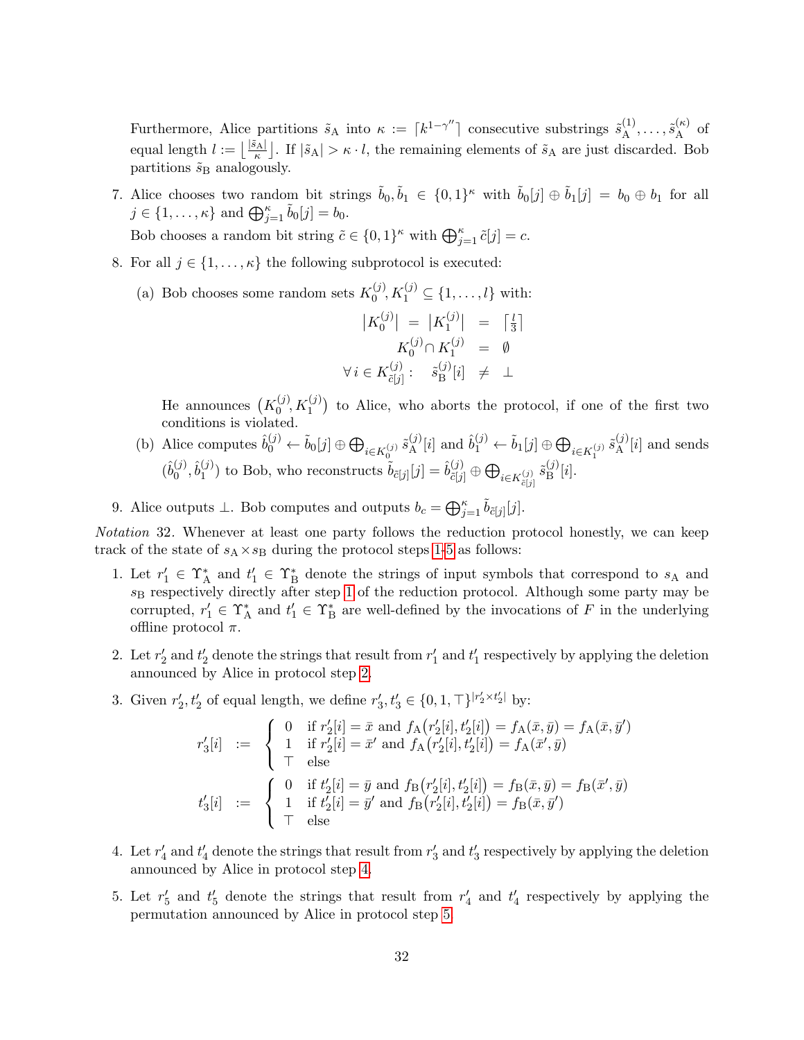Furthermore, Alice partitions $\tilde{s}_{\mathrm{A}}$ into $\kappa := \lceil k^{1-\gamma''} \rceil$ consecutive substrings $\tilde{s}_{\mathrm{A}}^{(1)}, \ldots, \tilde{s}_{\mathrm{A}}^{(\kappa)}$ of equal length $l := \lfloor \frac{|\tilde{s}_{\mathrm{A}}|}{\kappa} \rfloor$. If $|\tilde{s}_{\mathrm{A}}| > \kappa \cdot l$, the remaining elements of $\tilde{s}_{\mathrm{A}}$ are just discarded. Bob partitions $\tilde{s}_{\mathrm{B}}$ analogously.

7. Alice chooses two random bit strings $\tilde{b}_0, \tilde{b}_1 \in \{0,1\}^\kappa$ with $\tilde{b}_0[j] \oplus \tilde{b}_1[j] = b_0 \oplus b_1$ for all $j \in \{1, \ldots, \kappa\}$ and $\bigoplus_{j=1}^{\kappa} \tilde{b}_0[j] = b_0$.

   Bob chooses a random bit string $\tilde{c} \in \{0,1\}^\kappa$ with $\bigoplus_{j=1}^{\kappa} \tilde{c}[j] = c$.

8. For all $j \in \{1, \ldots, \kappa\}$ the following subprotocol is executed:

   (a) Bob chooses some random sets $K_0^{(j)}, K_1^{(j)} \subseteq \{1, \ldots, l\}$ with:

   $$\begin{aligned} \left|K_0^{(j)}\right| \;=\; \left|K_1^{(j)}\right| &\;=\; \left\lceil \tfrac{l}{3} \right\rceil \\ K_0^{(j)} \cap K_1^{(j)} &\;=\; \emptyset \\ \forall\, i \in K_{\tilde{c}[j]}^{(j)} : \quad \tilde{s}_{\mathrm{B}}^{(j)}[i] &\;\neq\; \bot \end{aligned}$$

   He announces $\left(K_0^{(j)}, K_1^{(j)}\right)$ to Alice, who aborts the protocol, if one of the first two conditions is violated.

   (b) Alice computes $\hat{b}_0^{(j)} \leftarrow \tilde{b}_0[j] \oplus \bigoplus_{i \in K_0^{(j)}} \tilde{s}_{\mathrm{A}}^{(j)}[i]$ and $\hat{b}_1^{(j)} \leftarrow \tilde{b}_1[j] \oplus \bigoplus_{i \in K_1^{(j)}} \tilde{s}_{\mathrm{A}}^{(j)}[i]$ and sends $(\hat{b}_0^{(j)}, \hat{b}_1^{(j)})$ to Bob, who reconstructs $\tilde{b}_{\tilde{c}[j]}[j] = \hat{b}_{\tilde{c}[j]}^{(j)} \oplus \bigoplus_{i \in K_{\tilde{c}[j]}^{(j)}} \tilde{s}_{\mathrm{B}}^{(j)}[i]$.

9. Alice outputs $\bot$. Bob computes and outputs $b_c = \bigoplus_{j=1}^{\kappa} \tilde{b}_{\tilde{c}[j]}[j]$.

*Notation* 32. Whenever at least one party follows the reduction protocol honestly, we can keep track of the state of $s_{\mathrm{A}} \times s_{\mathrm{B}}$ during the protocol steps 1-5 as follows:

1. Let $r_1' \in \Upsilon_{\mathrm{A}}^*$ and $t_1' \in \Upsilon_{\mathrm{B}}^*$ denote the strings of input symbols that correspond to $s_{\mathrm{A}}$ and $s_{\mathrm{B}}$ respectively directly after step 1 of the reduction protocol. Although some party may be corrupted, $r_1' \in \Upsilon_{\mathrm{A}}^*$ and $t_1' \in \Upsilon_{\mathrm{B}}^*$ are well-defined by the invocations of $F$ in the underlying offline protocol $\pi$.

2. Let $r_2'$ and $t_2'$ denote the strings that result from $r_1'$ and $t_1'$ respectively by applying the deletion announced by Alice in protocol step 2.

3. Given $r_2', t_2'$ of equal length, we define $r_3', t_3' \in \{0, 1, \top\}^{|r_2' \times t_2'|}$ by:

   $$r_3'[i] \;:=\; \begin{cases} 0 & \text{if } r_2'[i] = \bar{x} \text{ and } f_{\mathrm{A}}\big(r_2'[i], t_2'[i]\big) = f_{\mathrm{A}}(\bar{x}, \bar{y}) = f_{\mathrm{A}}(\bar{x}, \bar{y}') \\ 1 & \text{if } r_2'[i] = \bar{x}' \text{ and } f_{\mathrm{A}}\big(r_2'[i], t_2'[i]\big) = f_{\mathrm{A}}(\bar{x}', \bar{y}) \\ \top & \text{else} \end{cases}$$

   $$t_3'[i] \;:=\; \begin{cases} 0 & \text{if } t_2'[i] = \bar{y} \text{ and } f_{\mathrm{B}}\big(r_2'[i], t_2'[i]\big) = f_{\mathrm{B}}(\bar{x}, \bar{y}) = f_{\mathrm{B}}(\bar{x}', \bar{y}) \\ 1 & \text{if } t_2'[i] = \bar{y}' \text{ and } f_{\mathrm{B}}\big(r_2'[i], t_2'[i]\big) = f_{\mathrm{B}}(\bar{x}, \bar{y}') \\ \top & \text{else} \end{cases}$$

4. Let $r_4'$ and $t_4'$ denote the strings that result from $r_3'$ and $t_3'$ respectively by applying the deletion announced by Alice in protocol step 4.

5. Let $r_5'$ and $t_5'$ denote the strings that result from $r_4'$ and $t_4'$ respectively by applying the permutation announced by Alice in protocol step 5.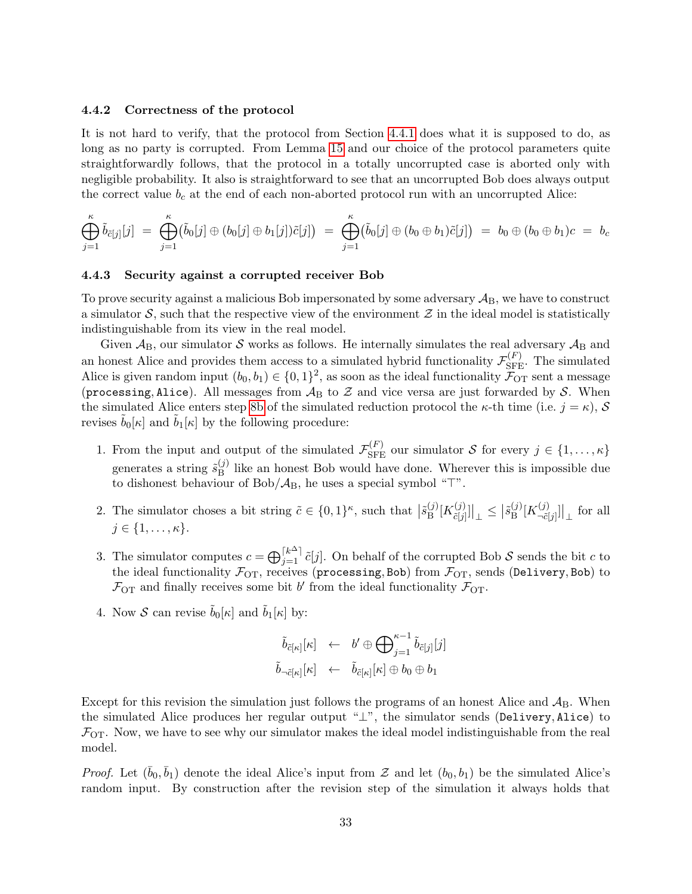### 4.4.2 Correctness of the protocol

It is not hard to verify, that the protocol from Section 4.4.1 does what it is supposed to do, as long as no party is corrupted. From Lemma 15 and our choice of the protocol parameters quite straightforwardly follows, that the protocol in a totally uncorrupted case is aborted only with negligible probability. It also is straightforward to see that an uncorrupted Bob does always output the correct value $b_c$ at the end of each non-aborted protocol run with an uncorrupted Alice:

$$\bigoplus_{j=1}^{\kappa} \tilde{b}_{\tilde{c}[j]}[j] \;=\; \bigoplus_{j=1}^{\kappa}\big(\tilde{b}_0[j] \oplus (b_0[j] \oplus b_1[j])\tilde{c}[j]\big) \;=\; \bigoplus_{j=1}^{\kappa}\big(\tilde{b}_0[j] \oplus (b_0 \oplus b_1)\tilde{c}[j]\big) \;=\; b_0 \oplus (b_0 \oplus b_1)c \;=\; b_c$$

### 4.4.3 Security against a corrupted receiver Bob

To prove security against a malicious Bob impersonated by some adversary $\mathcal{A}_{\mathrm{B}}$, we have to construct a simulator $\mathcal{S}$, such that the respective view of the environment $\mathcal{Z}$ in the ideal model is statistically indistinguishable from its view in the real model.

Given $\mathcal{A}_{\mathrm{B}}$, our simulator $\mathcal{S}$ works as follows. He internally simulates the real adversary $\mathcal{A}_{\mathrm{B}}$ and an honest Alice and provides them access to a simulated hybrid functionality $\mathcal{F}_{\mathrm{SFE}}^{(F)}$. The simulated Alice is given random input $(b_0, b_1) \in \{0,1\}^2$, as soon as the ideal functionality $\mathcal{F}_{\mathrm{OT}}$ sent a message (`processing`, `Alice`). All messages from $\mathcal{A}_{\mathrm{B}}$ to $\mathcal{Z}$ and vice versa are just forwarded by $\mathcal{S}$. When the simulated Alice enters step 8b of the simulated reduction protocol the $\kappa$-th time (i.e. $j = \kappa$), $\mathcal{S}$ revises $\tilde{b}_0[\kappa]$ and $\tilde{b}_1[\kappa]$ by the following procedure:

1. From the input and output of the simulated $\mathcal{F}_{\mathrm{SFE}}^{(F)}$ our simulator $\mathcal{S}$ for every $j \in \{1, \ldots, \kappa\}$ generates a string $\tilde{s}_{\mathrm{B}}^{(j)}$ like an honest Bob would have done. Wherever this is impossible due to dishonest behaviour of Bob/$\mathcal{A}_{\mathrm{B}}$, he uses a special symbol "$\top$".
2. The simulator choses a bit string $\tilde{c} \in \{0,1\}^{\kappa}$, such that $\big|\tilde{s}_{\mathrm{B}}^{(j)}[K_{\tilde{c}[j]}^{(j)}]\big|_{\perp} \leq \big|\tilde{s}_{\mathrm{B}}^{(j)}[K_{\neg\tilde{c}[j]}^{(j)}]\big|_{\perp}$ for all $j \in \{1, \ldots, \kappa\}$.
3. The simulator computes $c = \bigoplus_{j=1}^{\lceil k^{\Delta} \rceil} \tilde{c}[j]$. On behalf of the corrupted Bob $\mathcal{S}$ sends the bit $c$ to the ideal functionality $\mathcal{F}_{\mathrm{OT}}$, receives (`processing`, `Bob`) from $\mathcal{F}_{\mathrm{OT}}$, sends (`Delivery`, `Bob`) to $\mathcal{F}_{\mathrm{OT}}$ and finally receives some bit $b'$ from the ideal functionality $\mathcal{F}_{\mathrm{OT}}$.
4. Now $\mathcal{S}$ can revise $\tilde{b}_0[\kappa]$ and $\tilde{b}_1[\kappa]$ by:

$$\begin{aligned}
\tilde{b}_{\tilde{c}[\kappa]}[\kappa] \quad &\leftarrow \quad b' \oplus \bigoplus\nolimits_{j=1}^{\kappa-1} \tilde{b}_{\tilde{c}[j]}[j] \\
\tilde{b}_{\neg\tilde{c}[\kappa]}[\kappa] \quad &\leftarrow \quad \tilde{b}_{\tilde{c}[\kappa]}[\kappa] \oplus b_0 \oplus b_1
\end{aligned}$$

Except for this revision the simulation just follows the programs of an honest Alice and $\mathcal{A}_{\mathrm{B}}$. When the simulated Alice produces her regular output "$\perp$", the simulator sends (`Delivery`, `Alice`) to $\mathcal{F}_{\mathrm{OT}}$. Now, we have to see why our simulator makes the ideal model indistinguishable from the real model.

*Proof.* Let $(\bar{b}_0, \bar{b}_1)$ denote the ideal Alice's input from $\mathcal{Z}$ and let $(b_0, b_1)$ be the simulated Alice's random input. By construction after the revision step of the simulation it always holds that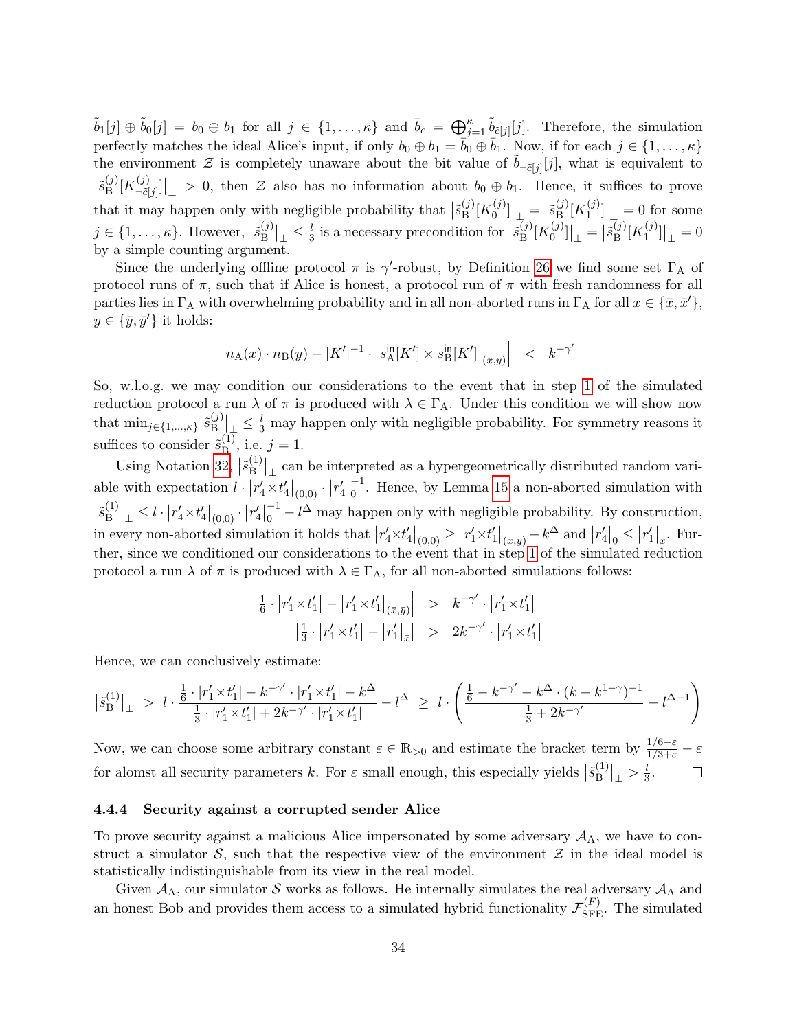$\tilde{b}_1[j] \oplus \tilde{b}_0[j] = b_0 \oplus b_1$ for all $j \in \{1, \ldots, \kappa\}$ and $\bar{b}_c = \bigoplus_{j=1}^{\kappa} \tilde{b}_{\tilde{c}[j]}[j]$. Therefore, the simulation perfectly matches the ideal Alice's input, if only $b_0 \oplus b_1 = \bar{b}_0 \oplus \bar{b}_1$. Now, if for each $j \in \{1, \ldots, \kappa\}$ the environment $\mathcal{Z}$ is completely unaware about the bit value of $\tilde{b}_{\neg\tilde{c}[j]}[j]$, what is equivalent to $\left|\tilde{s}_{\mathrm{B}}^{(j)}[K_{\neg\tilde{c}[j]}^{(j)}]\right|_{\perp} > 0$, then $\mathcal{Z}$ also has no information about $b_0 \oplus b_1$. Hence, it suffices to prove that it may happen only with negligible probability that $\left|\tilde{s}_{\mathrm{B}}^{(j)}[K_0^{(j)}]\right|_{\perp} = \left|\tilde{s}_{\mathrm{B}}^{(j)}[K_1^{(j)}]\right|_{\perp} = 0$ for some $j \in \{1, \ldots, \kappa\}$. However, $\left|\tilde{s}_{\mathrm{B}}^{(j)}\right|_{\perp} \leq \frac{l}{3}$ is a necessary precondition for $\left|\tilde{s}_{\mathrm{B}}^{(j)}[K_0^{(j)}]\right|_{\perp} = \left|\tilde{s}_{\mathrm{B}}^{(j)}[K_1^{(j)}]\right|_{\perp} = 0$ by a simple counting argument.

Since the underlying offline protocol $\pi$ is $\gamma'$-robust, by Definition 26 we find some set $\Gamma_{\mathrm{A}}$ of protocol runs of $\pi$, such that if Alice is honest, a protocol run of $\pi$ with fresh randomness for all parties lies in $\Gamma_{\mathrm{A}}$ with overwhelming probability and in all non-aborted runs in $\Gamma_{\mathrm{A}}$ for all $x \in \{\bar{x}, \bar{x}'\}$, $y \in \{\bar{y}, \bar{y}'\}$ it holds:

$$\left| n_{\mathrm{A}}(x) \cdot n_{\mathrm{B}}(y) - |K'|^{-1} \cdot \left|s_{\mathrm{A}}^{\mathsf{in}}[K'] \times s_{\mathrm{B}}^{\mathsf{in}}[K']\right|_{(x,y)} \right| \;<\; k^{-\gamma'}$$

So, w.l.o.g. we may condition our considerations to the event that in step 1 of the simulated reduction protocol a run $\lambda$ of $\pi$ is produced with $\lambda \in \Gamma_{\mathrm{A}}$. Under this condition we will show now that $\min_{j \in \{1,\ldots,\kappa\}} \left|\tilde{s}_{\mathrm{B}}^{(j)}\right|_{\perp} \leq \frac{l}{3}$ may happen only with negligible probability. For symmetry reasons it suffices to consider $\tilde{s}_{\mathrm{B}}^{(1)}$, i.e. $j = 1$.

Using Notation 32, $\left|\tilde{s}_{\mathrm{B}}^{(1)}\right|_{\perp}$ can be interpreted as a hypergeometrically distributed random variable with expectation $l \cdot \left|r_4' \times t_4'\right|_{(0,0)} \cdot \left|r_4'\right|_0^{-1}$. Hence, by Lemma 15 a non-aborted simulation with $\left|\tilde{s}_{\mathrm{B}}^{(1)}\right|_{\perp} \leq l \cdot \left|r_4' \times t_4'\right|_{(0,0)} \cdot \left|r_4'\right|_0^{-1} - l^{\Delta}$ may happen only with negligible probability. By construction, in every non-aborted simulation it holds that $\left|r_4' \times t_4'\right|_{(0,0)} \geq \left|r_1' \times t_1'\right|_{(\bar{x},\bar{y})} - k^{\Delta}$ and $\left|r_4'\right|_0 \leq \left|r_1'\right|_{\bar{x}}$. Further, since we conditioned our considerations to the event that in step 1 of the simulated reduction protocol a run $\lambda$ of $\pi$ is produced with $\lambda \in \Gamma_{\mathrm{A}}$, for all non-aborted simulations follows:

$$\begin{aligned}
\left| \tfrac{1}{6} \cdot \left|r_1' \times t_1'\right| - \left|r_1' \times t_1'\right|_{(\bar{x},\bar{y})} \right| \;&>\; k^{-\gamma'} \cdot \left|r_1' \times t_1'\right| \\
\left| \tfrac{1}{3} \cdot \left|r_1' \times t_1'\right| - \left|r_1'\right|_{\bar{x}} \right| \;&>\; 2k^{-\gamma'} \cdot \left|r_1' \times t_1'\right|
\end{aligned}$$

Hence, we can conclusively estimate:

$$\left|\tilde{s}_{\mathrm{B}}^{(1)}\right|_{\perp} \;>\; l \cdot \frac{\frac{1}{6} \cdot \left|r_1' \times t_1'\right| - k^{-\gamma'} \cdot \left|r_1' \times t_1'\right| - k^{\Delta}}{\frac{1}{3} \cdot \left|r_1' \times t_1'\right| + 2k^{-\gamma'} \cdot \left|r_1' \times t_1'\right|} - l^{\Delta} \;\geq\; l \cdot \left( \frac{\frac{1}{6} - k^{-\gamma'} - k^{\Delta} \cdot (k - k^{1-\gamma})^{-1}}{\frac{1}{3} + 2k^{-\gamma'}} - l^{\Delta - 1} \right)$$

Now, we can choose some arbitrary constant $\varepsilon \in \mathbb{R}_{>0}$ and estimate the bracket term by $\frac{1/6 - \varepsilon}{1/3 + \varepsilon} - \varepsilon$ for alomst all security parameters $k$. For $\varepsilon$ small enough, this especially yields $\left|\tilde{s}_{\mathrm{B}}^{(1)}\right|_{\perp} > \frac{l}{3}$. □

### 4.4.4 Security against a corrupted sender Alice

To prove security against a malicious Alice impersonated by some adversary $\mathcal{A}_{\mathrm{A}}$, we have to construct a simulator $\mathcal{S}$, such that the respective view of the environment $\mathcal{Z}$ in the ideal model is statistically indistinguishable from its view in the real model.

Given $\mathcal{A}_{\mathrm{A}}$, our simulator $\mathcal{S}$ works as follows. He internally simulates the real adversary $\mathcal{A}_{\mathrm{A}}$ and an honest Bob and provides them access to a simulated hybrid functionality $\mathcal{F}_{\mathrm{SFE}}^{(F)}$. The simulated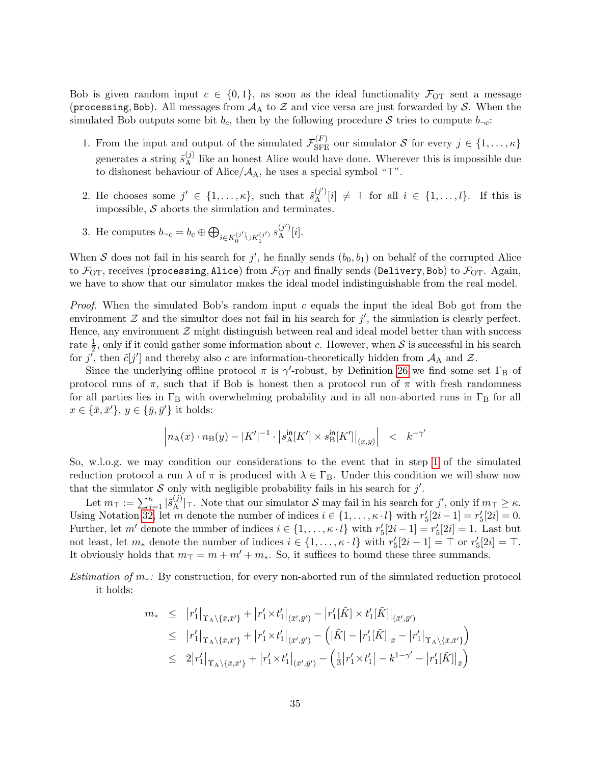Bob is given random input $c \in \{0,1\}$, as soon as the ideal functionality $\mathcal{F}_{\mathrm{OT}}$ sent a message $(\texttt{processing}, \texttt{Bob})$. All messages from $\mathcal{A}_{\mathrm{A}}$ to $\mathcal{Z}$ and vice versa are just forwarded by $\mathcal{S}$. When the simulated Bob outputs some bit $b_c$, then by the following procedure $\mathcal{S}$ tries to compute $b_{\neg c}$:

1. From the input and output of the simulated $\mathcal{F}_{\mathrm{SFE}}^{(F)}$ our simulator $\mathcal{S}$ for every $j \in \{1,\dots,\kappa\}$ generates a string $\tilde{s}_{\mathrm{A}}^{(j)}$ like an honest Alice would have done. Wherever this is impossible due to dishonest behaviour of Alice/$\mathcal{A}_{\mathrm{A}}$, he uses a special symbol "$\top$".

2. He chooses some $j' \in \{1,\dots,\kappa\}$, such that $\tilde{s}_{\mathrm{A}}^{(j')}[i] \neq \top$ for all $i \in \{1,\dots,l\}$. If this is impossible, $\mathcal{S}$ aborts the simulation and terminates.

3. He computes $b_{\neg c} = b_c \oplus \bigoplus_{i \in K_0^{(j')} \cup K_1^{(j')}} s_{\mathrm{A}}^{(j')}[i]$.

When $\mathcal{S}$ does not fail in his search for $j'$, he finally sends $(b_0, b_1)$ on behalf of the corrupted Alice to $\mathcal{F}_{\mathrm{OT}}$, receives $(\texttt{processing}, \texttt{Alice})$ from $\mathcal{F}_{\mathrm{OT}}$ and finally sends $(\texttt{Delivery}, \texttt{Bob})$ to $\mathcal{F}_{\mathrm{OT}}$. Again, we have to show that our simulator makes the ideal model indistinguishable from the real model.

*Proof.* When the simulated Bob's random input $c$ equals the input the ideal Bob got from the environment $\mathcal{Z}$ and the simultor does not fail in his search for $j'$, the simulation is clearly perfect. Hence, any environment $\mathcal{Z}$ might distinguish between real and ideal model better than with success rate $\frac{1}{2}$, only if it could gather some information about $c$. However, when $\mathcal{S}$ is successful in his search for $j'$, then $\tilde{c}[j']$ and thereby also $c$ are information-theoretically hidden from $\mathcal{A}_{\mathrm{A}}$ and $\mathcal{Z}$.

Since the underlying offline protocol $\pi$ is $\gamma'$-robust, by Definition 26 we find some set $\Gamma_{\mathrm{B}}$ of protocol runs of $\pi$, such that if Bob is honest then a protocol run of $\pi$ with fresh randomness for all parties lies in $\Gamma_{\mathrm{B}}$ with overwhelming probability and in all non-aborted runs in $\Gamma_{\mathrm{B}}$ for all $x \in \{\bar{x}, \bar{x}'\}$, $y \in \{\bar{y}, \bar{y}'\}$ it holds:

$$\left| n_{\mathrm{A}}(x) \cdot n_{\mathrm{B}}(y) - |K'|^{-1} \cdot \left| s_{\mathrm{A}}^{\mathsf{in}}[K'] \times s_{\mathrm{B}}^{\mathsf{in}}[K'] \right|_{(x,y)} \right| \quad < \quad k^{-\gamma'}$$

So, w.l.o.g. we may condition our considerations to the event that in step 1 of the simulated reduction protocol a run $\lambda$ of $\pi$ is produced with $\lambda \in \Gamma_{\mathrm{B}}$. Under this condition we will show now that the simulator $\mathcal{S}$ only with negligible probability fails in his search for $j'$.

Let $m_\top := \sum_{j=1}^{\kappa} |\tilde{s}_{\mathrm{A}}^{(j)}|_\top$. Note that our simulator $\mathcal{S}$ may fail in his search for $j'$, only if $m_\top \geq \kappa$. Using Notation 32, let $m$ denote the number of indices $i \in \{1,\dots,\kappa \cdot l\}$ with $r_5'[2i-1] = r_5'[2i] = 0$. Further, let $m'$ denote the number of indices $i \in \{1,\dots,\kappa \cdot l\}$ with $r_5'[2i-1] = r_5'[2i] = 1$. Last but not least, let $m_*$ denote the number of indices $i \in \{1,\dots,\kappa \cdot l\}$ with $r_5'[2i-1] = \top$ or $r_5'[2i] = \top$. It obviously holds that $m_\top = m + m' + m_*$. So, it suffices to bound these three summands.

*Estimation of $m_*$:* By construction, for every non-aborted run of the simulated reduction protocol it holds:

$$\begin{aligned}
m_* \quad &\leq \quad \left|r_1'\right|_{\Upsilon_{\mathrm{A}} \setminus \{\bar{x}, \bar{x}'\}} + \left|r_1' \times t_1'\right|_{(\bar{x}', \bar{y}')} - \left|r_1'[\tilde{K}] \times t_1'[\tilde{K}]\right|_{(\bar{x}', \bar{y}')} \\
&\leq \quad \left|r_1'\right|_{\Upsilon_{\mathrm{A}} \setminus \{\bar{x}, \bar{x}'\}} + \left|r_1' \times t_1'\right|_{(\bar{x}', \bar{y}')} - \left( |\tilde{K}| - \left|r_1'[\tilde{K}]\right|_{\bar{x}} - \left|r_1'\right|_{\Upsilon_{\mathrm{A}} \setminus \{\bar{x}, \bar{x}'\}} \right) \\
&\leq \quad 2\left|r_1'\right|_{\Upsilon_{\mathrm{A}} \setminus \{\bar{x}, \bar{x}'\}} + \left|r_1' \times t_1'\right|_{(\bar{x}', \bar{y}')} - \left( \tfrac{1}{3}\left|r_1' \times t_1'\right| - k^{1-\gamma'} - \left|r_1'[\tilde{K}]\right|_{\bar{x}} \right)
\end{aligned}$$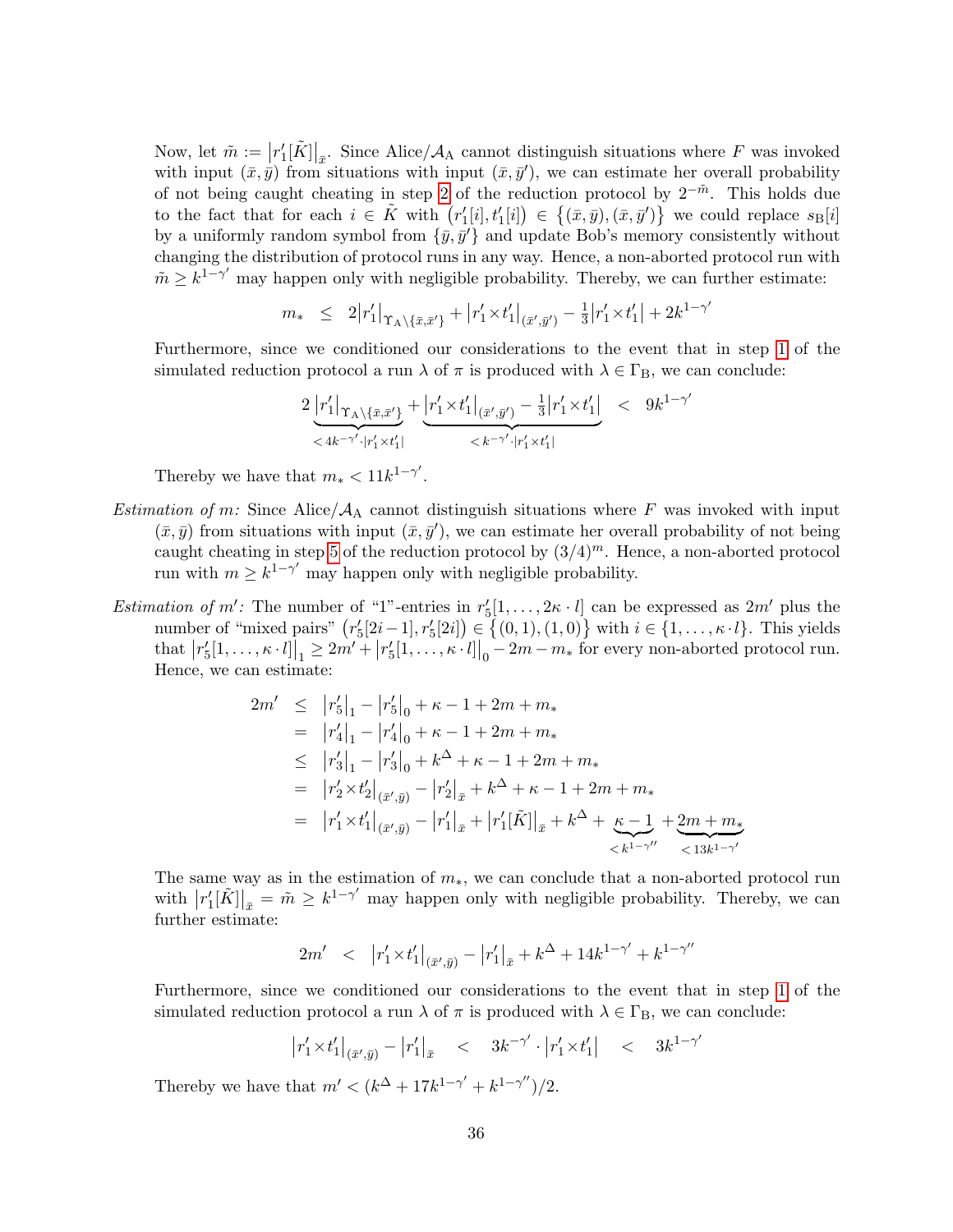Now, let $\tilde{m} := \left|r'_1[\tilde{K}]\right|_{\bar{x}}$. Since Alice/$\mathcal{A}_\mathrm{A}$ cannot distinguish situations where $F$ was invoked with input $(\bar{x},\bar{y})$ from situations with input $(\bar{x},\bar{y}')$, we can estimate her overall probability of not being caught cheating in step 2 of the reduction protocol by $2^{-\tilde{m}}$. This holds due to the fact that for each $i \in \tilde{K}$ with $\left(r'_1[i], t'_1[i]\right) \in \left\{(\bar{x},\bar{y}),(\bar{x},\bar{y}')\right\}$ we could replace $s_\mathrm{B}[i]$ by a uniformly random symbol from $\{\bar{y},\bar{y}'\}$ and update Bob's memory consistently without changing the distribution of protocol runs in any way. Hence, a non-aborted protocol run with $\tilde{m} \geq k^{1-\gamma'}$ may happen only with negligible probability. Thereby, we can further estimate:

$$m_* \;\leq\; 2\left|r'_1\right|_{\Upsilon_\mathrm{A}\setminus\{\bar{x},\bar{x}'\}} + \left|r'_1\times t'_1\right|_{(\bar{x}',\bar{y}')} - \tfrac{1}{3}\left|r'_1\times t'_1\right| + 2k^{1-\gamma'}$$

Furthermore, since we conditioned our considerations to the event that in step 1 of the simulated reduction protocol a run $\lambda$ of $\pi$ is produced with $\lambda \in \Gamma_\mathrm{B}$, we can conclude:

$$2\underbrace{\left|r'_1\right|_{\Upsilon_\mathrm{A}\setminus\{\bar{x},\bar{x}'\}}}_{<\,4k^{-\gamma'}\cdot\left|r'_1\times t'_1\right|} + \underbrace{\left|r'_1\times t'_1\right|_{(\bar{x}',\bar{y}')} - \tfrac{1}{3}\left|r'_1\times t'_1\right|}_{<\,k^{-\gamma'}\cdot\left|r'_1\times t'_1\right|} \;<\; 9k^{1-\gamma'}$$

Thereby we have that $m_* < 11k^{1-\gamma'}$.

*Estimation of $m$:* Since Alice/$\mathcal{A}_\mathrm{A}$ cannot distinguish situations where $F$ was invoked with input $(\bar{x},\bar{y})$ from situations with input $(\bar{x},\bar{y}')$, we can estimate her overall probability of not being caught cheating in step 5 of the reduction protocol by $(3/4)^m$. Hence, a non-aborted protocol run with $m \geq k^{1-\gamma'}$ may happen only with negligible probability.

*Estimation of $m'$:* The number of "1"-entries in $r'_5[1,\ldots,2\kappa\cdot l]$ can be expressed as $2m'$ plus the number of "mixed pairs" $\left(r'_5[2i-1], r'_5[2i]\right) \in \left\{(0,1),(1,0)\right\}$ with $i \in \{1,\ldots,\kappa\cdot l\}$. This yields that $\left|r'_5[1,\ldots,\kappa\cdot l]\right|_1 \geq 2m' + \left|r'_5[1,\ldots,\kappa\cdot l]\right|_0 - 2m - m_*$ for every non-aborted protocol run. Hence, we can estimate:

$$\begin{aligned}
2m' &\leq \left|r'_5\right|_1 - \left|r'_5\right|_0 + \kappa - 1 + 2m + m_* \\
&= \left|r'_4\right|_1 - \left|r'_4\right|_0 + \kappa - 1 + 2m + m_* \\
&\leq \left|r'_3\right|_1 - \left|r'_3\right|_0 + k^\Delta + \kappa - 1 + 2m + m_* \\
&= \left|r'_2\times t'_2\right|_{(\bar{x}',\bar{y})} - \left|r'_2\right|_{\bar{x}} + k^\Delta + \kappa - 1 + 2m + m_* \\
&= \left|r'_1\times t'_1\right|_{(\bar{x}',\bar{y})} - \left|r'_1\right|_{\bar{x}} + \left|r'_1[\tilde{K}]\right|_{\bar{x}} + k^\Delta + \underbrace{\kappa - 1}_{<\,k^{1-\gamma''}} + \underbrace{2m + m_*}_{<\,13k^{1-\gamma'}}
\end{aligned}$$

The same way as in the estimation of $m_*$, we can conclude that a non-aborted protocol run with $\left|r'_1[\tilde{K}]\right|_{\bar{x}} = \tilde{m} \geq k^{1-\gamma'}$ may happen only with negligible probability. Thereby, we can further estimate:

$$2m' \;<\; \left|r'_1\times t'_1\right|_{(\bar{x}',\bar{y})} - \left|r'_1\right|_{\bar{x}} + k^\Delta + 14k^{1-\gamma'} + k^{1-\gamma''}$$

Furthermore, since we conditioned our considerations to the event that in step 1 of the simulated reduction protocol a run $\lambda$ of $\pi$ is produced with $\lambda \in \Gamma_\mathrm{B}$, we can conclude:

$$\left|r'_1\times t'_1\right|_{(\bar{x}',\bar{y})} - \left|r'_1\right|_{\bar{x}} \quad<\quad 3k^{-\gamma'}\cdot\left|r'_1\times t'_1\right| \quad<\quad 3k^{1-\gamma'}$$

Thereby we have that $m' < (k^\Delta + 17k^{1-\gamma'} + k^{1-\gamma''})/2$.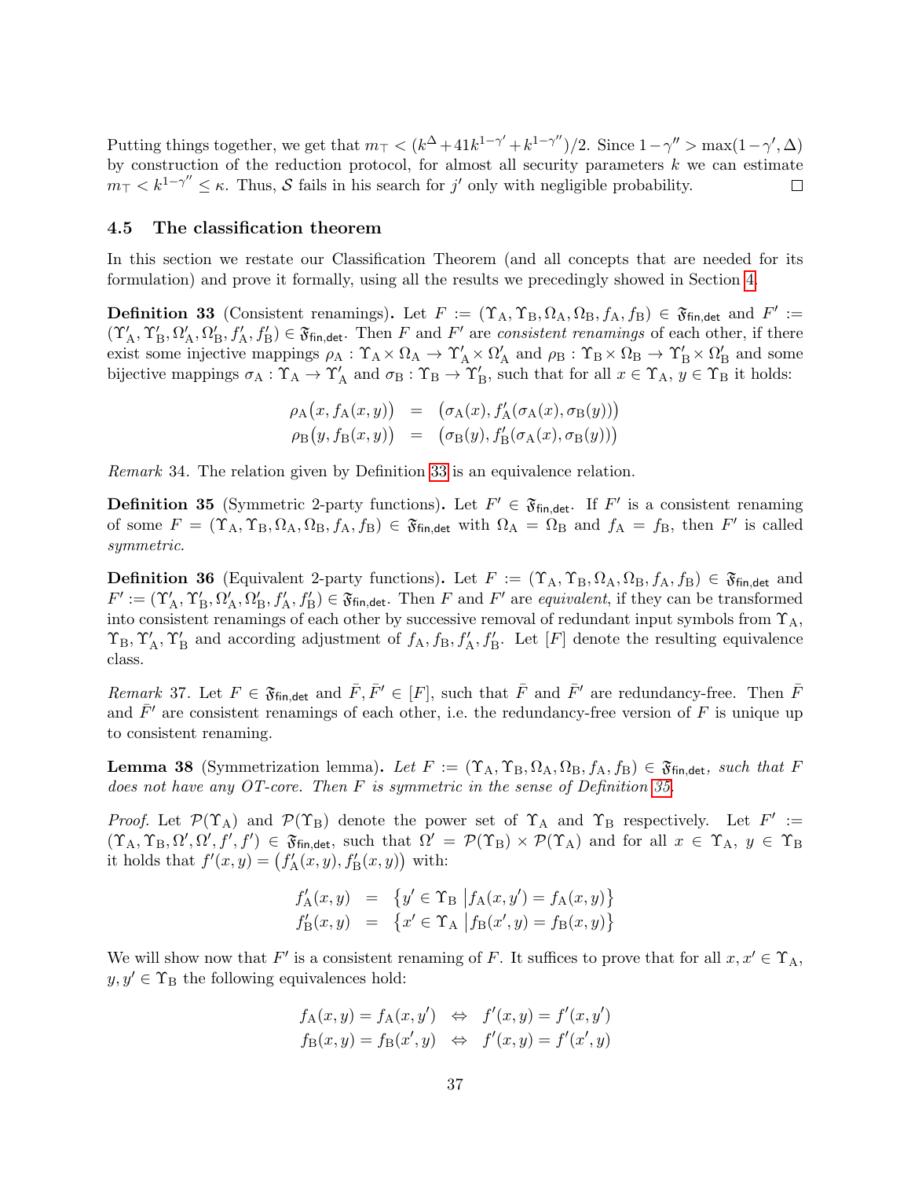Putting things together, we get that $m_\top < (k^\Delta + 41k^{1-\gamma'} + k^{1-\gamma''})/2$. Since $1-\gamma'' > \max(1-\gamma', \Delta)$ by construction of the reduction protocol, for almost all security parameters $k$ we can estimate $m_\top < k^{1-\gamma''} \leq \kappa$. Thus, $\mathcal{S}$ fails in his search for $j'$ only with negligible probability. $\square$

### 4.5 The classification theorem

In this section we restate our Classification Theorem (and all concepts that are needed for its formulation) and prove it formally, using all the results we precedingly showed in Section 4.

**Definition 33** (Consistent renamings)**.** Let $F := (\Upsilon_\mathrm{A}, \Upsilon_\mathrm{B}, \Omega_\mathrm{A}, \Omega_\mathrm{B}, f_\mathrm{A}, f_\mathrm{B}) \in \mathfrak{F}_{\mathsf{fin,det}}$ and $F' := (\Upsilon'_\mathrm{A}, \Upsilon'_\mathrm{B}, \Omega'_\mathrm{A}, \Omega'_\mathrm{B}, f'_\mathrm{A}, f'_\mathrm{B}) \in \mathfrak{F}_{\mathsf{fin,det}}$. Then $F$ and $F'$ are *consistent renamings* of each other, if there exist some injective mappings $\rho_\mathrm{A} : \Upsilon_\mathrm{A} \times \Omega_\mathrm{A} \to \Upsilon'_\mathrm{A} \times \Omega'_\mathrm{A}$ and $\rho_\mathrm{B} : \Upsilon_\mathrm{B} \times \Omega_\mathrm{B} \to \Upsilon'_\mathrm{B} \times \Omega'_\mathrm{B}$ and some bijective mappings $\sigma_\mathrm{A} : \Upsilon_\mathrm{A} \to \Upsilon'_\mathrm{A}$ and $\sigma_\mathrm{B} : \Upsilon_\mathrm{B} \to \Upsilon'_\mathrm{B}$, such that for all $x \in \Upsilon_\mathrm{A}$, $y \in \Upsilon_\mathrm{B}$ it holds:

$$
\begin{aligned}
\rho_\mathrm{A}\big(x, f_\mathrm{A}(x,y)\big) &= \big(\sigma_\mathrm{A}(x), f'_\mathrm{A}(\sigma_\mathrm{A}(x), \sigma_\mathrm{B}(y))\big) \\
\rho_\mathrm{B}\big(y, f_\mathrm{B}(x,y)\big) &= \big(\sigma_\mathrm{B}(y), f'_\mathrm{B}(\sigma_\mathrm{A}(x), \sigma_\mathrm{B}(y))\big)
\end{aligned}
$$

*Remark* 34. The relation given by Definition 33 is an equivalence relation.

**Definition 35** (Symmetric 2-party functions)**.** Let $F' \in \mathfrak{F}_{\mathsf{fin,det}}$. If $F'$ is a consistent renaming of some $F = (\Upsilon_\mathrm{A}, \Upsilon_\mathrm{B}, \Omega_\mathrm{A}, \Omega_\mathrm{B}, f_\mathrm{A}, f_\mathrm{B}) \in \mathfrak{F}_{\mathsf{fin,det}}$ with $\Omega_\mathrm{A} = \Omega_\mathrm{B}$ and $f_\mathrm{A} = f_\mathrm{B}$, then $F'$ is called *symmetric*.

**Definition 36** (Equivalent 2-party functions)**.** Let $F := (\Upsilon_\mathrm{A}, \Upsilon_\mathrm{B}, \Omega_\mathrm{A}, \Omega_\mathrm{B}, f_\mathrm{A}, f_\mathrm{B}) \in \mathfrak{F}_{\mathsf{fin,det}}$ and $F' := (\Upsilon'_\mathrm{A}, \Upsilon'_\mathrm{B}, \Omega'_\mathrm{A}, \Omega'_\mathrm{B}, f'_\mathrm{A}, f'_\mathrm{B}) \in \mathfrak{F}_{\mathsf{fin,det}}$. Then $F$ and $F'$ are *equivalent*, if they can be transformed into consistent renamings of each other by successive removal of redundant input symbols from $\Upsilon_\mathrm{A}$, $\Upsilon_\mathrm{B}, \Upsilon'_\mathrm{A}, \Upsilon'_\mathrm{B}$ and according adjustment of $f_\mathrm{A}, f_\mathrm{B}, f'_\mathrm{A}, f'_\mathrm{B}$. Let $[F]$ denote the resulting equivalence class.

*Remark* 37. Let $F \in \mathfrak{F}_{\mathsf{fin,det}}$ and $\bar{F}, \bar{F}' \in [F]$, such that $\bar{F}$ and $\bar{F}'$ are redundancy-free. Then $\bar{F}$ and $\bar{F}'$ are consistent renamings of each other, i.e. the redundancy-free version of $F$ is unique up to consistent renaming.

**Lemma 38** (Symmetrization lemma)**.** *Let $F := (\Upsilon_\mathrm{A}, \Upsilon_\mathrm{B}, \Omega_\mathrm{A}, \Omega_\mathrm{B}, f_\mathrm{A}, f_\mathrm{B}) \in \mathfrak{F}_{\mathsf{fin,det}}$, such that $F$ does not have any OT-core. Then $F$ is symmetric in the sense of Definition 35.*

*Proof.* Let $\mathcal{P}(\Upsilon_\mathrm{A})$ and $\mathcal{P}(\Upsilon_\mathrm{B})$ denote the power set of $\Upsilon_\mathrm{A}$ and $\Upsilon_\mathrm{B}$ respectively. Let $F' := (\Upsilon_\mathrm{A}, \Upsilon_\mathrm{B}, \Omega', \Omega', f', f') \in \mathfrak{F}_{\mathsf{fin,det}}$, such that $\Omega' = \mathcal{P}(\Upsilon_\mathrm{B}) \times \mathcal{P}(\Upsilon_\mathrm{A})$ and for all $x \in \Upsilon_\mathrm{A}$, $y \in \Upsilon_\mathrm{B}$ it holds that $f'(x,y) = \big(f'_\mathrm{A}(x,y), f'_\mathrm{B}(x,y)\big)$ with:

$$
\begin{aligned}
f'_\mathrm{A}(x,y) &= \big\{ y' \in \Upsilon_\mathrm{B} \,\big|\, f_\mathrm{A}(x,y') = f_\mathrm{A}(x,y) \big\} \\
f'_\mathrm{B}(x,y) &= \big\{ x' \in \Upsilon_\mathrm{A} \,\big|\, f_\mathrm{B}(x',y) = f_\mathrm{B}(x,y) \big\}
\end{aligned}
$$

We will show now that $F'$ is a consistent renaming of $F$. It suffices to prove that for all $x, x' \in \Upsilon_\mathrm{A}$, $y, y' \in \Upsilon_\mathrm{B}$ the following equivalences hold:

$$
\begin{aligned}
f_\mathrm{A}(x,y) = f_\mathrm{A}(x,y') &\;\Leftrightarrow\; f'(x,y) = f'(x,y') \\
f_\mathrm{B}(x,y) = f_\mathrm{B}(x',y) &\;\Leftrightarrow\; f'(x,y) = f'(x',y)
\end{aligned}
$$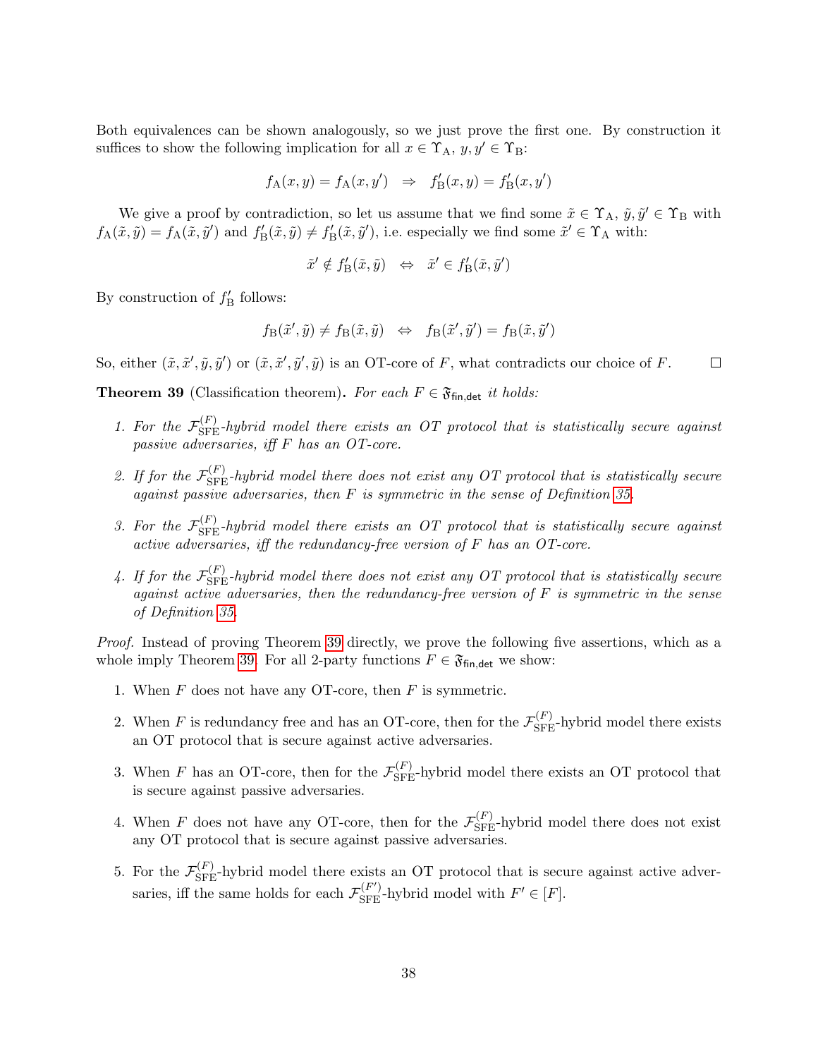Both equivalences can be shown analogously, so we just prove the first one. By construction it suffices to show the following implication for all $x \in \Upsilon_{\mathrm{A}}$, $y, y' \in \Upsilon_{\mathrm{B}}$:

$$f_{\mathrm{A}}(x, y) = f_{\mathrm{A}}(x, y') \;\;\Rightarrow\;\; f'_{\mathrm{B}}(x, y) = f'_{\mathrm{B}}(x, y')$$

We give a proof by contradiction, so let us assume that we find some $\tilde{x} \in \Upsilon_{\mathrm{A}}$, $\tilde{y}, \tilde{y}' \in \Upsilon_{\mathrm{B}}$ with $f_{\mathrm{A}}(\tilde{x}, \tilde{y}) = f_{\mathrm{A}}(\tilde{x}, \tilde{y}')$ and $f'_{\mathrm{B}}(\tilde{x}, \tilde{y}) \neq f'_{\mathrm{B}}(\tilde{x}, \tilde{y}')$, i.e. especially we find some $\tilde{x}' \in \Upsilon_{\mathrm{A}}$ with:

$$\tilde{x}' \notin f'_{\mathrm{B}}(\tilde{x}, \tilde{y}) \;\;\Leftrightarrow\;\; \tilde{x}' \in f'_{\mathrm{B}}(\tilde{x}, \tilde{y}')$$

By construction of $f'_{\mathrm{B}}$ follows:

$$f_{\mathrm{B}}(\tilde{x}', \tilde{y}) \neq f_{\mathrm{B}}(\tilde{x}, \tilde{y}) \;\;\Leftrightarrow\;\; f_{\mathrm{B}}(\tilde{x}', \tilde{y}') = f_{\mathrm{B}}(\tilde{x}, \tilde{y}')$$

So, either $(\tilde{x}, \tilde{x}', \tilde{y}, \tilde{y}')$ or $(\tilde{x}, \tilde{x}', \tilde{y}', \tilde{y})$ is an OT-core of $F$, what contradicts our choice of $F$. □

**Theorem 39** (Classification theorem)**.** *For each $F \in \mathfrak{F}_{\mathsf{fin,det}}$ it holds:*

1. *For the $\mathcal{F}_{\mathrm{SFE}}^{(F)}$-hybrid model there exists an OT protocol that is statistically secure against passive adversaries, iff $F$ has an OT-core.*
2. *If for the $\mathcal{F}_{\mathrm{SFE}}^{(F)}$-hybrid model there does not exist any OT protocol that is statistically secure against passive adversaries, then $F$ is symmetric in the sense of Definition 35.*
3. *For the $\mathcal{F}_{\mathrm{SFE}}^{(F)}$-hybrid model there exists an OT protocol that is statistically secure against active adversaries, iff the redundancy-free version of $F$ has an OT-core.*
4. *If for the $\mathcal{F}_{\mathrm{SFE}}^{(F)}$-hybrid model there does not exist any OT protocol that is statistically secure against active adversaries, then the redundancy-free version of $F$ is symmetric in the sense of Definition 35.*

*Proof.* Instead of proving Theorem 39 directly, we prove the following five assertions, which as a whole imply Theorem 39. For all 2-party functions $F \in \mathfrak{F}_{\mathsf{fin,det}}$ we show:

1. When $F$ does not have any OT-core, then $F$ is symmetric.
2. When $F$ is redundancy free and has an OT-core, then for the $\mathcal{F}_{\mathrm{SFE}}^{(F)}$-hybrid model there exists an OT protocol that is secure against active adversaries.
3. When $F$ has an OT-core, then for the $\mathcal{F}_{\mathrm{SFE}}^{(F)}$-hybrid model there exists an OT protocol that is secure against passive adversaries.
4. When $F$ does not have any OT-core, then for the $\mathcal{F}_{\mathrm{SFE}}^{(F)}$-hybrid model there does not exist any OT protocol that is secure against passive adversaries.
5. For the $\mathcal{F}_{\mathrm{SFE}}^{(F)}$-hybrid model there exists an OT protocol that is secure against active adversaries, iff the same holds for each $\mathcal{F}_{\mathrm{SFE}}^{(F')}$-hybrid model with $F' \in [F]$.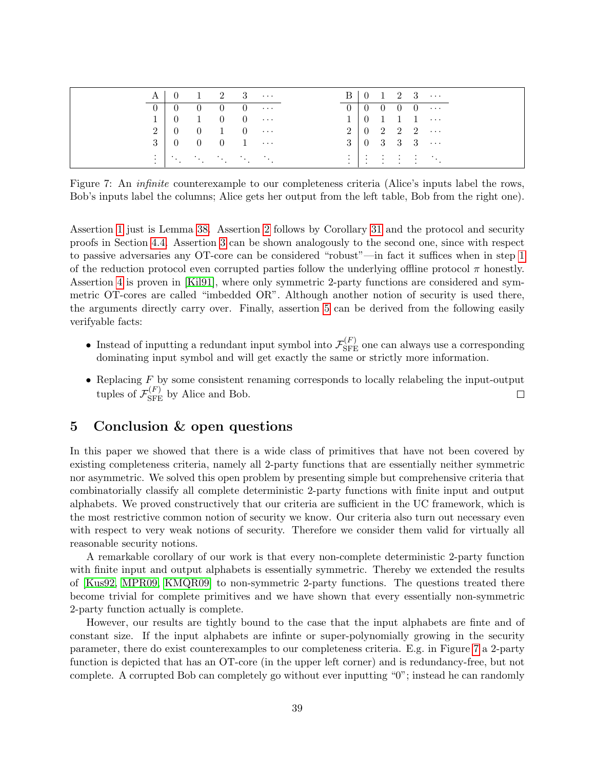| A | 0 | 1 | 2 | 3 | $\cdots$ |
|---|---|---|---|---|---|
| 0 | 0 | 0 | 0 | 0 | $\cdots$ |
| 1 | 0 | 1 | 0 | 0 | $\cdots$ |
| 2 | 0 | 0 | 1 | 0 | $\cdots$ |
| 3 | 0 | 0 | 0 | 1 | $\cdots$ |
| $\vdots$ | $\ddots$ | $\ddots$ | $\ddots$ | $\ddots$ | $\ddots$ |

| B | 0 | 1 | 2 | 3 | $\cdots$ |
|---|---|---|---|---|---|
| 0 | 0 | 0 | 0 | 0 | $\cdots$ |
| 1 | 0 | 1 | 1 | 1 | $\cdots$ |
| 2 | 0 | 2 | 2 | 2 | $\cdots$ |
| 3 | 0 | 3 | 3 | 3 | $\cdots$ |
| $\vdots$ | $\vdots$ | $\vdots$ | $\vdots$ | $\vdots$ | $\ddots$ |

Figure 7: An *infinite* counterexample to our completeness criteria (Alice's inputs label the rows, Bob's inputs label the columns; Alice gets her output from the left table, Bob from the right one).

Assertion 1 just is Lemma 38. Assertion 2 follows by Corollary 31 and the protocol and security proofs in Section 4.4. Assertion 3 can be shown analogously to the second one, since with respect to passive adversaries any OT-core can be considered "robust"—in fact it suffices when in step 1 of the reduction protocol even corrupted parties follow the underlying offline protocol $\pi$ honestly. Assertion 4 is proven in [Kil91], where only symmetric 2-party functions are considered and symmetric OT-cores are called "imbedded OR". Although another notion of security is used there, the arguments directly carry over. Finally, assertion 5 can be derived from the following easily verifyable facts:

- Instead of inputting a redundant input symbol into $\mathcal{F}_{\mathrm{SFE}}^{(F)}$ one can always use a corresponding dominating input symbol and will get exactly the same or strictly more information.
- Replacing $F$ by some consistent renaming corresponds to locally relabeling the input-output tuples of $\mathcal{F}_{\mathrm{SFE}}^{(F)}$ by Alice and Bob. □

## 5 Conclusion & open questions

In this paper we showed that there is a wide class of primitives that have not been covered by existing completeness criteria, namely all 2-party functions that are essentially neither symmetric nor asymmetric. We solved this open problem by presenting simple but comprehensive criteria that combinatorially classify all complete deterministic 2-party functions with finite input and output alphabets. We proved constructively that our criteria are sufficient in the UC framework, which is the most restrictive common notion of security we know. Our criteria also turn out necessary even with respect to very weak notions of security. Therefore we consider them valid for virtually all reasonable security notions.

A remarkable corollary of our work is that every non-complete deterministic 2-party function with finite input and output alphabets is essentially symmetric. Thereby we extended the results of [Kus92, MPR09, KMQR09] to non-symmetric 2-party functions. The questions treated there become trivial for complete primitives and we have shown that every essentially non-symmetric 2-party function actually is complete.

However, our results are tightly bound to the case that the input alphabets are finte and of constant size. If the input alphabets are infinte or super-polynomially growing in the security parameter, there do exist counterexamples to our completeness criteria. E.g. in Figure 7 a 2-party function is depicted that has an OT-core (in the upper left corner) and is redundancy-free, but not complete. A corrupted Bob can completely go without ever inputting "0"; instead he can randomly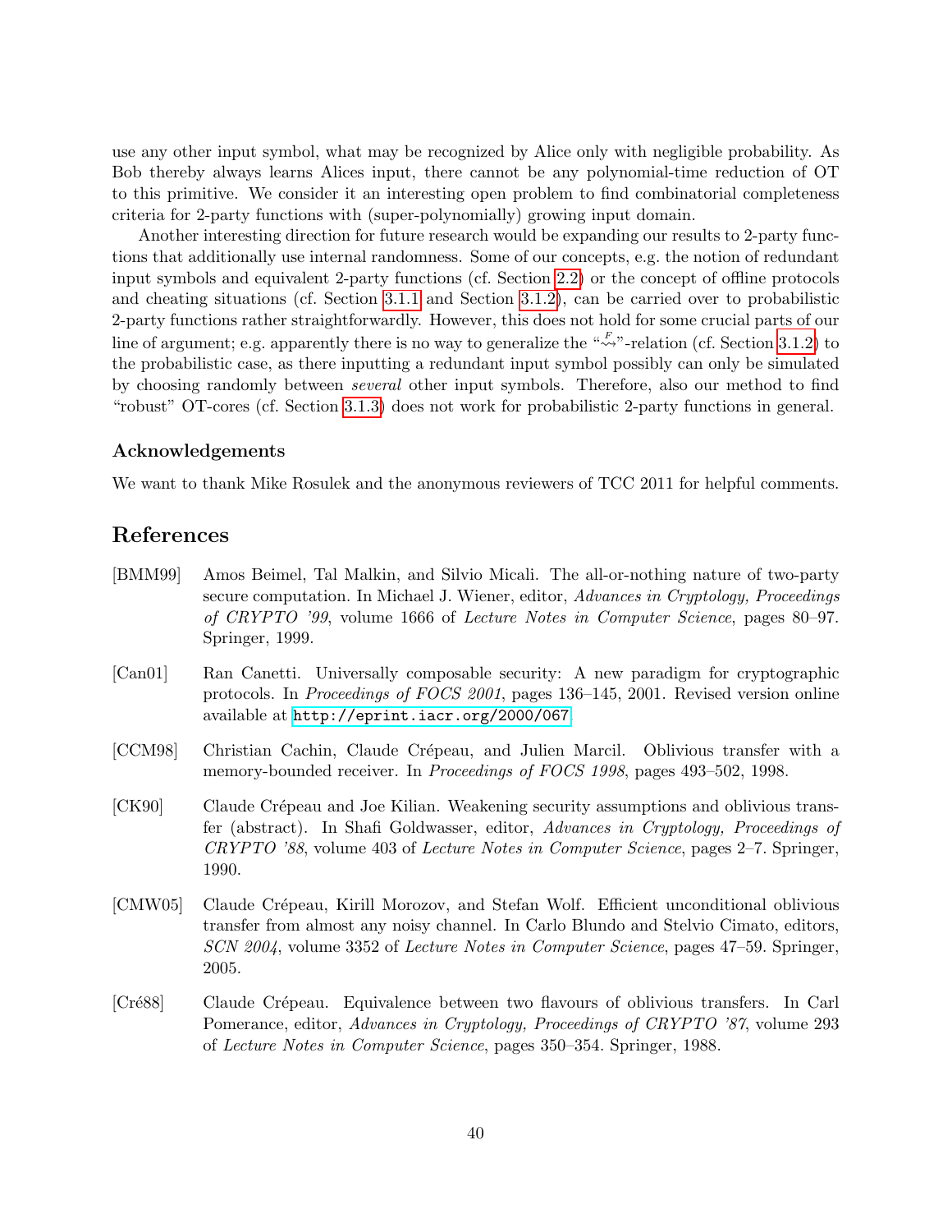use any other input symbol, what may be recognized by Alice only with negligible probability. As Bob thereby always learns Alices input, there cannot be any polynomial-time reduction of OT to this primitive. We consider it an interesting open problem to find combinatorial completeness criteria for 2-party functions with (super-polynomially) growing input domain.

Another interesting direction for future research would be expanding our results to 2-party functions that additionally use internal randomness. Some of our concepts, e.g. the notion of redundant input symbols and equivalent 2-party functions (cf. Section 2.2) or the concept of offline protocols and cheating situations (cf. Section 3.1.1 and Section 3.1.2), can be carried over to probabilistic 2-party functions rather straightforwardly. However, this does not hold for some crucial parts of our line of argument; e.g. apparently there is no way to generalize the "$\overset{F}{\rightsquigarrow}$"-relation (cf. Section 3.1.2) to the probabilistic case, as there inputting a redundant input symbol possibly can only be simulated by choosing randomly between *several* other input symbols. Therefore, also our method to find "robust" OT-cores (cf. Section 3.1.3) does not work for probabilistic 2-party functions in general.

### Acknowledgements

We want to thank Mike Rosulek and the anonymous reviewers of TCC 2011 for helpful comments.

## References

[BMM99] Amos Beimel, Tal Malkin, and Silvio Micali. The all-or-nothing nature of two-party secure computation. In Michael J. Wiener, editor, *Advances in Cryptology, Proceedings of CRYPTO '99*, volume 1666 of *Lecture Notes in Computer Science*, pages 80–97. Springer, 1999.

[Can01] Ran Canetti. Universally composable security: A new paradigm for cryptographic protocols. In *Proceedings of FOCS 2001*, pages 136–145, 2001. Revised version online available at http://eprint.iacr.org/2000/067.

[CCM98] Christian Cachin, Claude Crépeau, and Julien Marcil. Oblivious transfer with a memory-bounded receiver. In *Proceedings of FOCS 1998*, pages 493–502, 1998.

[CK90] Claude Crépeau and Joe Kilian. Weakening security assumptions and oblivious transfer (abstract). In Shafi Goldwasser, editor, *Advances in Cryptology, Proceedings of CRYPTO '88*, volume 403 of *Lecture Notes in Computer Science*, pages 2–7. Springer, 1990.

[CMW05] Claude Crépeau, Kirill Morozov, and Stefan Wolf. Efficient unconditional oblivious transfer from almost any noisy channel. In Carlo Blundo and Stelvio Cimato, editors, *SCN 2004*, volume 3352 of *Lecture Notes in Computer Science*, pages 47–59. Springer, 2005.

[Cré88] Claude Crépeau. Equivalence between two flavours of oblivious transfers. In Carl Pomerance, editor, *Advances in Cryptology, Proceedings of CRYPTO '87*, volume 293 of *Lecture Notes in Computer Science*, pages 350–354. Springer, 1988.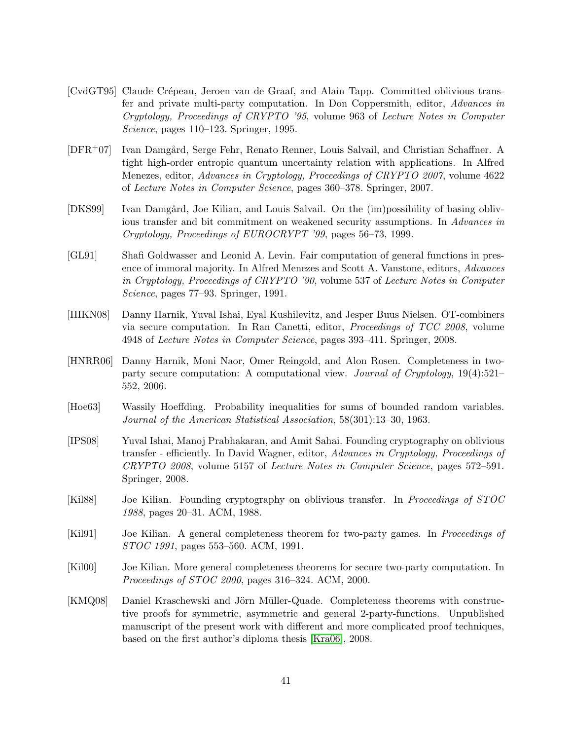[CvdGT95] Claude Crépeau, Jeroen van de Graaf, and Alain Tapp. Committed oblivious transfer and private multi-party computation. In Don Coppersmith, editor, *Advances in Cryptology, Proceedings of CRYPTO '95*, volume 963 of *Lecture Notes in Computer Science*, pages 110–123. Springer, 1995.

[DFR+07] Ivan Damgård, Serge Fehr, Renato Renner, Louis Salvail, and Christian Schaffner. A tight high-order entropic quantum uncertainty relation with applications. In Alfred Menezes, editor, *Advances in Cryptology, Proceedings of CRYPTO 2007*, volume 4622 of *Lecture Notes in Computer Science*, pages 360–378. Springer, 2007.

[DKS99] Ivan Damgård, Joe Kilian, and Louis Salvail. On the (im)possibility of basing oblivious transfer and bit commitment on weakened security assumptions. In *Advances in Cryptology, Proceedings of EUROCRYPT '99*, pages 56–73, 1999.

[GL91] Shafi Goldwasser and Leonid A. Levin. Fair computation of general functions in presence of immoral majority. In Alfred Menezes and Scott A. Vanstone, editors, *Advances in Cryptology, Proceedings of CRYPTO '90*, volume 537 of *Lecture Notes in Computer Science*, pages 77–93. Springer, 1991.

[HIKN08] Danny Harnik, Yuval Ishai, Eyal Kushilevitz, and Jesper Buus Nielsen. OT-combiners via secure computation. In Ran Canetti, editor, *Proceedings of TCC 2008*, volume 4948 of *Lecture Notes in Computer Science*, pages 393–411. Springer, 2008.

[HNRR06] Danny Harnik, Moni Naor, Omer Reingold, and Alon Rosen. Completeness in two-party secure computation: A computational view. *Journal of Cryptology*, 19(4):521–552, 2006.

[Hoe63] Wassily Hoeffding. Probability inequalities for sums of bounded random variables. *Journal of the American Statistical Association*, 58(301):13–30, 1963.

[IPS08] Yuval Ishai, Manoj Prabhakaran, and Amit Sahai. Founding cryptography on oblivious transfer - efficiently. In David Wagner, editor, *Advances in Cryptology, Proceedings of CRYPTO 2008*, volume 5157 of *Lecture Notes in Computer Science*, pages 572–591. Springer, 2008.

[Kil88] Joe Kilian. Founding cryptography on oblivious transfer. In *Proceedings of STOC 1988*, pages 20–31. ACM, 1988.

[Kil91] Joe Kilian. A general completeness theorem for two-party games. In *Proceedings of STOC 1991*, pages 553–560. ACM, 1991.

[Kil00] Joe Kilian. More general completeness theorems for secure two-party computation. In *Proceedings of STOC 2000*, pages 316–324. ACM, 2000.

[KMQ08] Daniel Kraschewski and Jörn Müller-Quade. Completeness theorems with constructive proofs for symmetric, asymmetric and general 2-party-functions. Unpublished manuscript of the present work with different and more complicated proof techniques, based on the first author's diploma thesis [Kra06], 2008.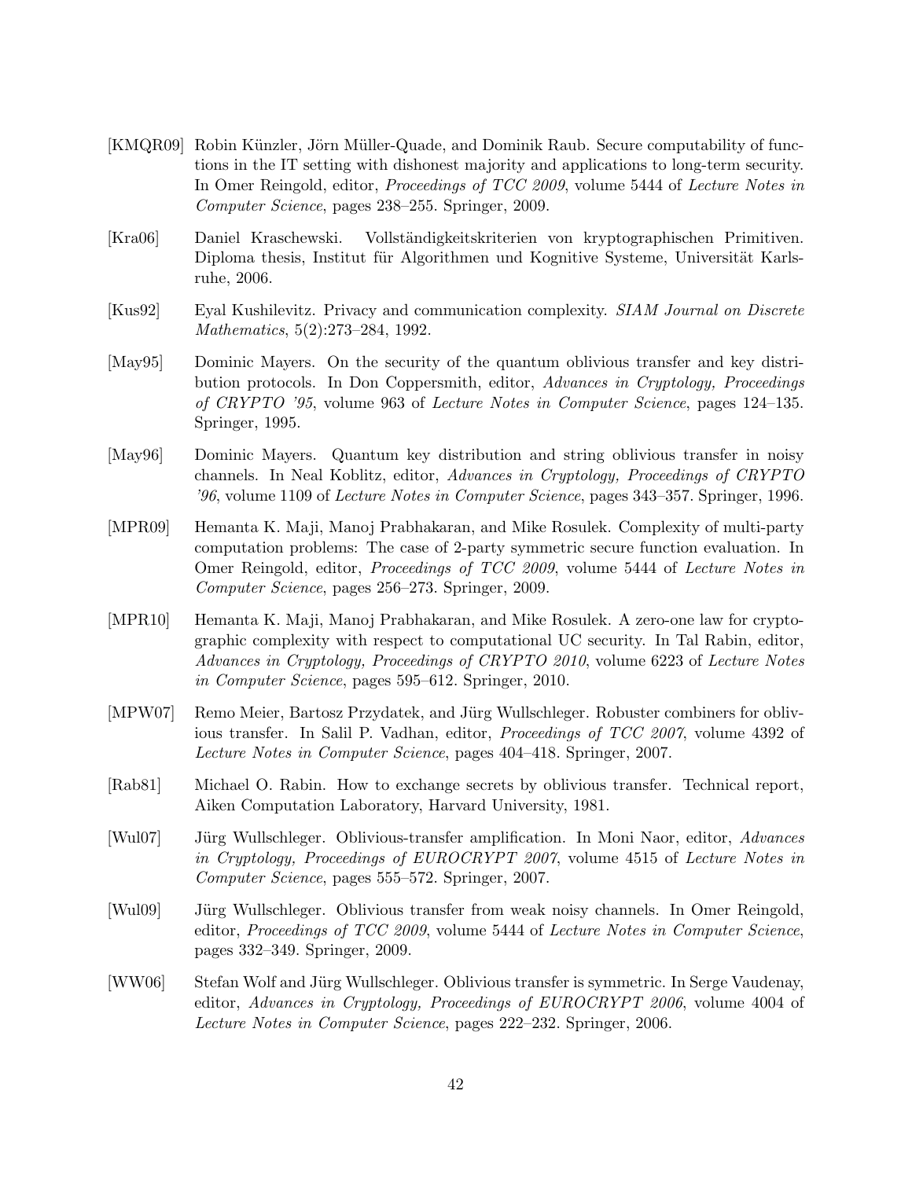[KMQR09] Robin Künzler, Jörn Müller-Quade, and Dominik Raub. Secure computability of functions in the IT setting with dishonest majority and applications to long-term security. In Omer Reingold, editor, *Proceedings of TCC 2009*, volume 5444 of *Lecture Notes in Computer Science*, pages 238–255. Springer, 2009.

[Kra06] Daniel Kraschewski. Vollständigkeitskriterien von kryptographischen Primitiven. Diploma thesis, Institut für Algorithmen und Kognitive Systeme, Universität Karlsruhe, 2006.

[Kus92] Eyal Kushilevitz. Privacy and communication complexity. *SIAM Journal on Discrete Mathematics*, 5(2):273–284, 1992.

[May95] Dominic Mayers. On the security of the quantum oblivious transfer and key distribution protocols. In Don Coppersmith, editor, *Advances in Cryptology, Proceedings of CRYPTO '95*, volume 963 of *Lecture Notes in Computer Science*, pages 124–135. Springer, 1995.

[May96] Dominic Mayers. Quantum key distribution and string oblivious transfer in noisy channels. In Neal Koblitz, editor, *Advances in Cryptology, Proceedings of CRYPTO '96*, volume 1109 of *Lecture Notes in Computer Science*, pages 343–357. Springer, 1996.

[MPR09] Hemanta K. Maji, Manoj Prabhakaran, and Mike Rosulek. Complexity of multi-party computation problems: The case of 2-party symmetric secure function evaluation. In Omer Reingold, editor, *Proceedings of TCC 2009*, volume 5444 of *Lecture Notes in Computer Science*, pages 256–273. Springer, 2009.

[MPR10] Hemanta K. Maji, Manoj Prabhakaran, and Mike Rosulek. A zero-one law for cryptographic complexity with respect to computational UC security. In Tal Rabin, editor, *Advances in Cryptology, Proceedings of CRYPTO 2010*, volume 6223 of *Lecture Notes in Computer Science*, pages 595–612. Springer, 2010.

[MPW07] Remo Meier, Bartosz Przydatek, and Jürg Wullschleger. Robuster combiners for oblivious transfer. In Salil P. Vadhan, editor, *Proceedings of TCC 2007*, volume 4392 of *Lecture Notes in Computer Science*, pages 404–418. Springer, 2007.

[Rab81] Michael O. Rabin. How to exchange secrets by oblivious transfer. Technical report, Aiken Computation Laboratory, Harvard University, 1981.

[Wul07] Jürg Wullschleger. Oblivious-transfer amplification. In Moni Naor, editor, *Advances in Cryptology, Proceedings of EUROCRYPT 2007*, volume 4515 of *Lecture Notes in Computer Science*, pages 555–572. Springer, 2007.

[Wul09] Jürg Wullschleger. Oblivious transfer from weak noisy channels. In Omer Reingold, editor, *Proceedings of TCC 2009*, volume 5444 of *Lecture Notes in Computer Science*, pages 332–349. Springer, 2009.

[WW06] Stefan Wolf and Jürg Wullschleger. Oblivious transfer is symmetric. In Serge Vaudenay, editor, *Advances in Cryptology, Proceedings of EUROCRYPT 2006*, volume 4004 of *Lecture Notes in Computer Science*, pages 222–232. Springer, 2006.